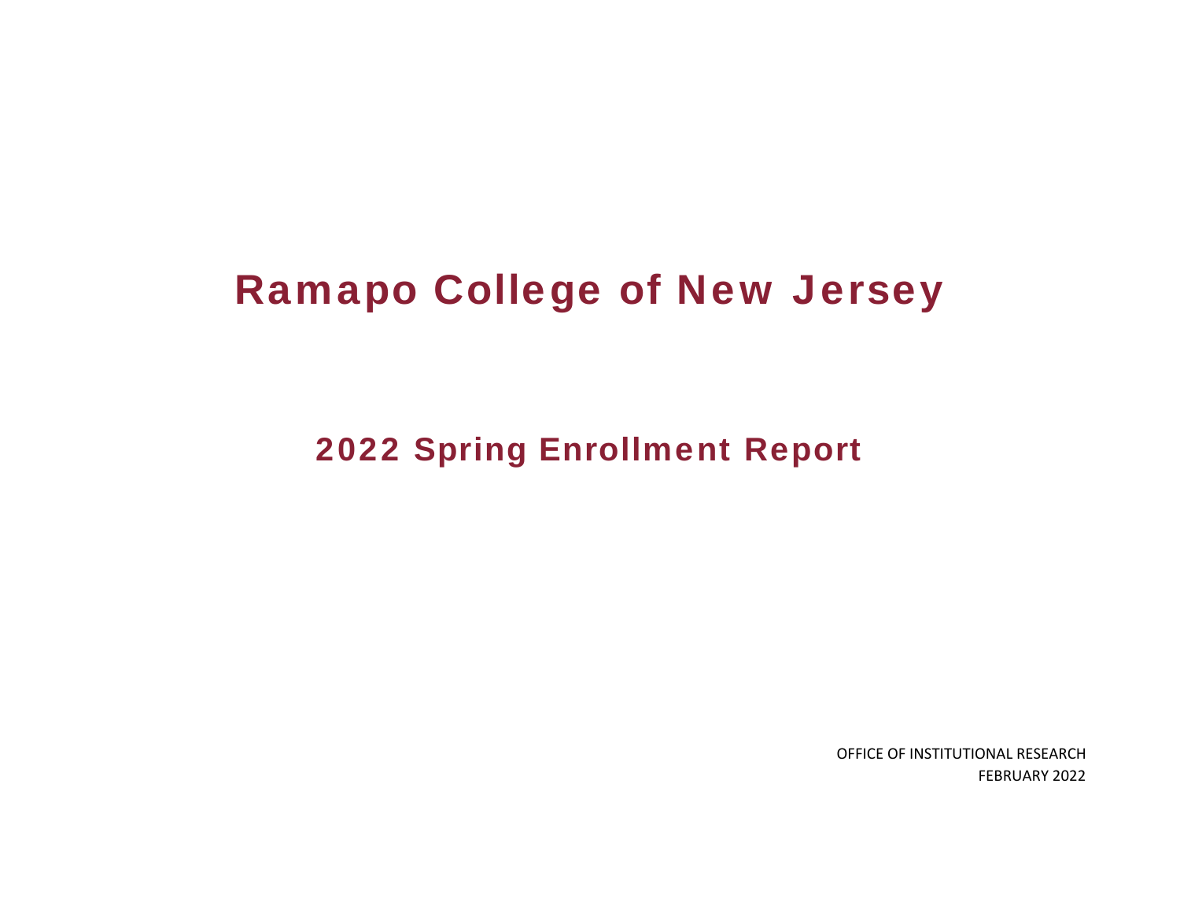# Ramapo College of New Jersey

## 2022 Spring Enrollment Report

OFFICE OF INSTITUTIONAL RESEARCH
FEBRUARY 2022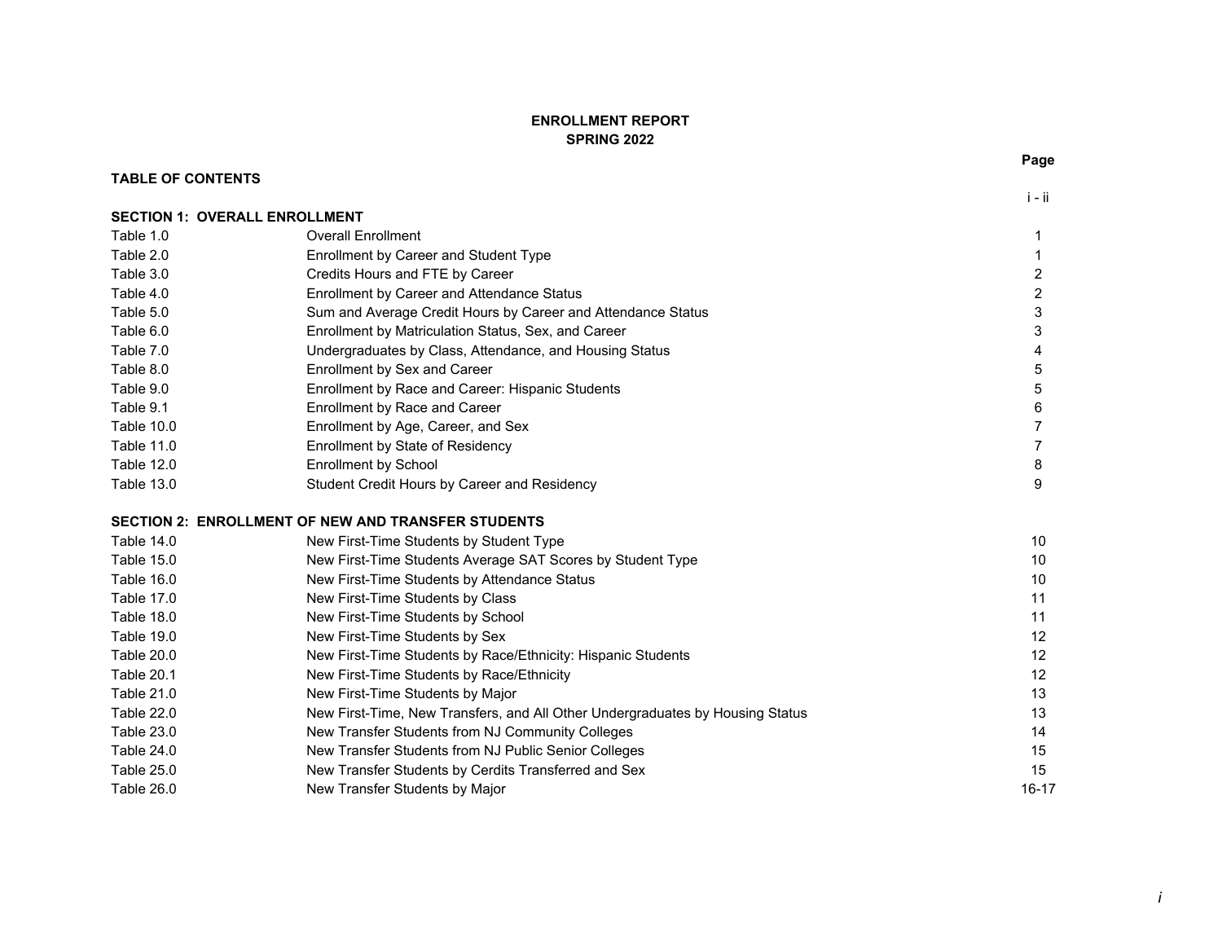**ENROLLMENT REPORT**
**SPRING 2022**

| | | Page |
|---|---|---|
| **TABLE OF CONTENTS** | | i - ii |
| **SECTION 1: OVERALL ENROLLMENT** | | |
| Table 1.0 | Overall Enrollment | 1 |
| Table 2.0 | Enrollment by Career and Student Type | 1 |
| Table 3.0 | Credits Hours and FTE by Career | 2 |
| Table 4.0 | Enrollment by Career and Attendance Status | 2 |
| Table 5.0 | Sum and Average Credit Hours by Career and Attendance Status | 3 |
| Table 6.0 | Enrollment by Matriculation Status, Sex, and Career | 3 |
| Table 7.0 | Undergraduates by Class, Attendance, and Housing Status | 4 |
| Table 8.0 | Enrollment by Sex and Career | 5 |
| Table 9.0 | Enrollment by Race and Career: Hispanic Students | 5 |
| Table 9.1 | Enrollment by Race and Career | 6 |
| Table 10.0 | Enrollment by Age, Career, and Sex | 7 |
| Table 11.0 | Enrollment by State of Residency | 7 |
| Table 12.0 | Enrollment by School | 8 |
| Table 13.0 | Student Credit Hours by Career and Residency | 9 |
| **SECTION 2: ENROLLMENT OF NEW AND TRANSFER STUDENTS** | | |
| Table 14.0 | New First-Time Students by Student Type | 10 |
| Table 15.0 | New First-Time Students Average SAT Scores by Student Type | 10 |
| Table 16.0 | New First-Time Students by Attendance Status | 10 |
| Table 17.0 | New First-Time Students by Class | 11 |
| Table 18.0 | New First-Time Students by School | 11 |
| Table 19.0 | New First-Time Students by Sex | 12 |
| Table 20.0 | New First-Time Students by Race/Ethnicity: Hispanic Students | 12 |
| Table 20.1 | New First-Time Students by Race/Ethnicity | 12 |
| Table 21.0 | New First-Time Students by Major | 13 |
| Table 22.0 | New First-Time, New Transfers, and All Other Undergraduates by Housing Status | 13 |
| Table 23.0 | New Transfer Students from NJ Community Colleges | 14 |
| Table 24.0 | New Transfer Students from NJ Public Senior Colleges | 15 |
| Table 25.0 | New Transfer Students by Cerdits Transferred and Sex | 15 |
| Table 26.0 | New Transfer Students by Major | 16-17 |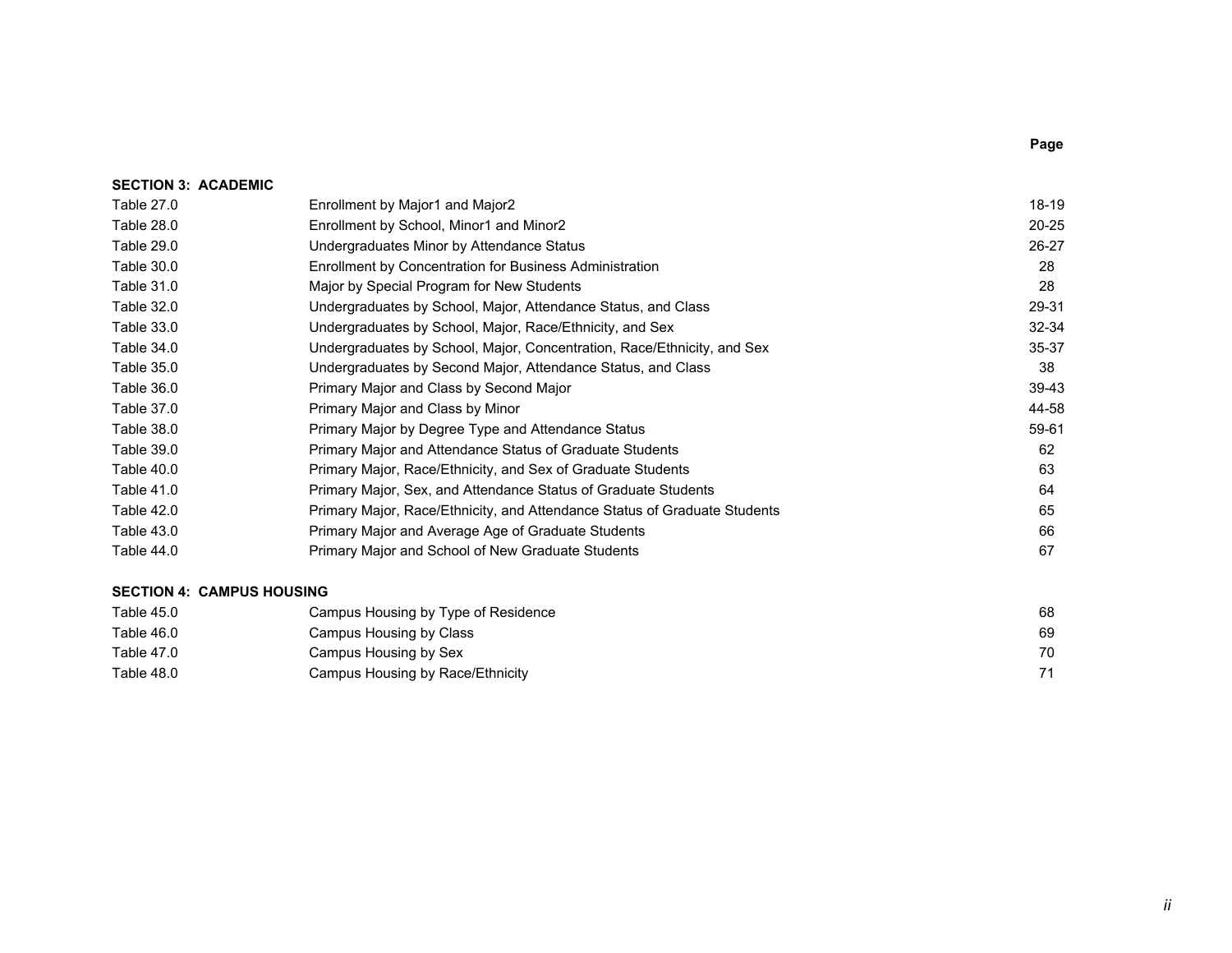| | | Page |
|---|---|---|
| **SECTION 3: ACADEMIC** | | |
| Table 27.0 | Enrollment by Major1 and Major2 | 18-19 |
| Table 28.0 | Enrollment by School, Minor1 and Minor2 | 20-25 |
| Table 29.0 | Undergraduates Minor by Attendance Status | 26-27 |
| Table 30.0 | Enrollment by Concentration for Business Administration | 28 |
| Table 31.0 | Major by Special Program for New Students | 28 |
| Table 32.0 | Undergraduates by School, Major, Attendance Status, and Class | 29-31 |
| Table 33.0 | Undergraduates by School, Major, Race/Ethnicity, and Sex | 32-34 |
| Table 34.0 | Undergraduates by School, Major, Concentration, Race/Ethnicity, and Sex | 35-37 |
| Table 35.0 | Undergraduates by Second Major, Attendance Status, and Class | 38 |
| Table 36.0 | Primary Major and Class by Second Major | 39-43 |
| Table 37.0 | Primary Major and Class by Minor | 44-58 |
| Table 38.0 | Primary Major by Degree Type and Attendance Status | 59-61 |
| Table 39.0 | Primary Major and Attendance Status of Graduate Students | 62 |
| Table 40.0 | Primary Major, Race/Ethnicity, and Sex of Graduate Students | 63 |
| Table 41.0 | Primary Major, Sex, and Attendance Status of Graduate Students | 64 |
| Table 42.0 | Primary Major, Race/Ethnicity, and Attendance Status of Graduate Students | 65 |
| Table 43.0 | Primary Major and Average Age of Graduate Students | 66 |
| Table 44.0 | Primary Major and School of New Graduate Students | 67 |
| **SECTION 4: CAMPUS HOUSING** | | |
| Table 45.0 | Campus Housing by Type of Residence | 68 |
| Table 46.0 | Campus Housing by Class | 69 |
| Table 47.0 | Campus Housing by Sex | 70 |
| Table 48.0 | Campus Housing by Race/Ethnicity | 71 |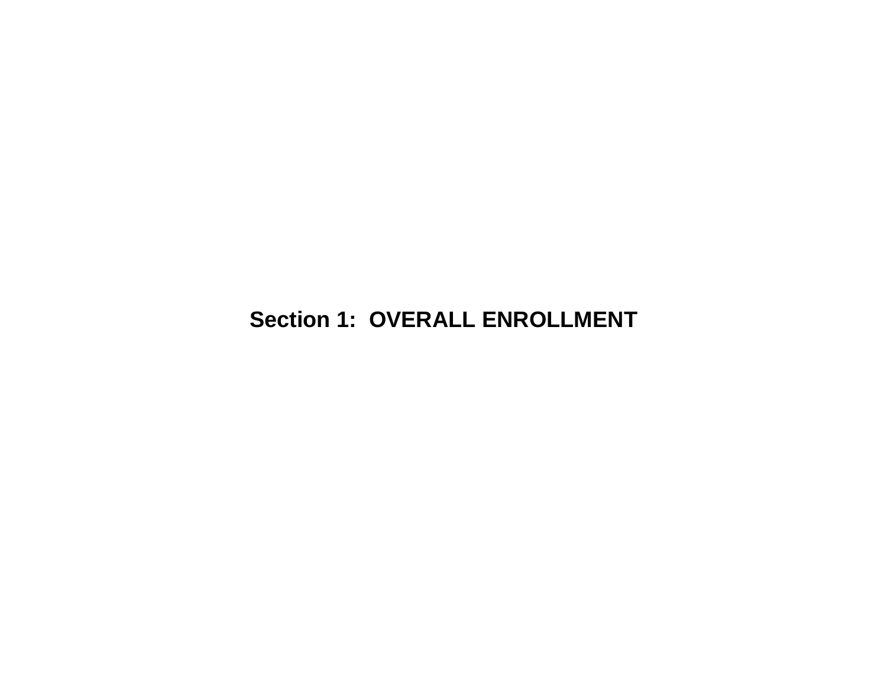# Section 1: OVERALL ENROLLMENT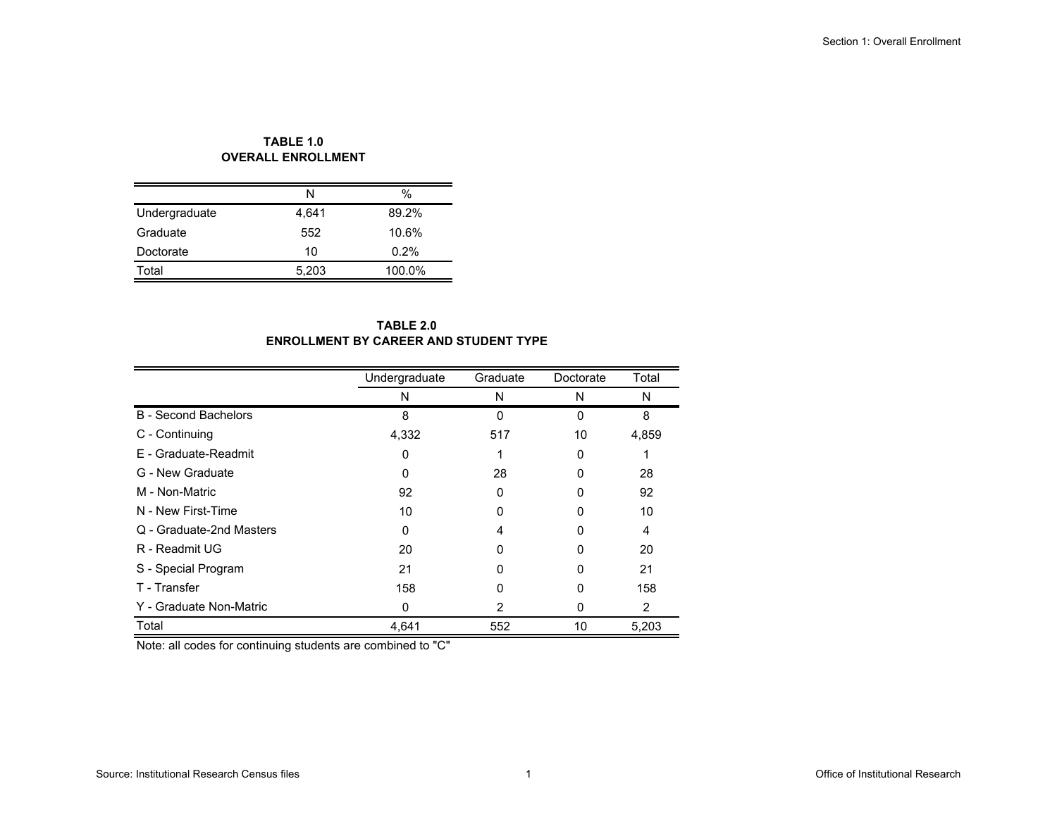## TABLE 1.0
## OVERALL ENROLLMENT

| | N | % |
|---|---|---|
| Undergraduate | 4,641 | 89.2% |
| Graduate | 552 | 10.6% |
| Doctorate | 10 | 0.2% |
| Total | 5,203 | 100.0% |

## TABLE 2.0
## ENROLLMENT BY CAREER AND STUDENT TYPE

| | Undergraduate | Graduate | Doctorate | Total |
|---|---|---|---|---|
| | N | N | N | N |
| B - Second Bachelors | 8 | 0 | 0 | 8 |
| C - Continuing | 4,332 | 517 | 10 | 4,859 |
| E - Graduate-Readmit | 0 | 1 | 0 | 1 |
| G - New Graduate | 0 | 28 | 0 | 28 |
| M - Non-Matric | 92 | 0 | 0 | 92 |
| N - New First-Time | 10 | 0 | 0 | 10 |
| Q - Graduate-2nd Masters | 0 | 4 | 0 | 4 |
| R - Readmit UG | 20 | 0 | 0 | 20 |
| S - Special Program | 21 | 0 | 0 | 21 |
| T - Transfer | 158 | 0 | 0 | 158 |
| Y - Graduate Non-Matric | 0 | 2 | 0 | 2 |
| Total | 4,641 | 552 | 10 | 5,203 |

Note: all codes for continuing students are combined to "C"

Source: Institutional Research Census files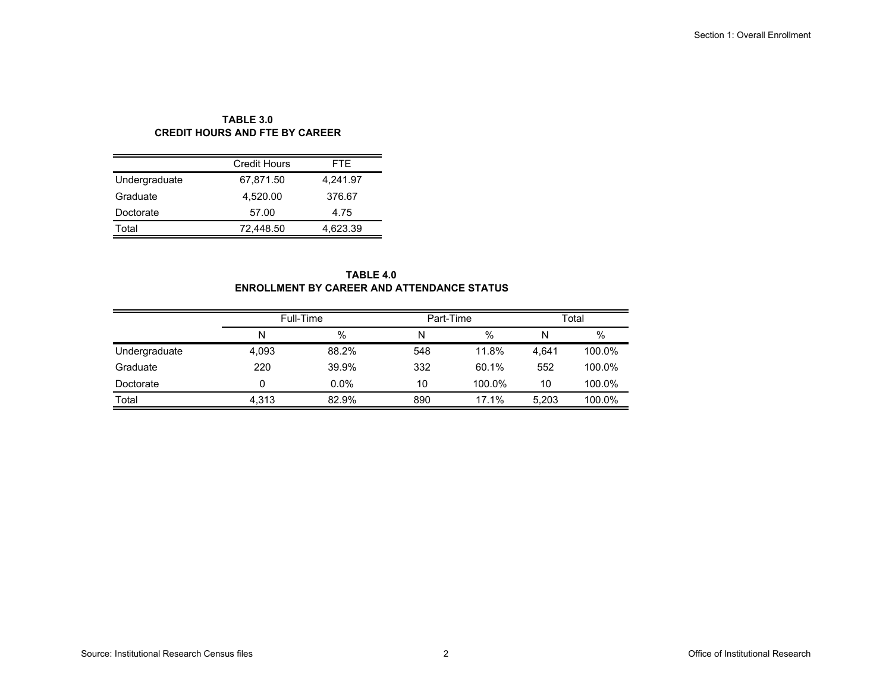**TABLE 3.0**
**CREDIT HOURS AND FTE BY CAREER**

| | Credit Hours | FTE |
|---|---|---|
| Undergraduate | 67,871.50 | 4,241.97 |
| Graduate | 4,520.00 | 376.67 |
| Doctorate | 57.00 | 4.75 |
| Total | 72,448.50 | 4,623.39 |

**TABLE 4.0**
**ENROLLMENT BY CAREER AND ATTENDANCE STATUS**

| | Full-Time | | Part-Time | | Total | |
|---|---|---|---|---|---|---|
| | N | % | N | % | N | % |
| Undergraduate | 4,093 | 88.2% | 548 | 11.8% | 4,641 | 100.0% |
| Graduate | 220 | 39.9% | 332 | 60.1% | 552 | 100.0% |
| Doctorate | 0 | 0.0% | 10 | 100.0% | 10 | 100.0% |
| Total | 4,313 | 82.9% | 890 | 17.1% | 5,203 | 100.0% |

Source: Institutional Research Census files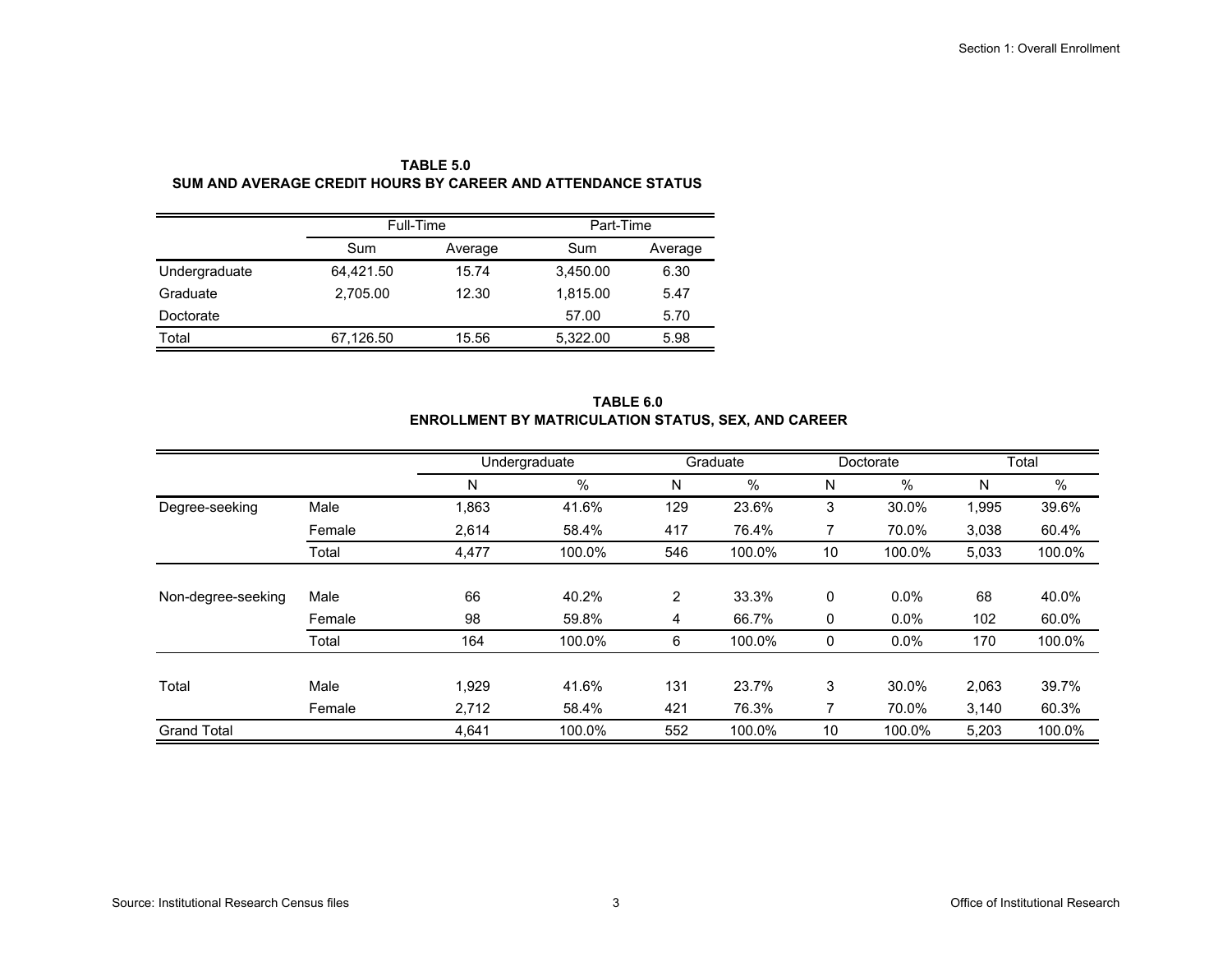**TABLE 5.0**
**SUM AND AVERAGE CREDIT HOURS BY CAREER AND ATTENDANCE STATUS**

| | Full-Time | | Part-Time | |
|---|---|---|---|---|
| | Sum | Average | Sum | Average |
| Undergraduate | 64,421.50 | 15.74 | 3,450.00 | 6.30 |
| Graduate | 2,705.00 | 12.30 | 1,815.00 | 5.47 |
| Doctorate | | | 57.00 | 5.70 |
| Total | 67,126.50 | 15.56 | 5,322.00 | 5.98 |

**TABLE 6.0**
**ENROLLMENT BY MATRICULATION STATUS, SEX, AND CAREER**

| | | Undergraduate | | Graduate | | Doctorate | | Total | |
|---|---|---|---|---|---|---|---|---|---|
| | | N | % | N | % | N | % | N | % |
| Degree-seeking | Male | 1,863 | 41.6% | 129 | 23.6% | 3 | 30.0% | 1,995 | 39.6% |
| | Female | 2,614 | 58.4% | 417 | 76.4% | 7 | 70.0% | 3,038 | 60.4% |
| | Total | 4,477 | 100.0% | 546 | 100.0% | 10 | 100.0% | 5,033 | 100.0% |
| Non-degree-seeking | Male | 66 | 40.2% | 2 | 33.3% | 0 | 0.0% | 68 | 40.0% |
| | Female | 98 | 59.8% | 4 | 66.7% | 0 | 0.0% | 102 | 60.0% |
| | Total | 164 | 100.0% | 6 | 100.0% | 0 | 0.0% | 170 | 100.0% |
| Total | Male | 1,929 | 41.6% | 131 | 23.7% | 3 | 30.0% | 2,063 | 39.7% |
| | Female | 2,712 | 58.4% | 421 | 76.3% | 7 | 70.0% | 3,140 | 60.3% |
| Grand Total | | 4,641 | 100.0% | 552 | 100.0% | 10 | 100.0% | 5,203 | 100.0% |

Source: Institutional Research Census files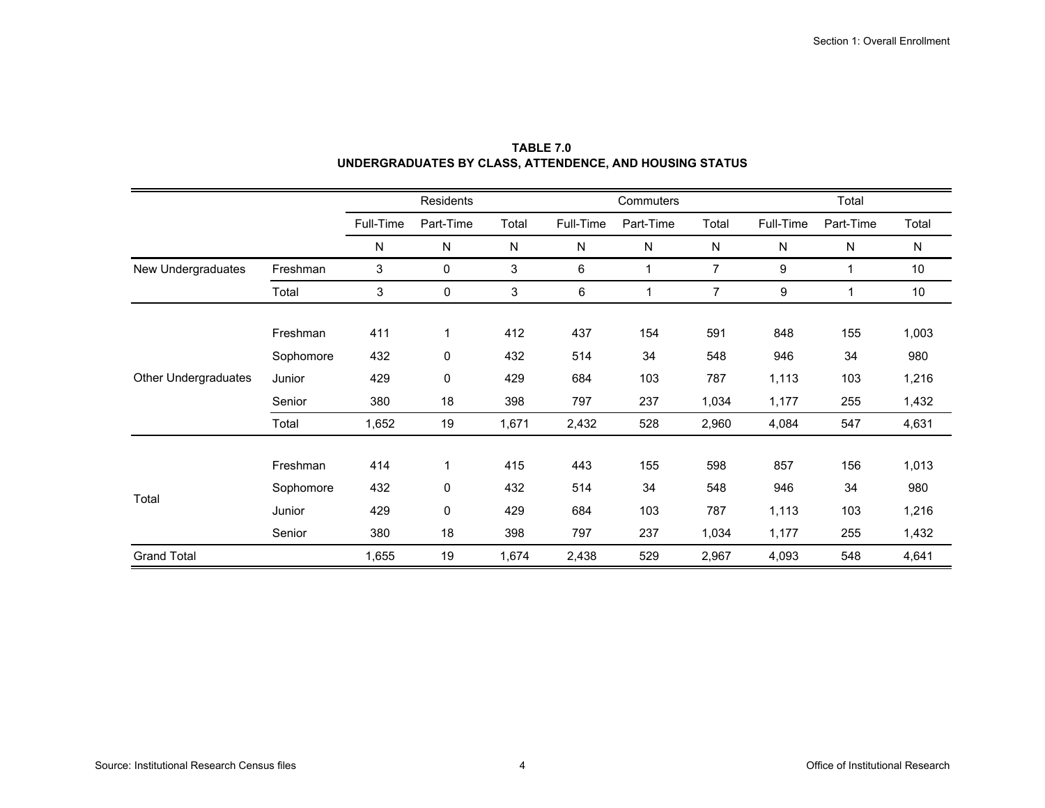**TABLE 7.0**
**UNDERGRADUATES BY CLASS, ATTENDENCE, AND HOUSING STATUS**

| | | Residents | | | Commuters | | | Total | | |
|---|---|---|---|---|---|---|---|---|---|---|
| | | Full-Time | Part-Time | Total | Full-Time | Part-Time | Total | Full-Time | Part-Time | Total |
| | | N | N | N | N | N | N | N | N | N |
| New Undergraduates | Freshman | 3 | 0 | 3 | 6 | 1 | 7 | 9 | 1 | 10 |
| | Total | 3 | 0 | 3 | 6 | 1 | 7 | 9 | 1 | 10 |
| Other Undergraduates | Freshman | 411 | 1 | 412 | 437 | 154 | 591 | 848 | 155 | 1,003 |
| | Sophomore | 432 | 0 | 432 | 514 | 34 | 548 | 946 | 34 | 980 |
| | Junior | 429 | 0 | 429 | 684 | 103 | 787 | 1,113 | 103 | 1,216 |
| | Senior | 380 | 18 | 398 | 797 | 237 | 1,034 | 1,177 | 255 | 1,432 |
| | Total | 1,652 | 19 | 1,671 | 2,432 | 528 | 2,960 | 4,084 | 547 | 4,631 |
| Total | Freshman | 414 | 1 | 415 | 443 | 155 | 598 | 857 | 156 | 1,013 |
| | Sophomore | 432 | 0 | 432 | 514 | 34 | 548 | 946 | 34 | 980 |
| | Junior | 429 | 0 | 429 | 684 | 103 | 787 | 1,113 | 103 | 1,216 |
| | Senior | 380 | 18 | 398 | 797 | 237 | 1,034 | 1,177 | 255 | 1,432 |
| Grand Total | | 1,655 | 19 | 1,674 | 2,438 | 529 | 2,967 | 4,093 | 548 | 4,641 |

Source: Institutional Research Census files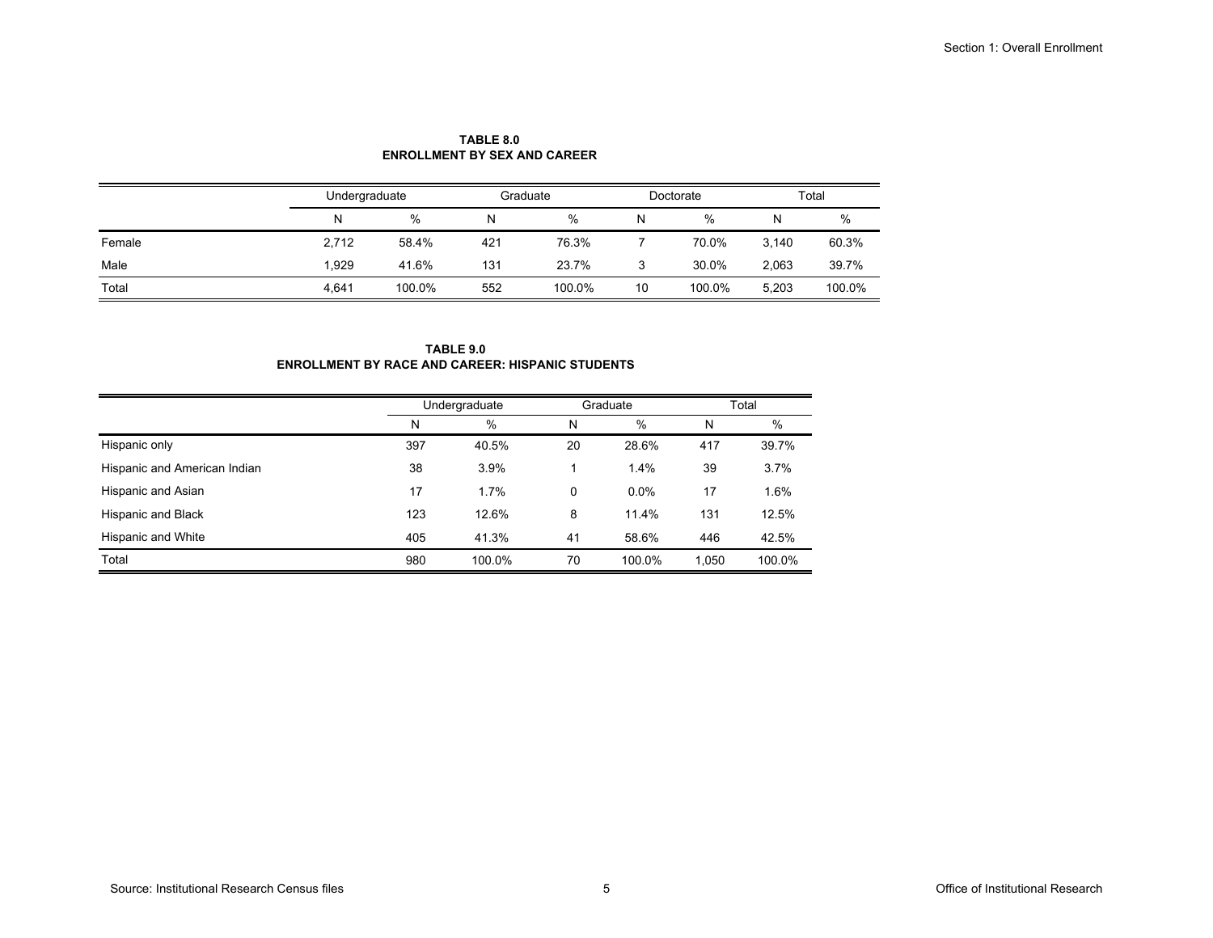**TABLE 8.0**
**ENROLLMENT BY SEX AND CAREER**

| | Undergraduate | | Graduate | | Doctorate | | Total | |
|---|---|---|---|---|---|---|---|---|
| | N | % | N | % | N | % | N | % |
| Female | 2,712 | 58.4% | 421 | 76.3% | 7 | 70.0% | 3,140 | 60.3% |
| Male | 1,929 | 41.6% | 131 | 23.7% | 3 | 30.0% | 2,063 | 39.7% |
| Total | 4,641 | 100.0% | 552 | 100.0% | 10 | 100.0% | 5,203 | 100.0% |

**TABLE 9.0**
**ENROLLMENT BY RACE AND CAREER: HISPANIC STUDENTS**

| | Undergraduate | | Graduate | | Total | |
|---|---|---|---|---|---|---|
| | N | % | N | % | N | % |
| Hispanic only | 397 | 40.5% | 20 | 28.6% | 417 | 39.7% |
| Hispanic and American Indian | 38 | 3.9% | 1 | 1.4% | 39 | 3.7% |
| Hispanic and Asian | 17 | 1.7% | 0 | 0.0% | 17 | 1.6% |
| Hispanic and Black | 123 | 12.6% | 8 | 11.4% | 131 | 12.5% |
| Hispanic and White | 405 | 41.3% | 41 | 58.6% | 446 | 42.5% |
| Total | 980 | 100.0% | 70 | 100.0% | 1,050 | 100.0% |

Source: Institutional Research Census files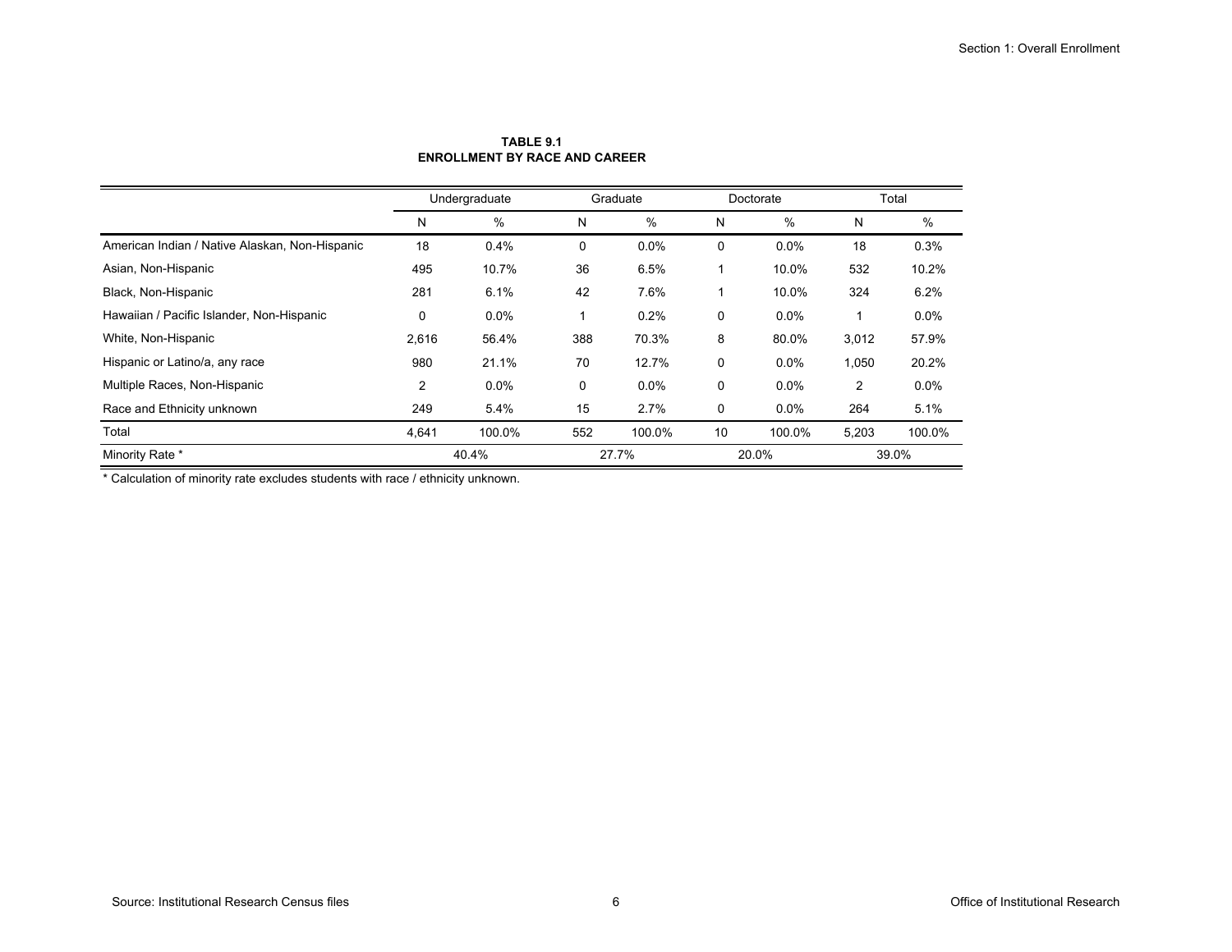**TABLE 9.1**
**ENROLLMENT BY RACE AND CAREER**

| | Undergraduate | | Graduate | | Doctorate | | Total | |
|---|---|---|---|---|---|---|---|---|
| | N | % | N | % | N | % | N | % |
| American Indian / Native Alaskan, Non-Hispanic | 18 | 0.4% | 0 | 0.0% | 0 | 0.0% | 18 | 0.3% |
| Asian, Non-Hispanic | 495 | 10.7% | 36 | 6.5% | 1 | 10.0% | 532 | 10.2% |
| Black, Non-Hispanic | 281 | 6.1% | 42 | 7.6% | 1 | 10.0% | 324 | 6.2% |
| Hawaiian / Pacific Islander, Non-Hispanic | 0 | 0.0% | 1 | 0.2% | 0 | 0.0% | 1 | 0.0% |
| White, Non-Hispanic | 2,616 | 56.4% | 388 | 70.3% | 8 | 80.0% | 3,012 | 57.9% |
| Hispanic or Latino/a, any race | 980 | 21.1% | 70 | 12.7% | 0 | 0.0% | 1,050 | 20.2% |
| Multiple Races, Non-Hispanic | 2 | 0.0% | 0 | 0.0% | 0 | 0.0% | 2 | 0.0% |
| Race and Ethnicity unknown | 249 | 5.4% | 15 | 2.7% | 0 | 0.0% | 264 | 5.1% |
| Total | 4,641 | 100.0% | 552 | 100.0% | 10 | 100.0% | 5,203 | 100.0% |
| Minority Rate * | 40.4% | | 27.7% | | 20.0% | | 39.0% | |

* Calculation of minority rate excludes students with race / ethnicity unknown.

Source: Institutional Research Census files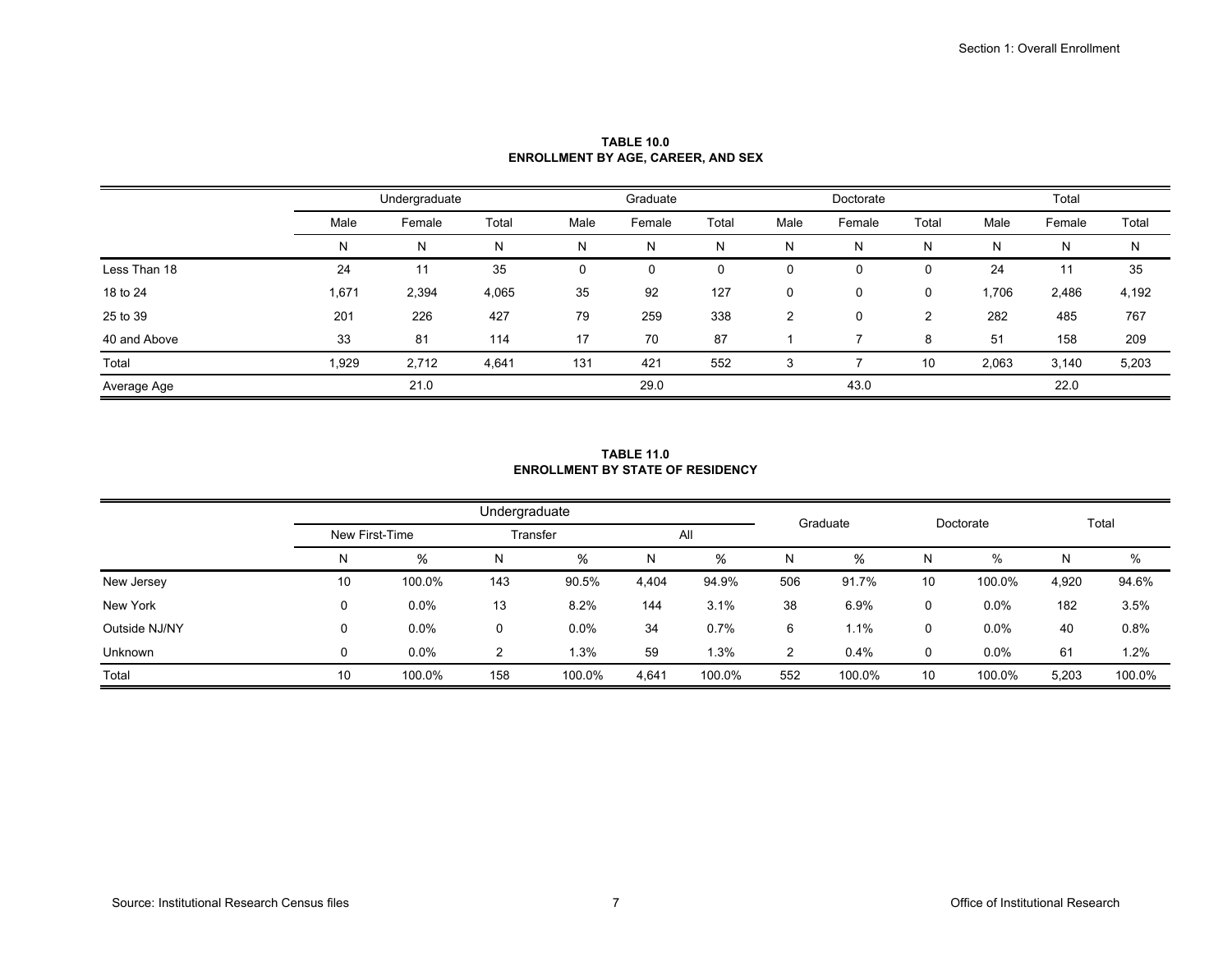**TABLE 10.0**
**ENROLLMENT BY AGE, CAREER, AND SEX**

| | Undergraduate | | | Graduate | | | Doctorate | | | Total | | |
|---|---|---|---|---|---|---|---|---|---|---|---|---|
| | Male | Female | Total | Male | Female | Total | Male | Female | Total | Male | Female | Total |
| | N | N | N | N | N | N | N | N | N | N | N | N |
| Less Than 18 | 24 | 11 | 35 | 0 | 0 | 0 | 0 | 0 | 0 | 24 | 11 | 35 |
| 18 to 24 | 1,671 | 2,394 | 4,065 | 35 | 92 | 127 | 0 | 0 | 0 | 1,706 | 2,486 | 4,192 |
| 25 to 39 | 201 | 226 | 427 | 79 | 259 | 338 | 2 | 0 | 2 | 282 | 485 | 767 |
| 40 and Above | 33 | 81 | 114 | 17 | 70 | 87 | 1 | 7 | 8 | 51 | 158 | 209 |
| Total | 1,929 | 2,712 | 4,641 | 131 | 421 | 552 | 3 | 7 | 10 | 2,063 | 3,140 | 5,203 |
| Average Age | | 21.0 | | | 29.0 | | | 43.0 | | | 22.0 | |

**TABLE 11.0**
**ENROLLMENT BY STATE OF RESIDENCY**

| | Undergraduate | | | | | | Graduate | | Doctorate | | Total | |
|---|---|---|---|---|---|---|---|---|---|---|---|---|
| | New First-Time | | Transfer | | All | | | | | | | |
| | N | % | N | % | N | % | N | % | N | % | N | % |
| New Jersey | 10 | 100.0% | 143 | 90.5% | 4,404 | 94.9% | 506 | 91.7% | 10 | 100.0% | 4,920 | 94.6% |
| New York | 0 | 0.0% | 13 | 8.2% | 144 | 3.1% | 38 | 6.9% | 0 | 0.0% | 182 | 3.5% |
| Outside NJ/NY | 0 | 0.0% | 0 | 0.0% | 34 | 0.7% | 6 | 1.1% | 0 | 0.0% | 40 | 0.8% |
| Unknown | 0 | 0.0% | 2 | 1.3% | 59 | 1.3% | 2 | 0.4% | 0 | 0.0% | 61 | 1.2% |
| Total | 10 | 100.0% | 158 | 100.0% | 4,641 | 100.0% | 552 | 100.0% | 10 | 100.0% | 5,203 | 100.0% |

Source: Institutional Research Census files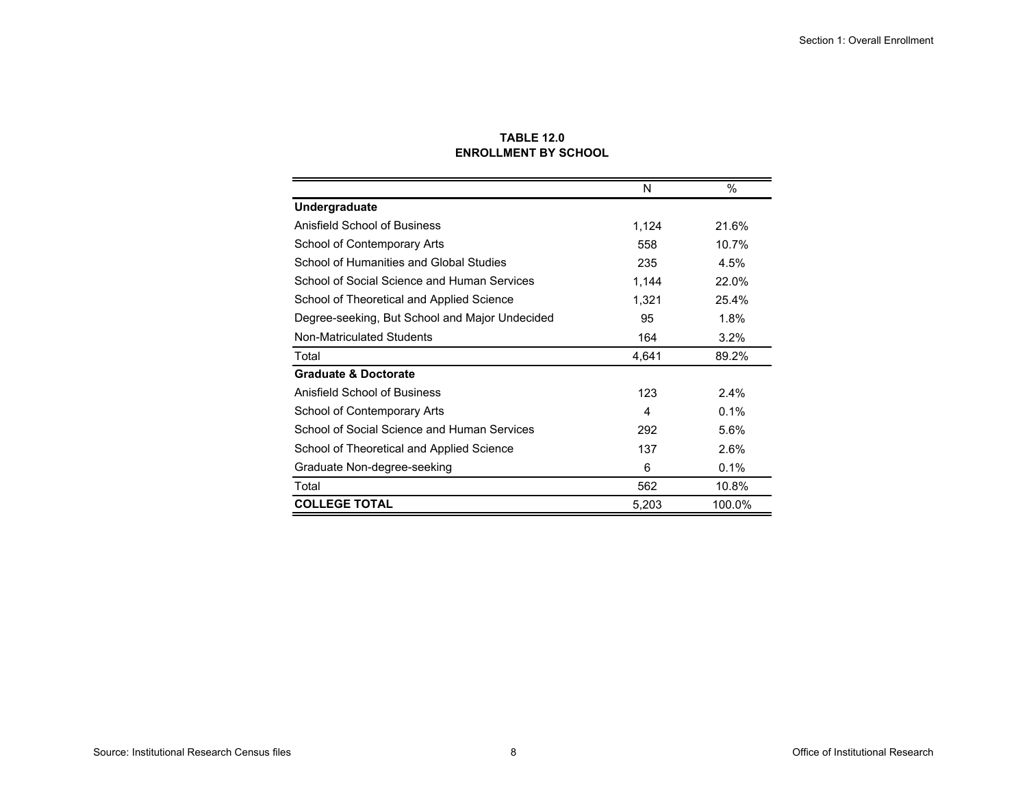**TABLE 12.0**
**ENROLLMENT BY SCHOOL**

| | N | % |
|---|---|---|
| **Undergraduate** | | |
| Anisfield School of Business | 1,124 | 21.6% |
| School of Contemporary Arts | 558 | 10.7% |
| School of Humanities and Global Studies | 235 | 4.5% |
| School of Social Science and Human Services | 1,144 | 22.0% |
| School of Theoretical and Applied Science | 1,321 | 25.4% |
| Degree-seeking, But School and Major Undecided | 95 | 1.8% |
| Non-Matriculated Students | 164 | 3.2% |
| Total | 4,641 | 89.2% |
| **Graduate & Doctorate** | | |
| Anisfield School of Business | 123 | 2.4% |
| School of Contemporary Arts | 4 | 0.1% |
| School of Social Science and Human Services | 292 | 5.6% |
| School of Theoretical and Applied Science | 137 | 2.6% |
| Graduate Non-degree-seeking | 6 | 0.1% |
| Total | 562 | 10.8% |
| **COLLEGE TOTAL** | 5,203 | 100.0% |

Source: Institutional Research Census files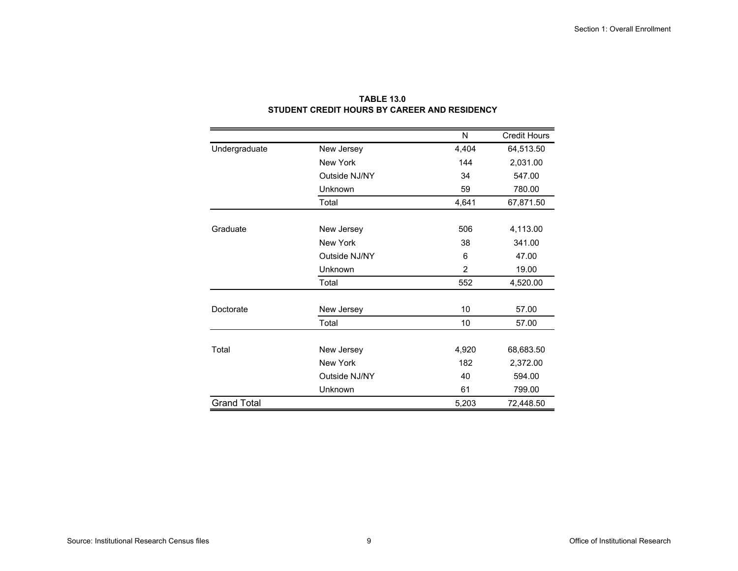**TABLE 13.0**
**STUDENT CREDIT HOURS BY CAREER AND RESIDENCY**

| | | N | Credit Hours |
|---|---|---|---|
| Undergraduate | New Jersey | 4,404 | 64,513.50 |
| | New York | 144 | 2,031.00 |
| | Outside NJ/NY | 34 | 547.00 |
| | Unknown | 59 | 780.00 |
| | Total | 4,641 | 67,871.50 |
| Graduate | New Jersey | 506 | 4,113.00 |
| | New York | 38 | 341.00 |
| | Outside NJ/NY | 6 | 47.00 |
| | Unknown | 2 | 19.00 |
| | Total | 552 | 4,520.00 |
| Doctorate | New Jersey | 10 | 57.00 |
| | Total | 10 | 57.00 |
| Total | New Jersey | 4,920 | 68,683.50 |
| | New York | 182 | 2,372.00 |
| | Outside NJ/NY | 40 | 594.00 |
| | Unknown | 61 | 799.00 |
| Grand Total | | 5,203 | 72,448.50 |

Source: Institutional Research Census files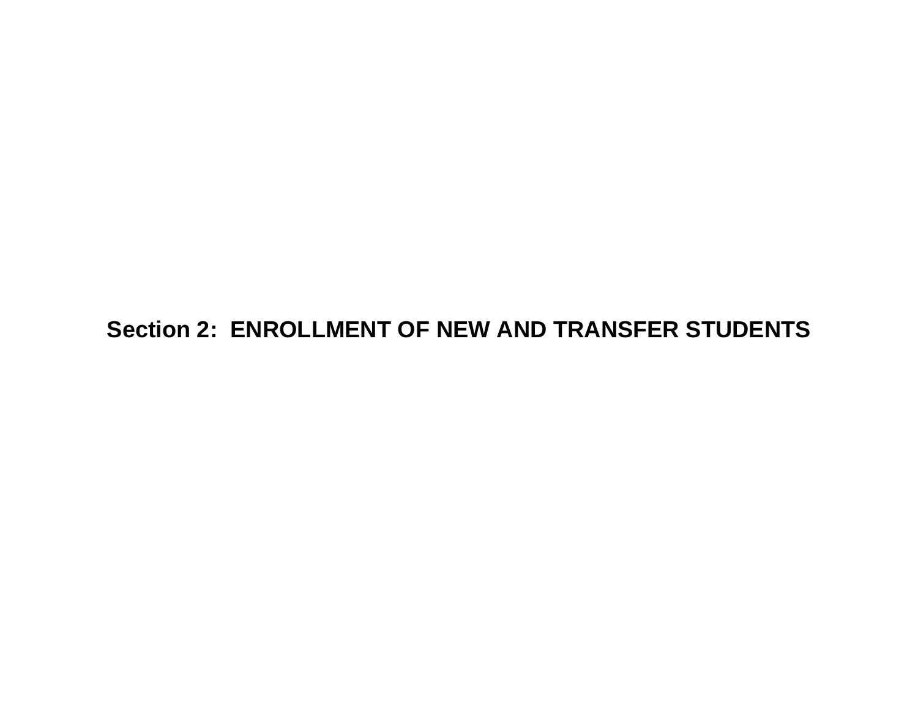# Section 2: ENROLLMENT OF NEW AND TRANSFER STUDENTS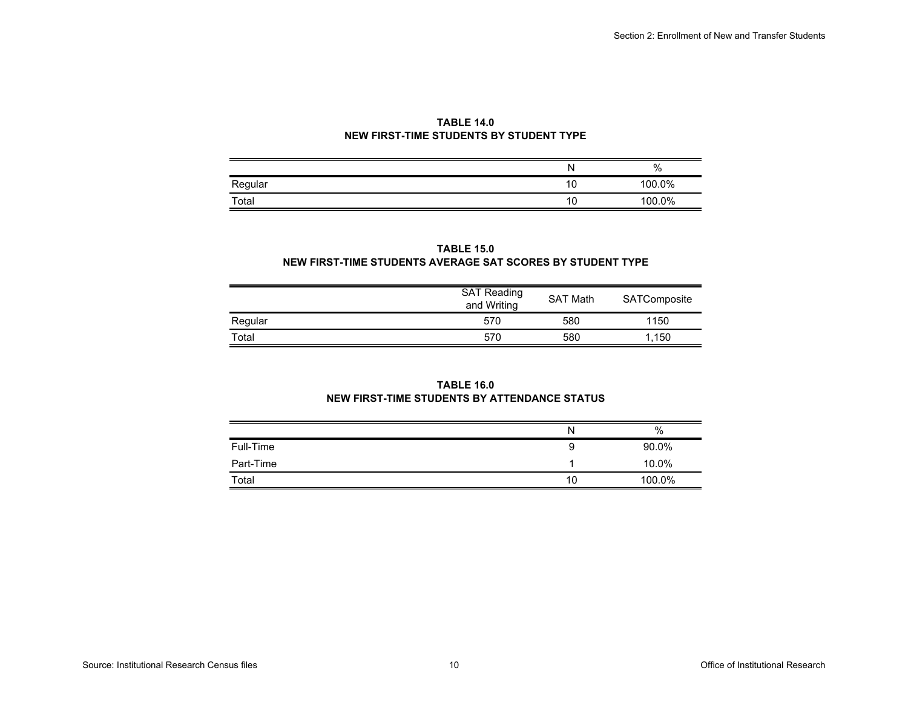**TABLE 14.0**
**NEW FIRST-TIME STUDENTS BY STUDENT TYPE**

| | N | % |
|---|---|---|
| Regular | 10 | 100.0% |
| Total | 10 | 100.0% |

**TABLE 15.0**
**NEW FIRST-TIME STUDENTS AVERAGE SAT SCORES BY STUDENT TYPE**

| | SAT Reading and Writing | SAT Math | SATComposite |
|---|---|---|---|
| Regular | 570 | 580 | 1150 |
| Total | 570 | 580 | 1,150 |

**TABLE 16.0**
**NEW FIRST-TIME STUDENTS BY ATTENDANCE STATUS**

| | N | % |
|---|---|---|
| Full-Time | 9 | 90.0% |
| Part-Time | 1 | 10.0% |
| Total | 10 | 100.0% |

Source: Institutional Research Census files

Office of Institutional Research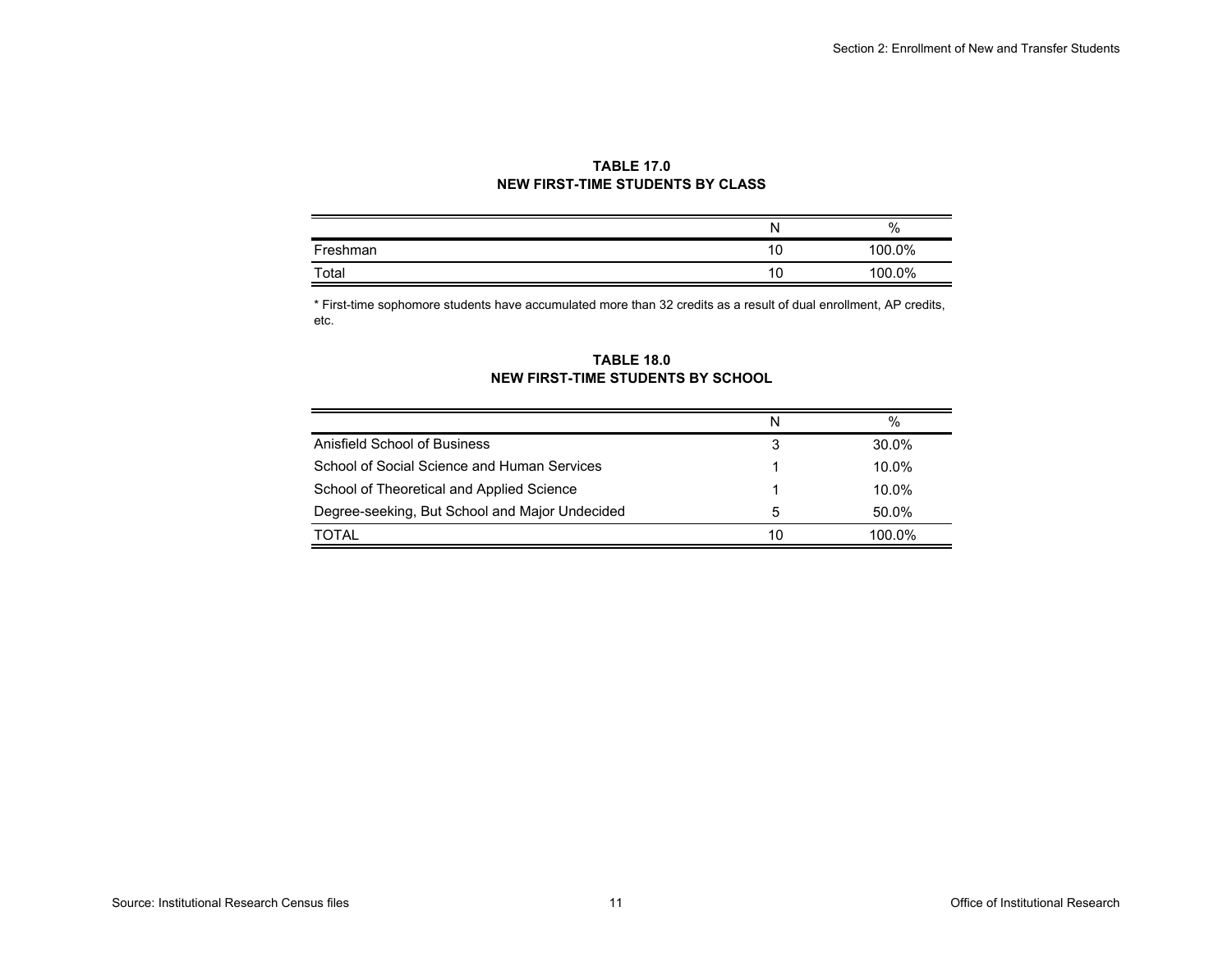**TABLE 17.0**
**NEW FIRST-TIME STUDENTS BY CLASS**

| | N | % |
|---|---|---|
| Freshman | 10 | 100.0% |
| Total | 10 | 100.0% |

* First-time sophomore students have accumulated more than 32 credits as a result of dual enrollment, AP credits, etc.

**TABLE 18.0**
**NEW FIRST-TIME STUDENTS BY SCHOOL**

| | N | % |
|---|---|---|
| Anisfield School of Business | 3 | 30.0% |
| School of Social Science and Human Services | 1 | 10.0% |
| School of Theoretical and Applied Science | 1 | 10.0% |
| Degree-seeking, But School and Major Undecided | 5 | 50.0% |
| TOTAL | 10 | 100.0% |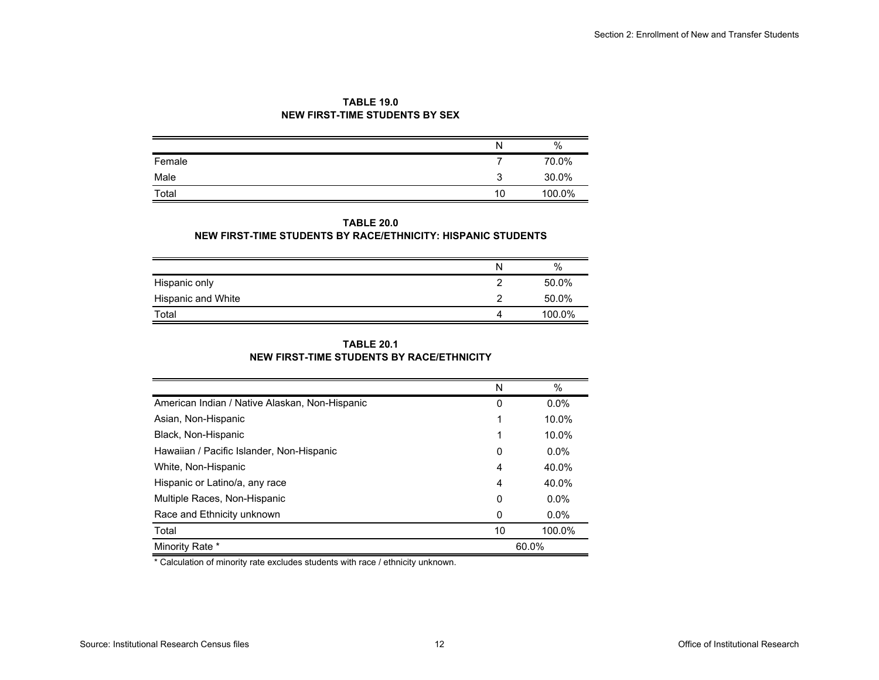**TABLE 19.0**
**NEW FIRST-TIME STUDENTS BY SEX**

| | N | % |
|---|---|---|
| Female | 7 | 70.0% |
| Male | 3 | 30.0% |
| Total | 10 | 100.0% |

**TABLE 20.0**
**NEW FIRST-TIME STUDENTS BY RACE/ETHNICITY: HISPANIC STUDENTS**

| | N | % |
|---|---|---|
| Hispanic only | 2 | 50.0% |
| Hispanic and White | 2 | 50.0% |
| Total | 4 | 100.0% |

**TABLE 20.1**
**NEW FIRST-TIME STUDENTS BY RACE/ETHNICITY**

| | N | % |
|---|---|---|
| American Indian / Native Alaskan, Non-Hispanic | 0 | 0.0% |
| Asian, Non-Hispanic | 1 | 10.0% |
| Black, Non-Hispanic | 1 | 10.0% |
| Hawaiian / Pacific Islander, Non-Hispanic | 0 | 0.0% |
| White, Non-Hispanic | 4 | 40.0% |
| Hispanic or Latino/a, any race | 4 | 40.0% |
| Multiple Races, Non-Hispanic | 0 | 0.0% |
| Race and Ethnicity unknown | 0 | 0.0% |
| Total | 10 | 100.0% |
| Minority Rate * | 60.0% | |

* Calculation of minority rate excludes students with race / ethnicity unknown.

Source: Institutional Research Census files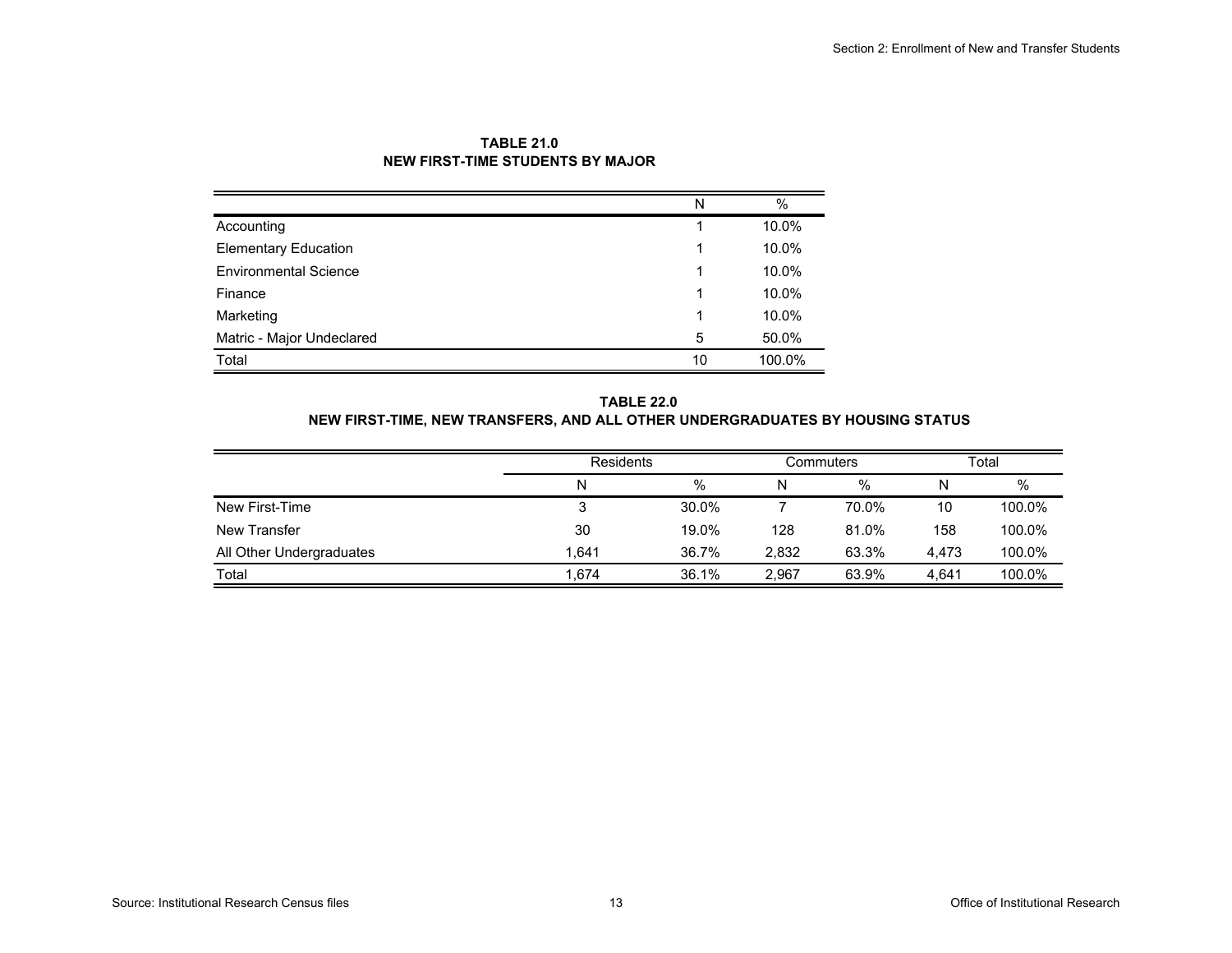**TABLE 21.0**
**NEW FIRST-TIME STUDENTS BY MAJOR**

| | N | % |
|---|---|---|
| Accounting | 1 | 10.0% |
| Elementary Education | 1 | 10.0% |
| Environmental Science | 1 | 10.0% |
| Finance | 1 | 10.0% |
| Marketing | 1 | 10.0% |
| Matric - Major Undeclared | 5 | 50.0% |
| Total | 10 | 100.0% |

**TABLE 22.0**
**NEW FIRST-TIME, NEW TRANSFERS, AND ALL OTHER UNDERGRADUATES BY HOUSING STATUS**

| | Residents | | Commuters | | Total | |
|---|---|---|---|---|---|---|
| | N | % | N | % | N | % |
| New First-Time | 3 | 30.0% | 7 | 70.0% | 10 | 100.0% |
| New Transfer | 30 | 19.0% | 128 | 81.0% | 158 | 100.0% |
| All Other Undergraduates | 1,641 | 36.7% | 2,832 | 63.3% | 4,473 | 100.0% |
| Total | 1,674 | 36.1% | 2,967 | 63.9% | 4,641 | 100.0% |

Source: Institutional Research Census files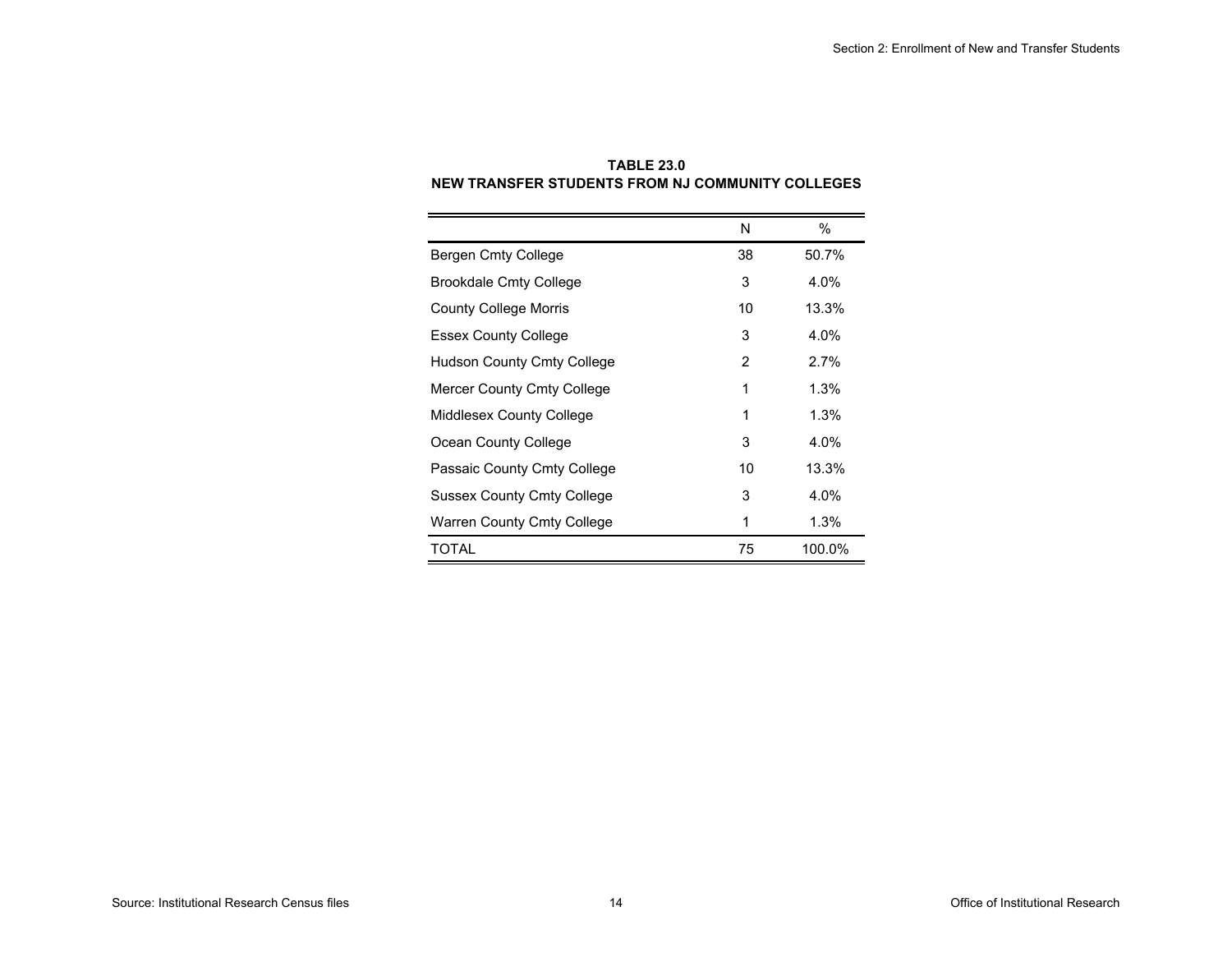**TABLE 23.0**
**NEW TRANSFER STUDENTS FROM NJ COMMUNITY COLLEGES**

| | N | % |
|---|---|---|
| Bergen Cmty College | 38 | 50.7% |
| Brookdale Cmty College | 3 | 4.0% |
| County College Morris | 10 | 13.3% |
| Essex County College | 3 | 4.0% |
| Hudson County Cmty College | 2 | 2.7% |
| Mercer County Cmty College | 1 | 1.3% |
| Middlesex County College | 1 | 1.3% |
| Ocean County College | 3 | 4.0% |
| Passaic County Cmty College | 10 | 13.3% |
| Sussex County Cmty College | 3 | 4.0% |
| Warren County Cmty College | 1 | 1.3% |
| TOTAL | 75 | 100.0% |

Source: Institutional Research Census files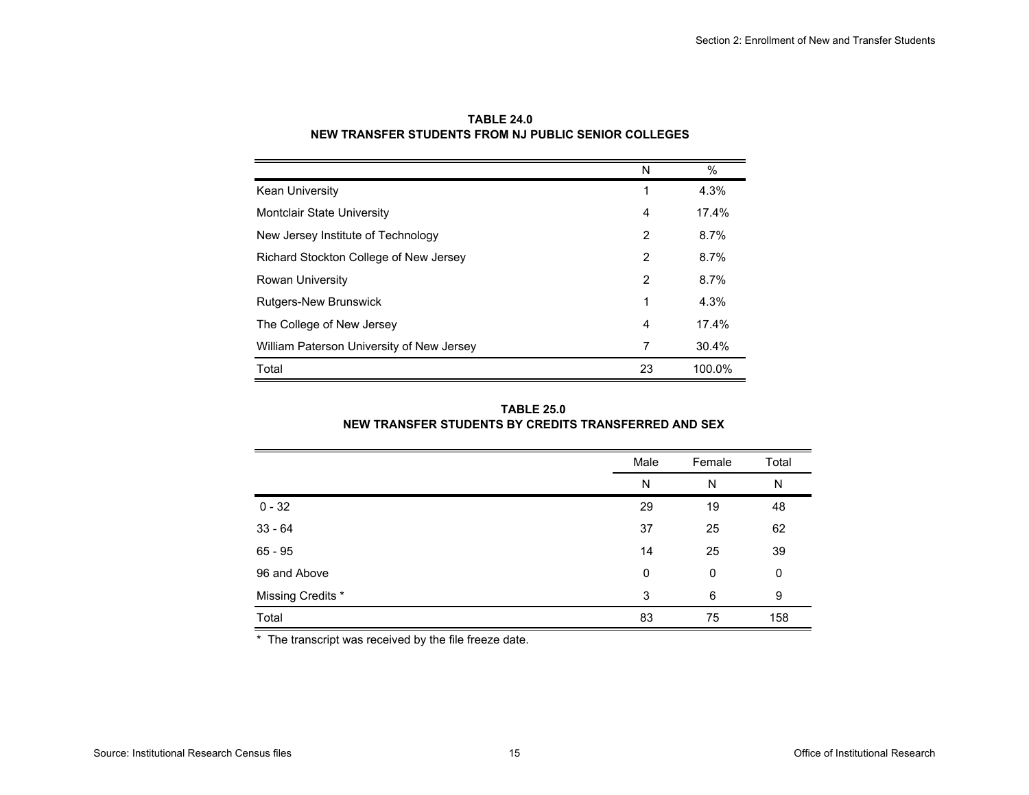**TABLE 24.0**
**NEW TRANSFER STUDENTS FROM NJ PUBLIC SENIOR COLLEGES**

| | N | % |
|---|---|---|
| Kean University | 1 | 4.3% |
| Montclair State University | 4 | 17.4% |
| New Jersey Institute of Technology | 2 | 8.7% |
| Richard Stockton College of New Jersey | 2 | 8.7% |
| Rowan University | 2 | 8.7% |
| Rutgers-New Brunswick | 1 | 4.3% |
| The College of New Jersey | 4 | 17.4% |
| William Paterson University of New Jersey | 7 | 30.4% |
| Total | 23 | 100.0% |

**TABLE 25.0**
**NEW TRANSFER STUDENTS BY CREDITS TRANSFERRED AND SEX**

| | Male | Female | Total |
|---|---|---|---|
| | N | N | N |
| 0 - 32 | 29 | 19 | 48 |
| 33 - 64 | 37 | 25 | 62 |
| 65 - 95 | 14 | 25 | 39 |
| 96 and Above | 0 | 0 | 0 |
| Missing Credits * | 3 | 6 | 9 |
| Total | 83 | 75 | 158 |

\* The transcript was received by the file freeze date.

Source: Institutional Research Census files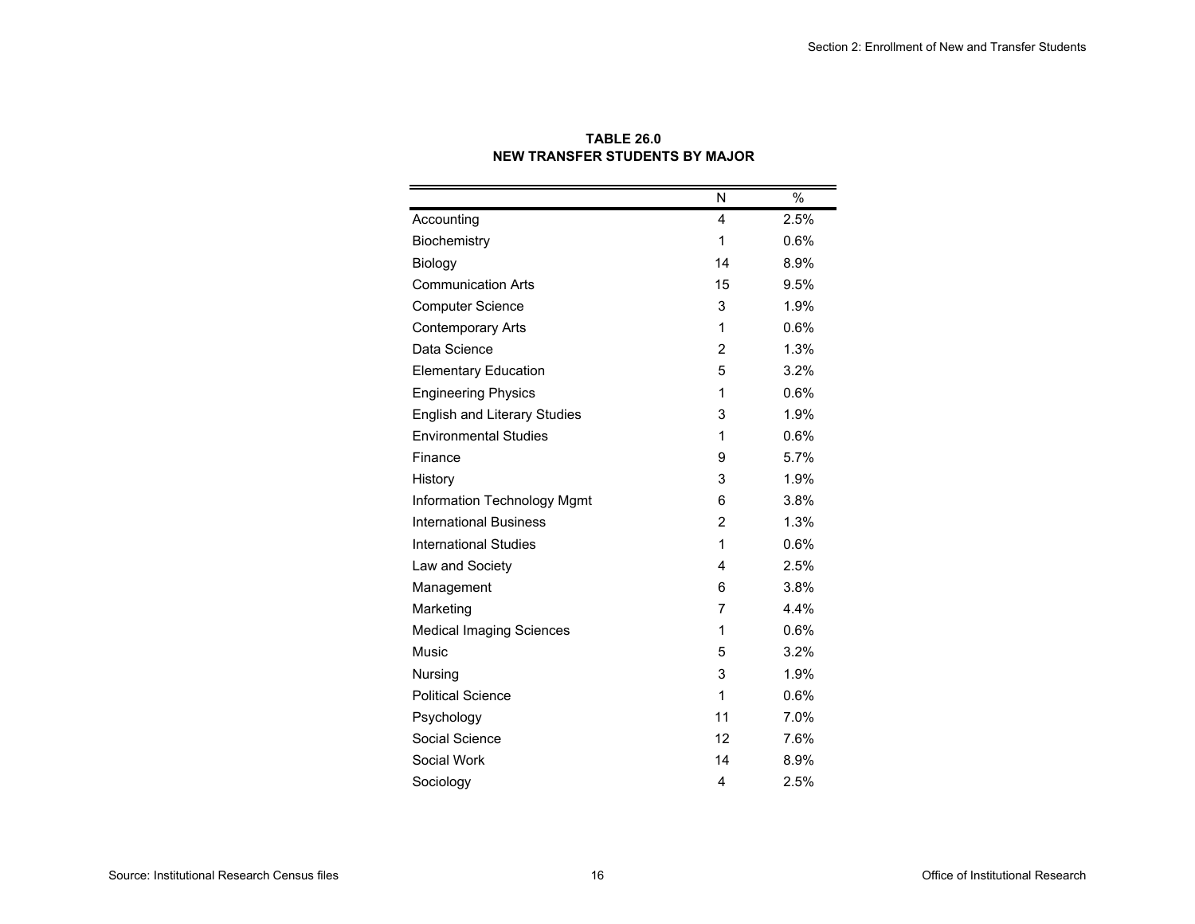**TABLE 26.0**
**NEW TRANSFER STUDENTS BY MAJOR**

| | N | % |
|---|---|---|
| Accounting | 4 | 2.5% |
| Biochemistry | 1 | 0.6% |
| Biology | 14 | 8.9% |
| Communication Arts | 15 | 9.5% |
| Computer Science | 3 | 1.9% |
| Contemporary Arts | 1 | 0.6% |
| Data Science | 2 | 1.3% |
| Elementary Education | 5 | 3.2% |
| Engineering Physics | 1 | 0.6% |
| English and Literary Studies | 3 | 1.9% |
| Environmental Studies | 1 | 0.6% |
| Finance | 9 | 5.7% |
| History | 3 | 1.9% |
| Information Technology Mgmt | 6 | 3.8% |
| International Business | 2 | 1.3% |
| International Studies | 1 | 0.6% |
| Law and Society | 4 | 2.5% |
| Management | 6 | 3.8% |
| Marketing | 7 | 4.4% |
| Medical Imaging Sciences | 1 | 0.6% |
| Music | 5 | 3.2% |
| Nursing | 3 | 1.9% |
| Political Science | 1 | 0.6% |
| Psychology | 11 | 7.0% |
| Social Science | 12 | 7.6% |
| Social Work | 14 | 8.9% |
| Sociology | 4 | 2.5% |

Source: Institutional Research Census files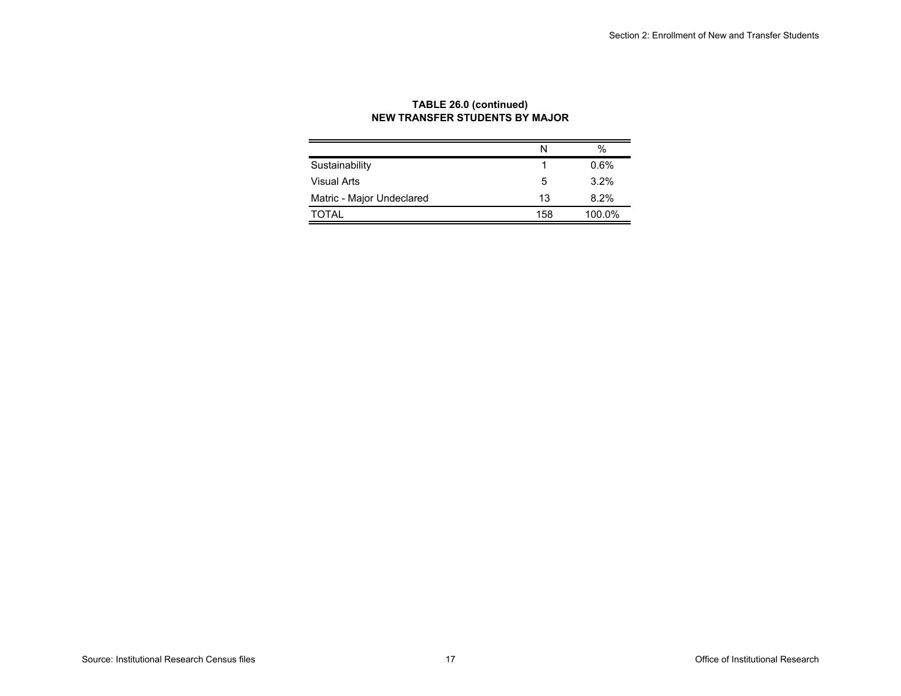**TABLE 26.0 (continued)**
**NEW TRANSFER STUDENTS BY MAJOR**

| | N | % |
|---|---|---|
| Sustainability | 1 | 0.6% |
| Visual Arts | 5 | 3.2% |
| Matric - Major Undeclared | 13 | 8.2% |
| TOTAL | 158 | 100.0% |

Source: Institutional Research Census files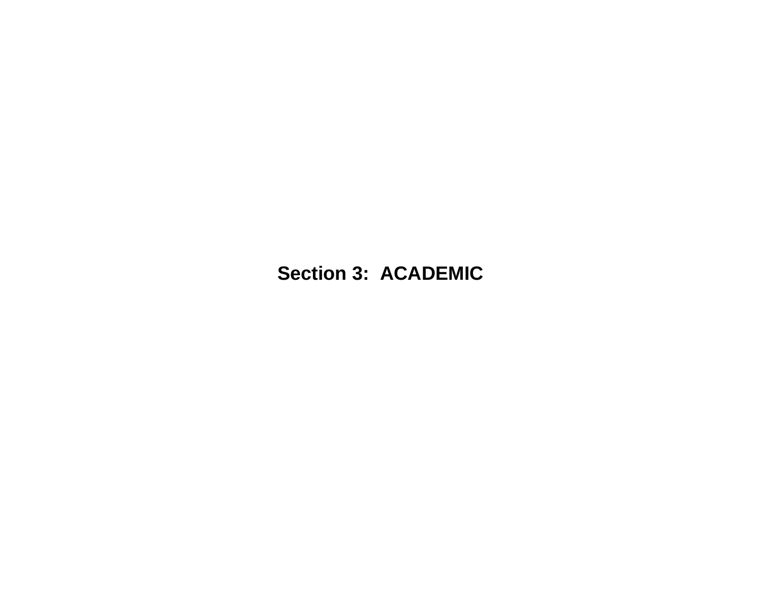# Section 3:  ACADEMIC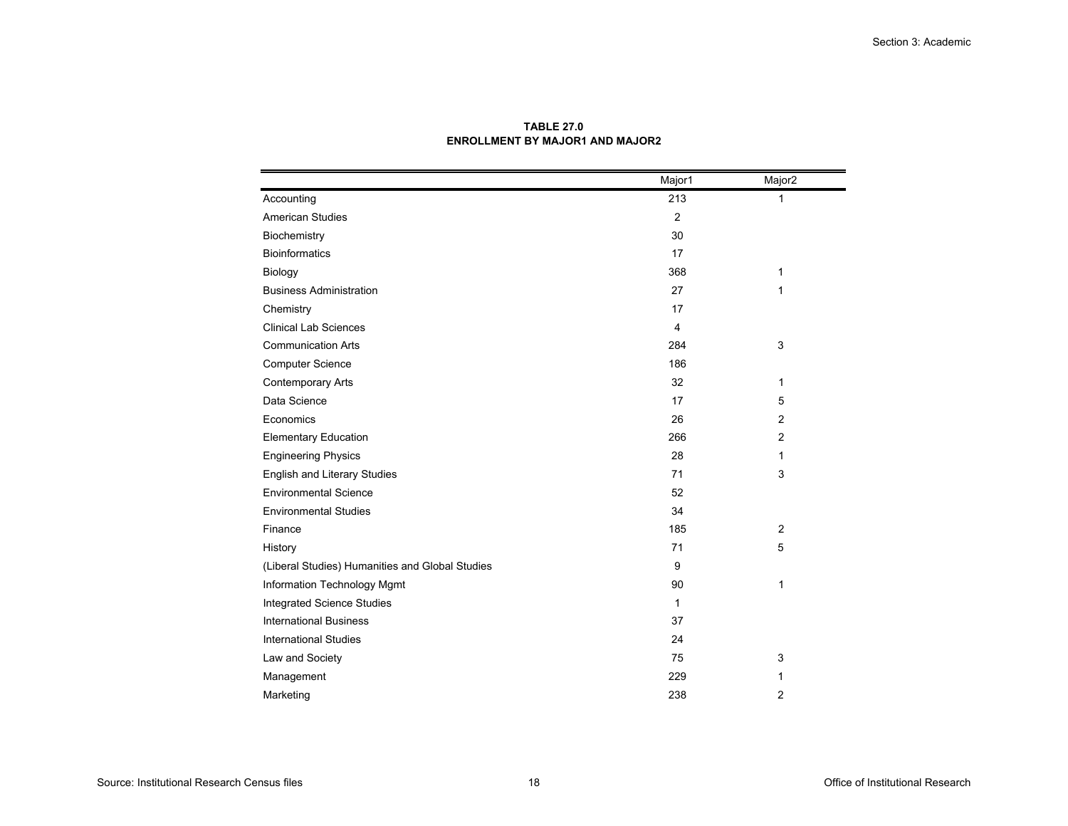**TABLE 27.0**
**ENROLLMENT BY MAJOR1 AND MAJOR2**

| | Major1 | Major2 |
|---|---|---|
| Accounting | 213 | 1 |
| American Studies | 2 | |
| Biochemistry | 30 | |
| Bioinformatics | 17 | |
| Biology | 368 | 1 |
| Business Administration | 27 | 1 |
| Chemistry | 17 | |
| Clinical Lab Sciences | 4 | |
| Communication Arts | 284 | 3 |
| Computer Science | 186 | |
| Contemporary Arts | 32 | 1 |
| Data Science | 17 | 5 |
| Economics | 26 | 2 |
| Elementary Education | 266 | 2 |
| Engineering Physics | 28 | 1 |
| English and Literary Studies | 71 | 3 |
| Environmental Science | 52 | |
| Environmental Studies | 34 | |
| Finance | 185 | 2 |
| History | 71 | 5 |
| (Liberal Studies) Humanities and Global Studies | 9 | |
| Information Technology Mgmt | 90 | 1 |
| Integrated Science Studies | 1 | |
| International Business | 37 | |
| International Studies | 24 | |
| Law and Society | 75 | 3 |
| Management | 229 | 1 |
| Marketing | 238 | 2 |

Source: Institutional Research Census files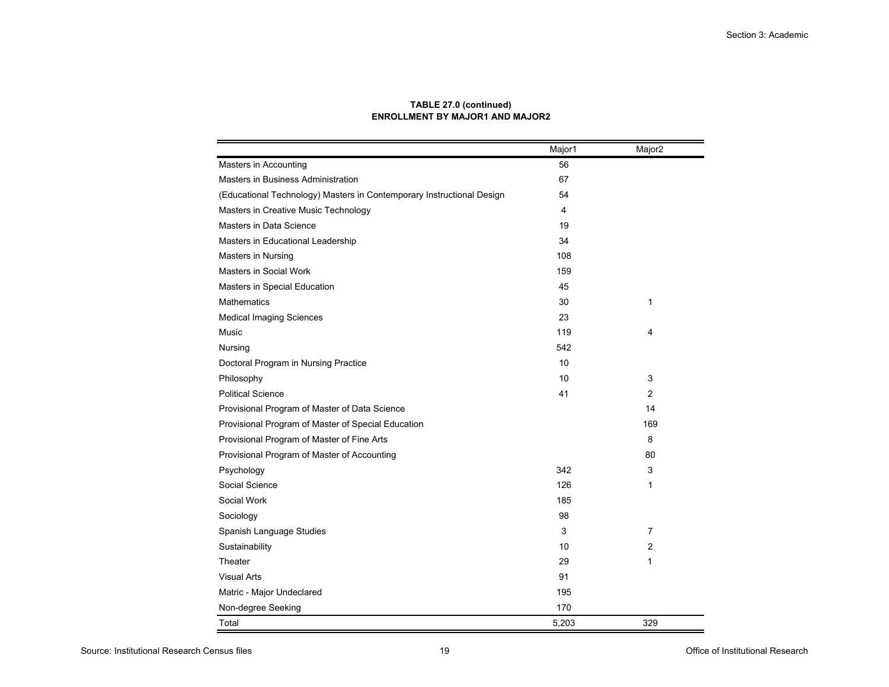**TABLE 27.0 (continued)**
**ENROLLMENT BY MAJOR1 AND MAJOR2**

| | Major1 | Major2 |
|---|---|---|
| Masters in Accounting | 56 | |
| Masters in Business Administration | 67 | |
| (Educational Technology) Masters in Contemporary Instructional Design | 54 | |
| Masters in Creative Music Technology | 4 | |
| Masters in Data Science | 19 | |
| Masters in Educational Leadership | 34 | |
| Masters in Nursing | 108 | |
| Masters in Social Work | 159 | |
| Masters in Special Education | 45 | |
| Mathematics | 30 | 1 |
| Medical Imaging Sciences | 23 | |
| Music | 119 | 4 |
| Nursing | 542 | |
| Doctoral Program in Nursing Practice | 10 | |
| Philosophy | 10 | 3 |
| Political Science | 41 | 2 |
| Provisional Program of Master of Data Science | | 14 |
| Provisional Program of Master of Special Education | | 169 |
| Provisional Program of Master of Fine Arts | | 8 |
| Provisional Program of Master of Accounting | | 80 |
| Psychology | 342 | 3 |
| Social Science | 126 | 1 |
| Social Work | 185 | |
| Sociology | 98 | |
| Spanish Language Studies | 3 | 7 |
| Sustainability | 10 | 2 |
| Theater | 29 | 1 |
| Visual Arts | 91 | |
| Matric - Major Undeclared | 195 | |
| Non-degree Seeking | 170 | |
| Total | 5,203 | 329 |

Source: Institutional Research Census files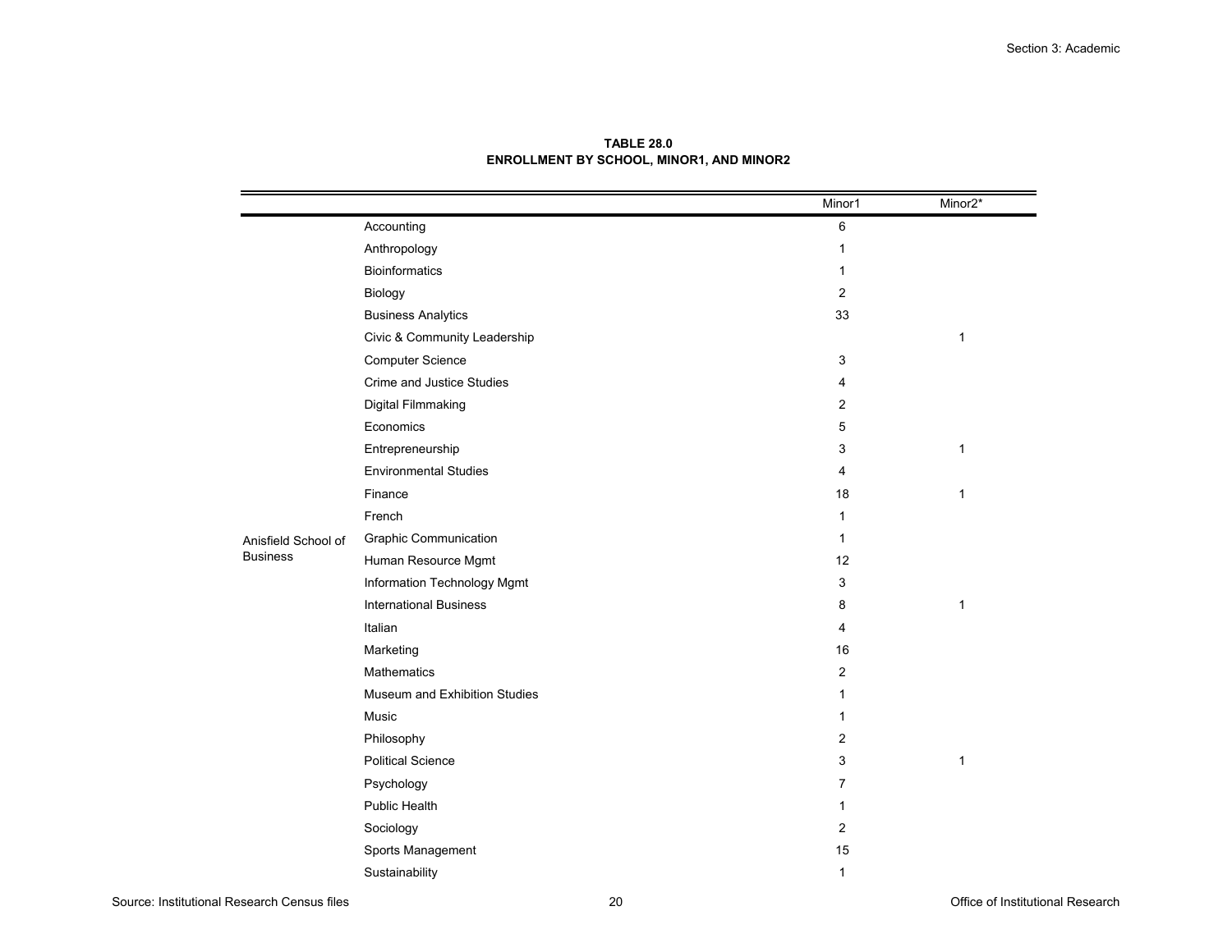**TABLE 28.0**
**ENROLLMENT BY SCHOOL, MINOR1, AND MINOR2**

| | | Minor1 | Minor2* |
|---|---|---|---|
| Anisfield School of Business | Accounting | 6 | |
| | Anthropology | 1 | |
| | Bioinformatics | 1 | |
| | Biology | 2 | |
| | Business Analytics | 33 | |
| | Civic & Community Leadership | | 1 |
| | Computer Science | 3 | |
| | Crime and Justice Studies | 4 | |
| | Digital Filmmaking | 2 | |
| | Economics | 5 | |
| | Entrepreneurship | 3 | 1 |
| | Environmental Studies | 4 | |
| | Finance | 18 | 1 |
| | French | 1 | |
| | Graphic Communication | 1 | |
| | Human Resource Mgmt | 12 | |
| | Information Technology Mgmt | 3 | |
| | International Business | 8 | 1 |
| | Italian | 4 | |
| | Marketing | 16 | |
| | Mathematics | 2 | |
| | Museum and Exhibition Studies | 1 | |
| | Music | 1 | |
| | Philosophy | 2 | |
| | Political Science | 3 | 1 |
| | Psychology | 7 | |
| | Public Health | 1 | |
| | Sociology | 2 | |
| | Sports Management | 15 | |
| | Sustainability | 1 | |

Source: Institutional Research Census files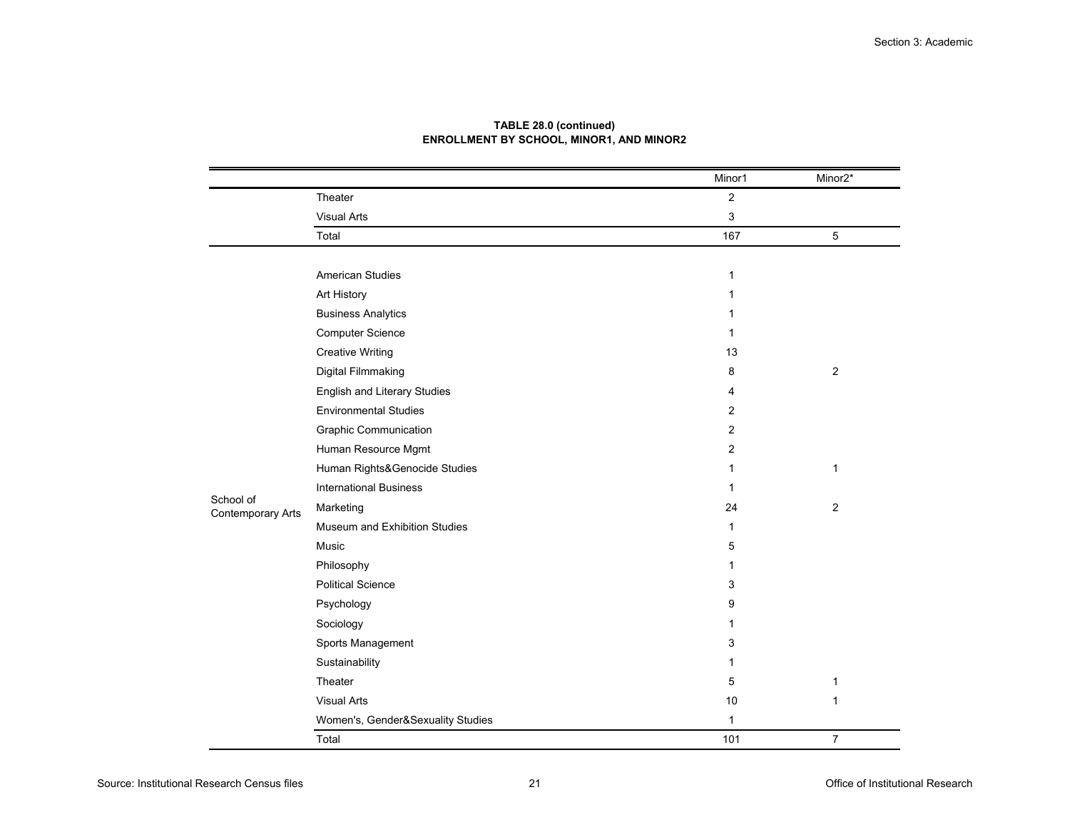**TABLE 28.0 (continued)**
**ENROLLMENT BY SCHOOL, MINOR1, AND MINOR2**

| | | Minor1 | Minor2* |
|---|---|---|---|
| | Theater | 2 | |
| | Visual Arts | 3 | |
| | Total | 167 | 5 |
| School of Contemporary Arts | American Studies | 1 | |
| | Art History | 1 | |
| | Business Analytics | 1 | |
| | Computer Science | 1 | |
| | Creative Writing | 13 | |
| | Digital Filmmaking | 8 | 2 |
| | English and Literary Studies | 4 | |
| | Environmental Studies | 2 | |
| | Graphic Communication | 2 | |
| | Human Resource Mgmt | 2 | |
| | Human Rights&Genocide Studies | 1 | 1 |
| | International Business | 1 | |
| | Marketing | 24 | 2 |
| | Museum and Exhibition Studies | 1 | |
| | Music | 5 | |
| | Philosophy | 1 | |
| | Political Science | 3 | |
| | Psychology | 9 | |
| | Sociology | 1 | |
| | Sports Management | 3 | |
| | Sustainability | 1 | |
| | Theater | 5 | 1 |
| | Visual Arts | 10 | 1 |
| | Women's, Gender&Sexuality Studies | 1 | |
| | Total | 101 | 7 |

Source: Institutional Research Census files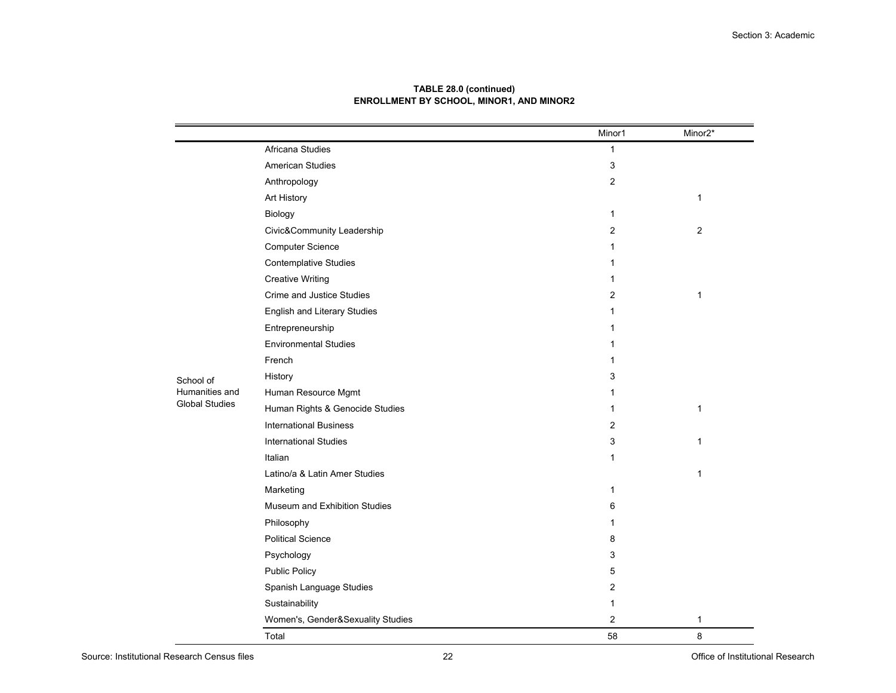**TABLE 28.0 (continued)**
**ENROLLMENT BY SCHOOL, MINOR1, AND MINOR2**

| | | Minor1 | Minor2* |
|---|---|---|---|
| School of Humanities and Global Studies | Africana Studies | 1 | |
| | American Studies | 3 | |
| | Anthropology | 2 | |
| | Art History | | 1 |
| | Biology | 1 | |
| | Civic&Community Leadership | 2 | 2 |
| | Computer Science | 1 | |
| | Contemplative Studies | 1 | |
| | Creative Writing | 1 | |
| | Crime and Justice Studies | 2 | 1 |
| | English and Literary Studies | 1 | |
| | Entrepreneurship | 1 | |
| | Environmental Studies | 1 | |
| | French | 1 | |
| | History | 3 | |
| | Human Resource Mgmt | 1 | |
| | Human Rights & Genocide Studies | 1 | 1 |
| | International Business | 2 | |
| | International Studies | 3 | 1 |
| | Italian | 1 | |
| | Latino/a & Latin Amer Studies | | 1 |
| | Marketing | 1 | |
| | Museum and Exhibition Studies | 6 | |
| | Philosophy | 1 | |
| | Political Science | 8 | |
| | Psychology | 3 | |
| | Public Policy | 5 | |
| | Spanish Language Studies | 2 | |
| | Sustainability | 1 | |
| | Women's, Gender&Sexuality Studies | 2 | 1 |
| | Total | 58 | 8 |

Source: Institutional Research Census files

Office of Institutional Research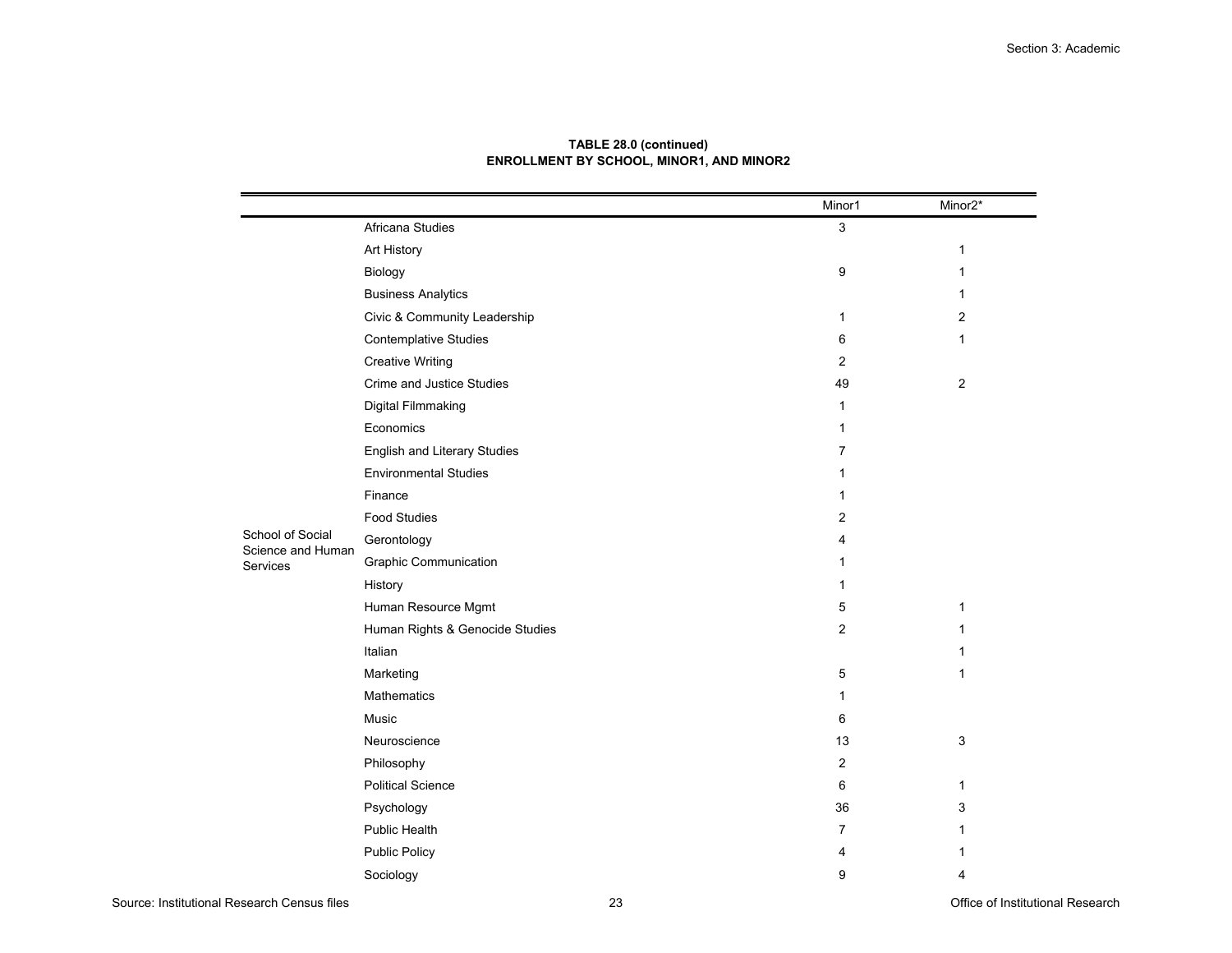**TABLE 28.0 (continued)**
**ENROLLMENT BY SCHOOL, MINOR1, AND MINOR2**

| | | Minor1 | Minor2* |
|---|---|---|---|
| School of Social Science and Human Services | Africana Studies | 3 | |
| | Art History | | 1 |
| | Biology | 9 | 1 |
| | Business Analytics | | 1 |
| | Civic & Community Leadership | 1 | 2 |
| | Contemplative Studies | 6 | 1 |
| | Creative Writing | 2 | |
| | Crime and Justice Studies | 49 | 2 |
| | Digital Filmmaking | 1 | |
| | Economics | 1 | |
| | English and Literary Studies | 7 | |
| | Environmental Studies | 1 | |
| | Finance | 1 | |
| | Food Studies | 2 | |
| | Gerontology | 4 | |
| | Graphic Communication | 1 | |
| | History | 1 | |
| | Human Resource Mgmt | 5 | 1 |
| | Human Rights & Genocide Studies | 2 | 1 |
| | Italian | | 1 |
| | Marketing | 5 | 1 |
| | Mathematics | 1 | |
| | Music | 6 | |
| | Neuroscience | 13 | 3 |
| | Philosophy | 2 | |
| | Political Science | 6 | 1 |
| | Psychology | 36 | 3 |
| | Public Health | 7 | 1 |
| | Public Policy | 4 | 1 |
| | Sociology | 9 | 4 |

Source: Institutional Research Census files

Office of Institutional Research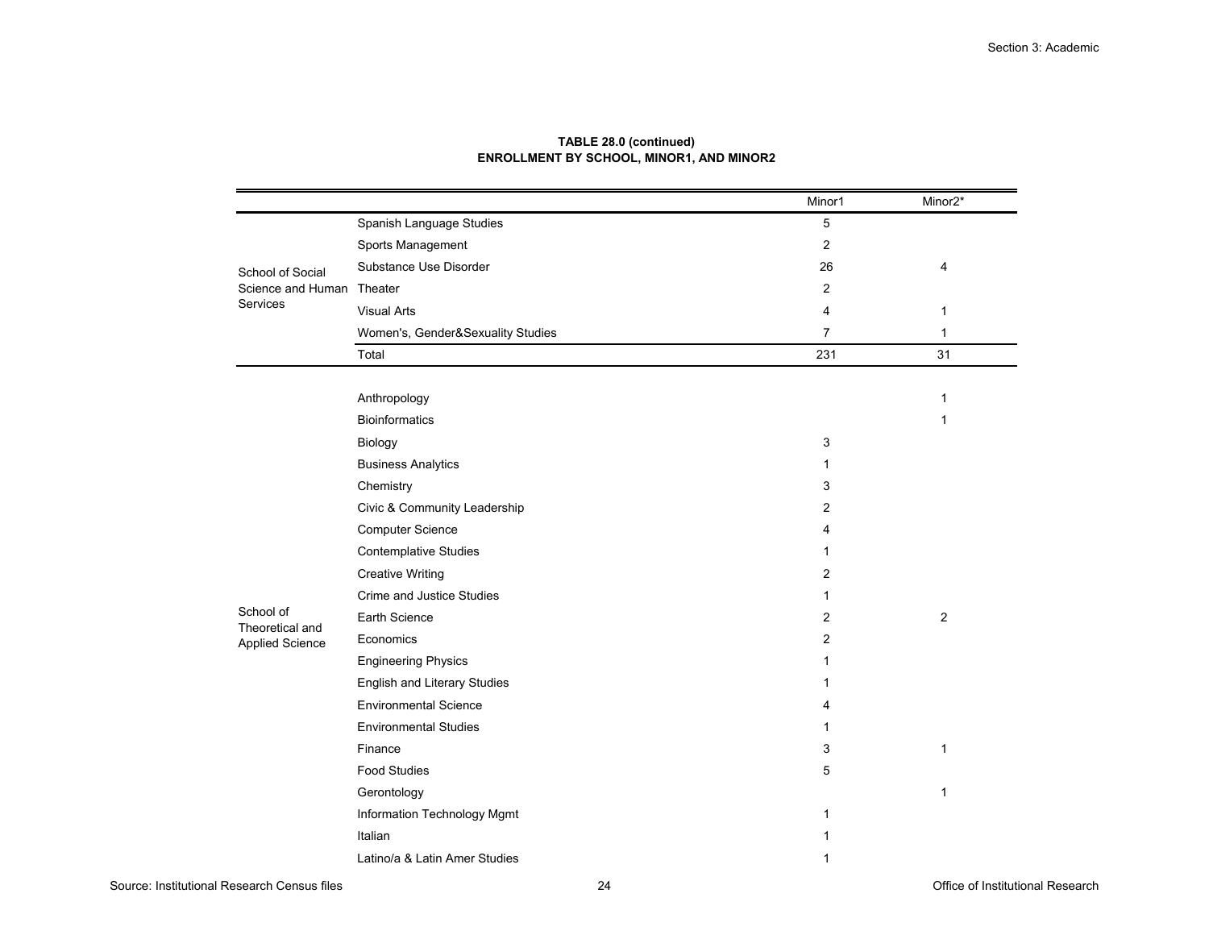**TABLE 28.0 (continued)**
**ENROLLMENT BY SCHOOL, MINOR1, AND MINOR2**

| | | Minor1 | Minor2* |
|---|---|---|---|
| School of Social Science and Human Services | Spanish Language Studies | 5 | |
| | Sports Management | 2 | |
| | Substance Use Disorder | 26 | 4 |
| | Theater | 2 | |
| | Visual Arts | 4 | 1 |
| | Women's, Gender&Sexuality Studies | 7 | 1 |
| | Total | 231 | 31 |
| School of Theoretical and Applied Science | Anthropology | | 1 |
| | Bioinformatics | | 1 |
| | Biology | 3 | |
| | Business Analytics | 1 | |
| | Chemistry | 3 | |
| | Civic & Community Leadership | 2 | |
| | Computer Science | 4 | |
| | Contemplative Studies | 1 | |
| | Creative Writing | 2 | |
| | Crime and Justice Studies | 1 | |
| | Earth Science | 2 | 2 |
| | Economics | 2 | |
| | Engineering Physics | 1 | |
| | English and Literary Studies | 1 | |
| | Environmental Science | 4 | |
| | Environmental Studies | 1 | |
| | Finance | 3 | 1 |
| | Food Studies | 5 | |
| | Gerontology | | 1 |
| | Information Technology Mgmt | 1 | |
| | Italian | 1 | |
| | Latino/a & Latin Amer Studies | 1 | |

Source: Institutional Research Census files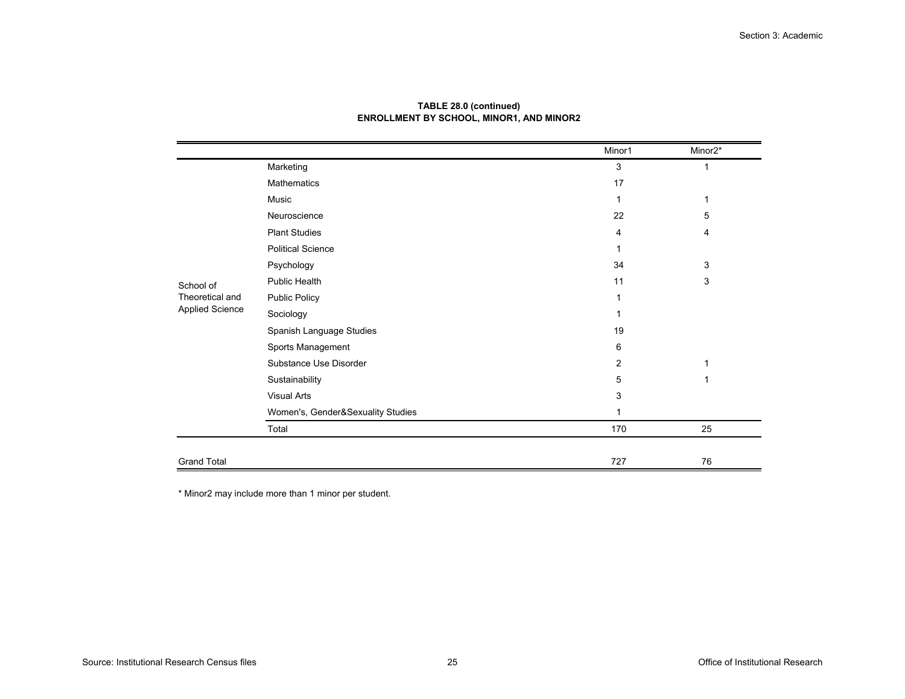**TABLE 28.0 (continued)**
**ENROLLMENT BY SCHOOL, MINOR1, AND MINOR2**

| | | Minor1 | Minor2* |
|---|---|---|---|
| School of Theoretical and Applied Science | Marketing | 3 | 1 |
| | Mathematics | 17 | |
| | Music | 1 | 1 |
| | Neuroscience | 22 | 5 |
| | Plant Studies | 4 | 4 |
| | Political Science | 1 | |
| | Psychology | 34 | 3 |
| | Public Health | 11 | 3 |
| | Public Policy | 1 | |
| | Sociology | 1 | |
| | Spanish Language Studies | 19 | |
| | Sports Management | 6 | |
| | Substance Use Disorder | 2 | 1 |
| | Sustainability | 5 | 1 |
| | Visual Arts | 3 | |
| | Women's, Gender&Sexuality Studies | 1 | |
| | Total | 170 | 25 |
| Grand Total | | 727 | 76 |

* Minor2 may include more than 1 minor per student.

Source: Institutional Research Census files

Office of Institutional Research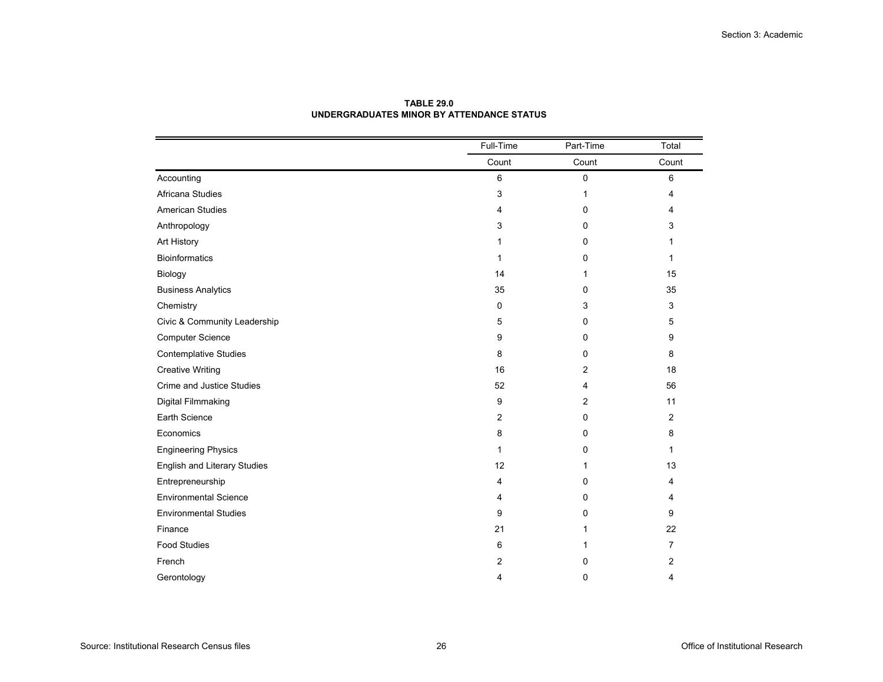**TABLE 29.0**
**UNDERGRADUATES MINOR BY ATTENDANCE STATUS**

| | Full-Time | Part-Time | Total |
|---|---|---|---|
| | Count | Count | Count |
| Accounting | 6 | 0 | 6 |
| Africana Studies | 3 | 1 | 4 |
| American Studies | 4 | 0 | 4 |
| Anthropology | 3 | 0 | 3 |
| Art History | 1 | 0 | 1 |
| Bioinformatics | 1 | 0 | 1 |
| Biology | 14 | 1 | 15 |
| Business Analytics | 35 | 0 | 35 |
| Chemistry | 0 | 3 | 3 |
| Civic & Community Leadership | 5 | 0 | 5 |
| Computer Science | 9 | 0 | 9 |
| Contemplative Studies | 8 | 0 | 8 |
| Creative Writing | 16 | 2 | 18 |
| Crime and Justice Studies | 52 | 4 | 56 |
| Digital Filmmaking | 9 | 2 | 11 |
| Earth Science | 2 | 0 | 2 |
| Economics | 8 | 0 | 8 |
| Engineering Physics | 1 | 0 | 1 |
| English and Literary Studies | 12 | 1 | 13 |
| Entrepreneurship | 4 | 0 | 4 |
| Environmental Science | 4 | 0 | 4 |
| Environmental Studies | 9 | 0 | 9 |
| Finance | 21 | 1 | 22 |
| Food Studies | 6 | 1 | 7 |
| French | 2 | 0 | 2 |
| Gerontology | 4 | 0 | 4 |

Source: Institutional Research Census files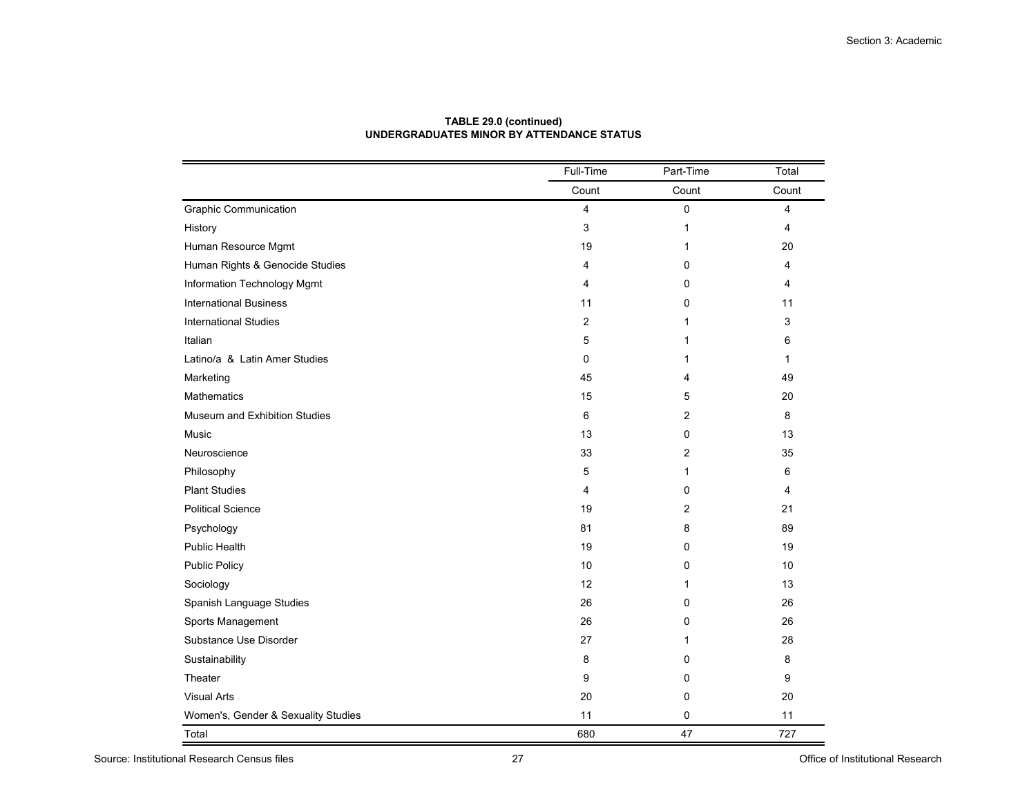**TABLE 29.0 (continued)**
**UNDERGRADUATES MINOR BY ATTENDANCE STATUS**

| | Full-Time | Part-Time | Total |
|---|---|---|---|
| | Count | Count | Count |
| Graphic Communication | 4 | 0 | 4 |
| History | 3 | 1 | 4 |
| Human Resource Mgmt | 19 | 1 | 20 |
| Human Rights & Genocide Studies | 4 | 0 | 4 |
| Information Technology Mgmt | 4 | 0 | 4 |
| International Business | 11 | 0 | 11 |
| International Studies | 2 | 1 | 3 |
| Italian | 5 | 1 | 6 |
| Latino/a & Latin Amer Studies | 0 | 1 | 1 |
| Marketing | 45 | 4 | 49 |
| Mathematics | 15 | 5 | 20 |
| Museum and Exhibition Studies | 6 | 2 | 8 |
| Music | 13 | 0 | 13 |
| Neuroscience | 33 | 2 | 35 |
| Philosophy | 5 | 1 | 6 |
| Plant Studies | 4 | 0 | 4 |
| Political Science | 19 | 2 | 21 |
| Psychology | 81 | 8 | 89 |
| Public Health | 19 | 0 | 19 |
| Public Policy | 10 | 0 | 10 |
| Sociology | 12 | 1 | 13 |
| Spanish Language Studies | 26 | 0 | 26 |
| Sports Management | 26 | 0 | 26 |
| Substance Use Disorder | 27 | 1 | 28 |
| Sustainability | 8 | 0 | 8 |
| Theater | 9 | 0 | 9 |
| Visual Arts | 20 | 0 | 20 |
| Women's, Gender & Sexuality Studies | 11 | 0 | 11 |
| Total | 680 | 47 | 727 |

Source: Institutional Research Census files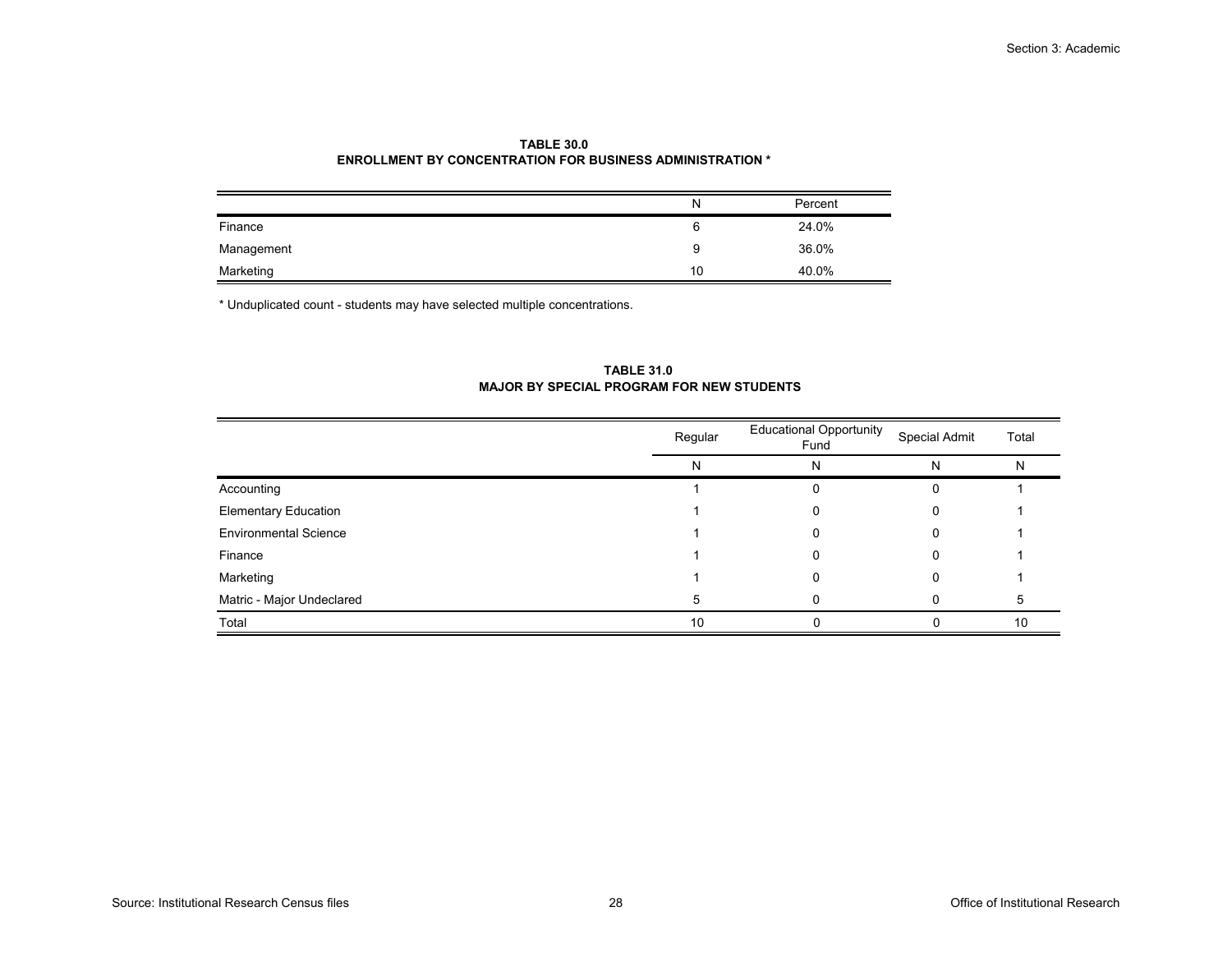**TABLE 30.0**
**ENROLLMENT BY CONCENTRATION FOR BUSINESS ADMINISTRATION ***

| | N | Percent |
|---|---|---|
| Finance | 6 | 24.0% |
| Management | 9 | 36.0% |
| Marketing | 10 | 40.0% |

* Unduplicated count - students may have selected multiple concentrations.

**TABLE 31.0**
**MAJOR BY SPECIAL PROGRAM FOR NEW STUDENTS**

| | Regular | Educational Opportunity Fund | Special Admit | Total |
|---|---|---|---|---|
| | N | N | N | N |
| Accounting | 1 | 0 | 0 | 1 |
| Elementary Education | 1 | 0 | 0 | 1 |
| Environmental Science | 1 | 0 | 0 | 1 |
| Finance | 1 | 0 | 0 | 1 |
| Marketing | 1 | 0 | 0 | 1 |
| Matric - Major Undeclared | 5 | 0 | 0 | 5 |
| Total | 10 | 0 | 0 | 10 |

Source: Institutional Research Census files

Office of Institutional Research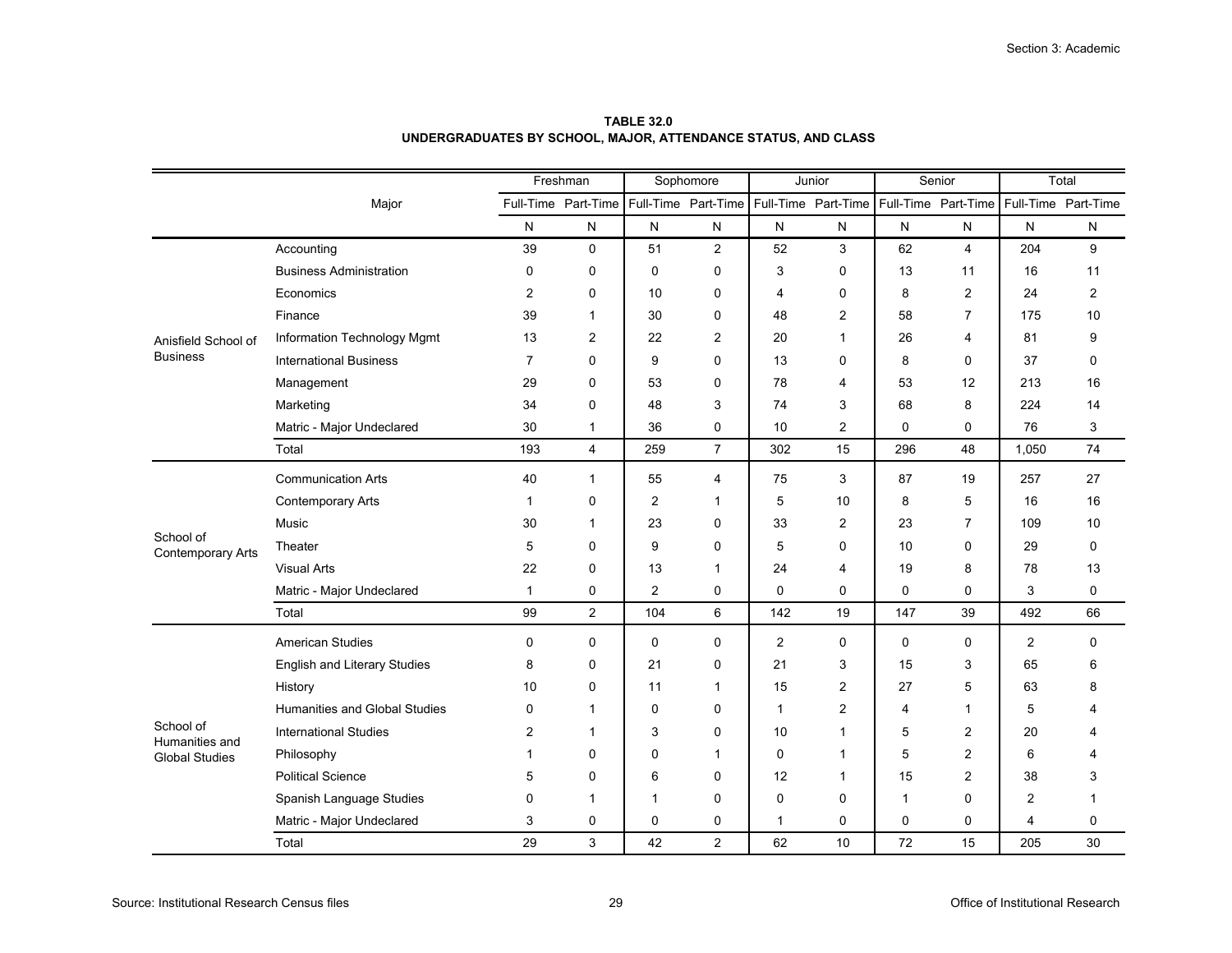**TABLE 32.0**
**UNDERGRADUATES BY SCHOOL, MAJOR, ATTENDANCE STATUS, AND CLASS**

| | Major | Freshman | | Sophomore | | Junior | | Senior | | Total | |
|---|---|---|---|---|---|---|---|---|---|---|---|
| | | Full-Time | Part-Time | Full-Time | Part-Time | Full-Time | Part-Time | Full-Time | Part-Time | Full-Time | Part-Time |
| | | N | N | N | N | N | N | N | N | N | N |
| Anisfield School of Business | Accounting | 39 | 0 | 51 | 2 | 52 | 3 | 62 | 4 | 204 | 9 |
| | Business Administration | 0 | 0 | 0 | 0 | 3 | 0 | 13 | 11 | 16 | 11 |
| | Economics | 2 | 0 | 10 | 0 | 4 | 0 | 8 | 2 | 24 | 2 |
| | Finance | 39 | 1 | 30 | 0 | 48 | 2 | 58 | 7 | 175 | 10 |
| | Information Technology Mgmt | 13 | 2 | 22 | 2 | 20 | 1 | 26 | 4 | 81 | 9 |
| | International Business | 7 | 0 | 9 | 0 | 13 | 0 | 8 | 0 | 37 | 0 |
| | Management | 29 | 0 | 53 | 0 | 78 | 4 | 53 | 12 | 213 | 16 |
| | Marketing | 34 | 0 | 48 | 3 | 74 | 3 | 68 | 8 | 224 | 14 |
| | Matric - Major Undeclared | 30 | 1 | 36 | 0 | 10 | 2 | 0 | 0 | 76 | 3 |
| | Total | 193 | 4 | 259 | 7 | 302 | 15 | 296 | 48 | 1,050 | 74 |
| School of Contemporary Arts | Communication Arts | 40 | 1 | 55 | 4 | 75 | 3 | 87 | 19 | 257 | 27 |
| | Contemporary Arts | 1 | 0 | 2 | 1 | 5 | 10 | 8 | 5 | 16 | 16 |
| | Music | 30 | 1 | 23 | 0 | 33 | 2 | 23 | 7 | 109 | 10 |
| | Theater | 5 | 0 | 9 | 0 | 5 | 0 | 10 | 0 | 29 | 0 |
| | Visual Arts | 22 | 0 | 13 | 1 | 24 | 4 | 19 | 8 | 78 | 13 |
| | Matric - Major Undeclared | 1 | 0 | 2 | 0 | 0 | 0 | 0 | 0 | 3 | 0 |
| | Total | 99 | 2 | 104 | 6 | 142 | 19 | 147 | 39 | 492 | 66 |
| School of Humanities and Global Studies | American Studies | 0 | 0 | 0 | 0 | 2 | 0 | 0 | 0 | 2 | 0 |
| | English and Literary Studies | 8 | 0 | 21 | 0 | 21 | 3 | 15 | 3 | 65 | 6 |
| | History | 10 | 0 | 11 | 1 | 15 | 2 | 27 | 5 | 63 | 8 |
| | Humanities and Global Studies | 0 | 1 | 0 | 0 | 1 | 2 | 4 | 1 | 5 | 4 |
| | International Studies | 2 | 1 | 3 | 0 | 10 | 1 | 5 | 2 | 20 | 4 |
| | Philosophy | 1 | 0 | 0 | 1 | 0 | 1 | 5 | 2 | 6 | 4 |
| | Political Science | 5 | 0 | 6 | 0 | 12 | 1 | 15 | 2 | 38 | 3 |
| | Spanish Language Studies | 0 | 1 | 1 | 0 | 0 | 0 | 1 | 0 | 2 | 1 |
| | Matric - Major Undeclared | 3 | 0 | 0 | 0 | 1 | 0 | 0 | 0 | 4 | 0 |
| | Total | 29 | 3 | 42 | 2 | 62 | 10 | 72 | 15 | 205 | 30 |

Source: Institutional Research Census files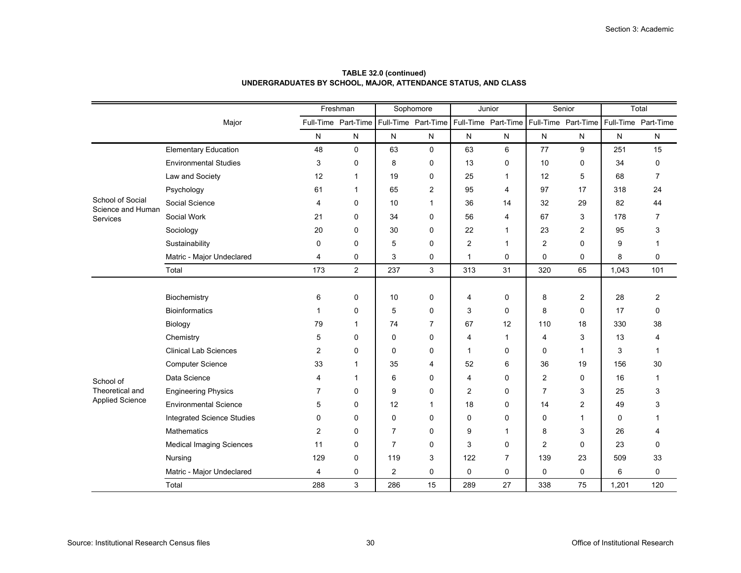**TABLE 32.0 (continued)**
**UNDERGRADUATES BY SCHOOL, MAJOR, ATTENDANCE STATUS, AND CLASS**

| | Major | Freshman | | Sophomore | | Junior | | Senior | | Total | |
|---|---|---|---|---|---|---|---|---|---|---|---|
| | | Full-Time | Part-Time | Full-Time | Part-Time | Full-Time | Part-Time | Full-Time | Part-Time | Full-Time | Part-Time |
| | | N | N | N | N | N | N | N | N | N | N |
| School of Social Science and Human Services | Elementary Education | 48 | 0 | 63 | 0 | 63 | 6 | 77 | 9 | 251 | 15 |
| | Environmental Studies | 3 | 0 | 8 | 0 | 13 | 0 | 10 | 0 | 34 | 0 |
| | Law and Society | 12 | 1 | 19 | 0 | 25 | 1 | 12 | 5 | 68 | 7 |
| | Psychology | 61 | 1 | 65 | 2 | 95 | 4 | 97 | 17 | 318 | 24 |
| | Social Science | 4 | 0 | 10 | 1 | 36 | 14 | 32 | 29 | 82 | 44 |
| | Social Work | 21 | 0 | 34 | 0 | 56 | 4 | 67 | 3 | 178 | 7 |
| | Sociology | 20 | 0 | 30 | 0 | 22 | 1 | 23 | 2 | 95 | 3 |
| | Sustainability | 0 | 0 | 5 | 0 | 2 | 1 | 2 | 0 | 9 | 1 |
| | Matric - Major Undeclared | 4 | 0 | 3 | 0 | 1 | 0 | 0 | 0 | 8 | 0 |
| | Total | 173 | 2 | 237 | 3 | 313 | 31 | 320 | 65 | 1,043 | 101 |
| School of Theoretical and Applied Science | Biochemistry | 6 | 0 | 10 | 0 | 4 | 0 | 8 | 2 | 28 | 2 |
| | Bioinformatics | 1 | 0 | 5 | 0 | 3 | 0 | 8 | 0 | 17 | 0 |
| | Biology | 79 | 1 | 74 | 7 | 67 | 12 | 110 | 18 | 330 | 38 |
| | Chemistry | 5 | 0 | 0 | 0 | 4 | 1 | 4 | 3 | 13 | 4 |
| | Clinical Lab Sciences | 2 | 0 | 0 | 0 | 1 | 0 | 0 | 1 | 3 | 1 |
| | Computer Science | 33 | 1 | 35 | 4 | 52 | 6 | 36 | 19 | 156 | 30 |
| | Data Science | 4 | 1 | 6 | 0 | 4 | 0 | 2 | 0 | 16 | 1 |
| | Engineering Physics | 7 | 0 | 9 | 0 | 2 | 0 | 7 | 3 | 25 | 3 |
| | Environmental Science | 5 | 0 | 12 | 1 | 18 | 0 | 14 | 2 | 49 | 3 |
| | Integrated Science Studies | 0 | 0 | 0 | 0 | 0 | 0 | 0 | 1 | 0 | 1 |
| | Mathematics | 2 | 0 | 7 | 0 | 9 | 1 | 8 | 3 | 26 | 4 |
| | Medical Imaging Sciences | 11 | 0 | 7 | 0 | 3 | 0 | 2 | 0 | 23 | 0 |
| | Nursing | 129 | 0 | 119 | 3 | 122 | 7 | 139 | 23 | 509 | 33 |
| | Matric - Major Undeclared | 4 | 0 | 2 | 0 | 0 | 0 | 0 | 0 | 6 | 0 |
| | Total | 288 | 3 | 286 | 15 | 289 | 27 | 338 | 75 | 1,201 | 120 |

Source: Institutional Research Census files

Office of Institutional Research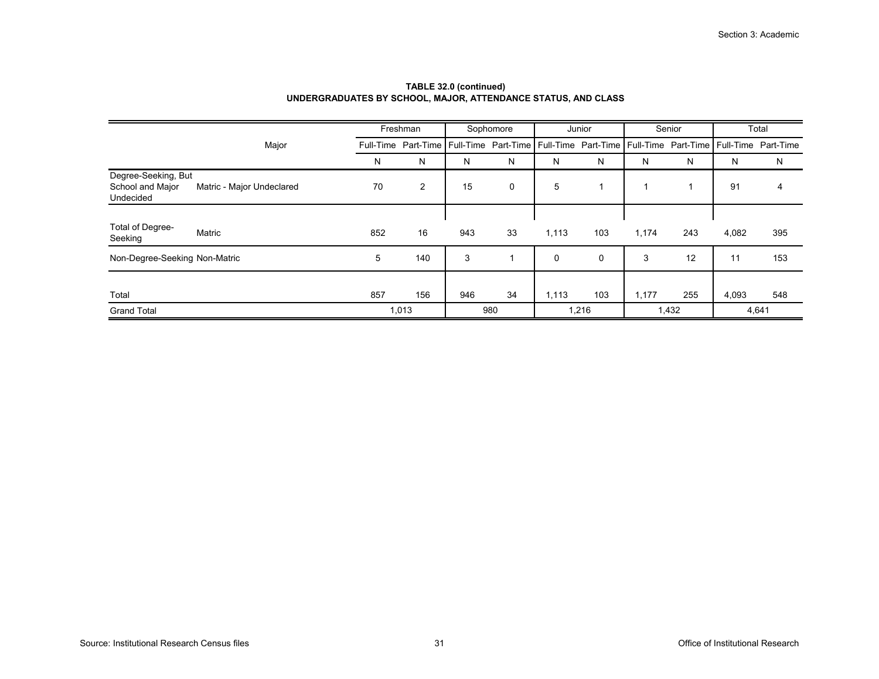**TABLE 32.0 (continued)**
**UNDERGRADUATES BY SCHOOL, MAJOR, ATTENDANCE STATUS, AND CLASS**

| | Major | Freshman | | Sophomore | | Junior | | Senior | | Total | |
|---|---|---|---|---|---|---|---|---|---|---|---|
| | | Full-Time | Part-Time | Full-Time | Part-Time | Full-Time | Part-Time | Full-Time | Part-Time | Full-Time | Part-Time |
| | | N | N | N | N | N | N | N | N | N | N |
| Degree-Seeking, But School and Major Undecided | Matric - Major Undeclared | 70 | 2 | 15 | 0 | 5 | 1 | 1 | 1 | 91 | 4 |
| Total of Degree-Seeking | Matric | 852 | 16 | 943 | 33 | 1,113 | 103 | 1,174 | 243 | 4,082 | 395 |
| Non-Degree-Seeking | Non-Matric | 5 | 140 | 3 | 1 | 0 | 0 | 3 | 12 | 11 | 153 |
| Total | | 857 | 156 | 946 | 34 | 1,113 | 103 | 1,177 | 255 | 4,093 | 548 |
| Grand Total | | 1,013 | | 980 | | 1,216 | | 1,432 | | 4,641 | |

Source: Institutional Research Census files

Office of Institutional Research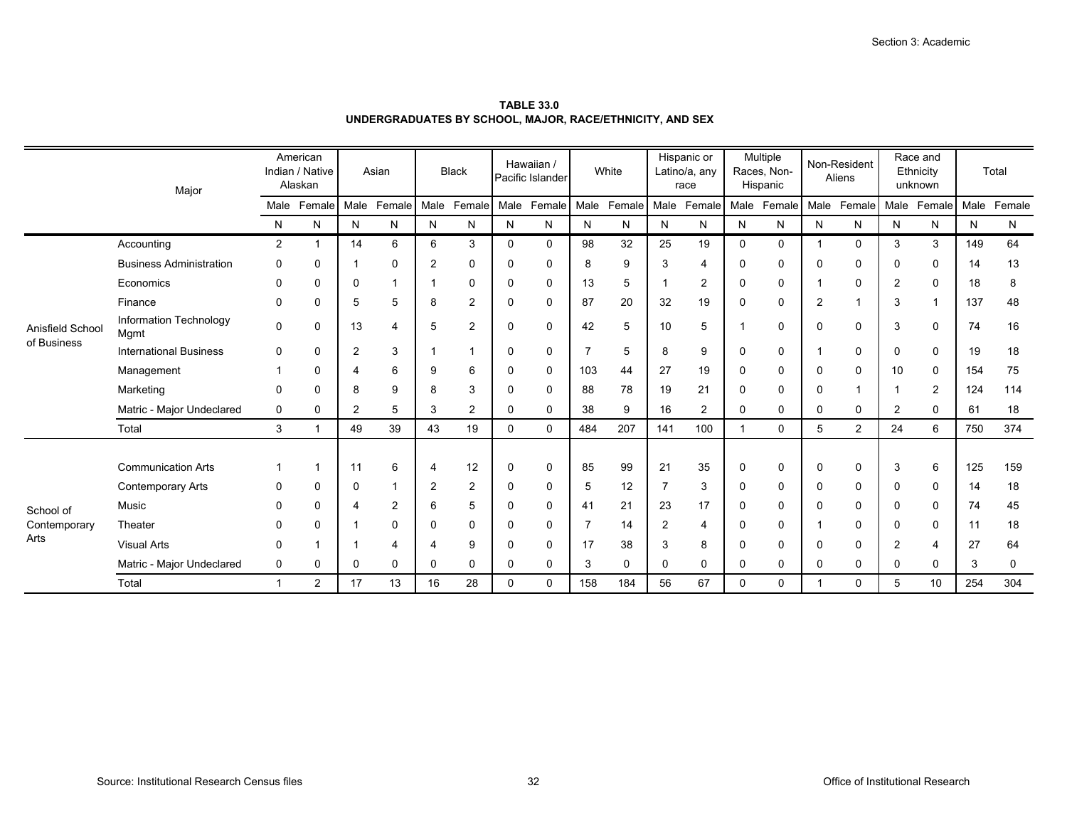**TABLE 33.0**
**UNDERGRADUATES BY SCHOOL, MAJOR, RACE/ETHNICITY, AND SEX**

| | Major | American Indian / Native Alaskan | | Asian | | Black | | Hawaiian / Pacific Islander | | White | | Hispanic or Latino/a, any race | | Multiple Races, Non-Hispanic | | Non-Resident Aliens | | Race and Ethnicity unknown | | Total | |
|---|---|---|---|---|---|---|---|---|---|---|---|---|---|---|---|---|---|---|---|---|---|
| | | Male | Female | Male | Female | Male | Female | Male | Female | Male | Female | Male | Female | Male | Female | Male | Female | Male | Female | Male | Female |
| | | N | N | N | N | N | N | N | N | N | N | N | N | N | N | N | N | N | N | N | N |
| Anisfield School of Business | Accounting | 2 | 1 | 14 | 6 | 6 | 3 | 0 | 0 | 98 | 32 | 25 | 19 | 0 | 0 | 1 | 0 | 3 | 3 | 149 | 64 |
| | Business Administration | 0 | 0 | 1 | 0 | 2 | 0 | 0 | 0 | 8 | 9 | 3 | 4 | 0 | 0 | 0 | 0 | 0 | 0 | 14 | 13 |
| | Economics | 0 | 0 | 0 | 1 | 1 | 0 | 0 | 0 | 13 | 5 | 1 | 2 | 0 | 0 | 1 | 0 | 2 | 0 | 18 | 8 |
| | Finance | 0 | 0 | 5 | 5 | 8 | 2 | 0 | 0 | 87 | 20 | 32 | 19 | 0 | 0 | 2 | 1 | 3 | 1 | 137 | 48 |
| | Information Technology Mgmt | 0 | 0 | 13 | 4 | 5 | 2 | 0 | 0 | 42 | 5 | 10 | 5 | 1 | 0 | 0 | 0 | 3 | 0 | 74 | 16 |
| | International Business | 0 | 0 | 2 | 3 | 1 | 1 | 0 | 0 | 7 | 5 | 8 | 9 | 0 | 0 | 1 | 0 | 0 | 0 | 19 | 18 |
| | Management | 1 | 0 | 4 | 6 | 9 | 6 | 0 | 0 | 103 | 44 | 27 | 19 | 0 | 0 | 0 | 0 | 10 | 0 | 154 | 75 |
| | Marketing | 0 | 0 | 8 | 9 | 8 | 3 | 0 | 0 | 88 | 78 | 19 | 21 | 0 | 0 | 0 | 1 | 1 | 2 | 124 | 114 |
| | Matric - Major Undeclared | 0 | 0 | 2 | 5 | 3 | 2 | 0 | 0 | 38 | 9 | 16 | 2 | 0 | 0 | 0 | 0 | 2 | 0 | 61 | 18 |
| | Total | 3 | 1 | 49 | 39 | 43 | 19 | 0 | 0 | 484 | 207 | 141 | 100 | 1 | 0 | 5 | 2 | 24 | 6 | 750 | 374 |
| School of Contemporary Arts | Communication Arts | 1 | 1 | 11 | 6 | 4 | 12 | 0 | 0 | 85 | 99 | 21 | 35 | 0 | 0 | 0 | 0 | 3 | 6 | 125 | 159 |
| | Contemporary Arts | 0 | 0 | 0 | 1 | 2 | 2 | 0 | 0 | 5 | 12 | 7 | 3 | 0 | 0 | 0 | 0 | 0 | 0 | 14 | 18 |
| | Music | 0 | 0 | 4 | 2 | 6 | 5 | 0 | 0 | 41 | 21 | 23 | 17 | 0 | 0 | 0 | 0 | 0 | 0 | 74 | 45 |
| | Theater | 0 | 0 | 1 | 0 | 0 | 0 | 0 | 0 | 7 | 14 | 2 | 4 | 0 | 0 | 1 | 0 | 0 | 0 | 11 | 18 |
| | Visual Arts | 0 | 1 | 1 | 4 | 4 | 9 | 0 | 0 | 17 | 38 | 3 | 8 | 0 | 0 | 0 | 0 | 2 | 4 | 27 | 64 |
| | Matric - Major Undeclared | 0 | 0 | 0 | 0 | 0 | 0 | 0 | 0 | 3 | 0 | 0 | 0 | 0 | 0 | 0 | 0 | 0 | 0 | 3 | 0 |
| | Total | 1 | 2 | 17 | 13 | 16 | 28 | 0 | 0 | 158 | 184 | 56 | 67 | 0 | 0 | 1 | 0 | 5 | 10 | 254 | 304 |

Source: Institutional Research Census files

Office of Institutional Research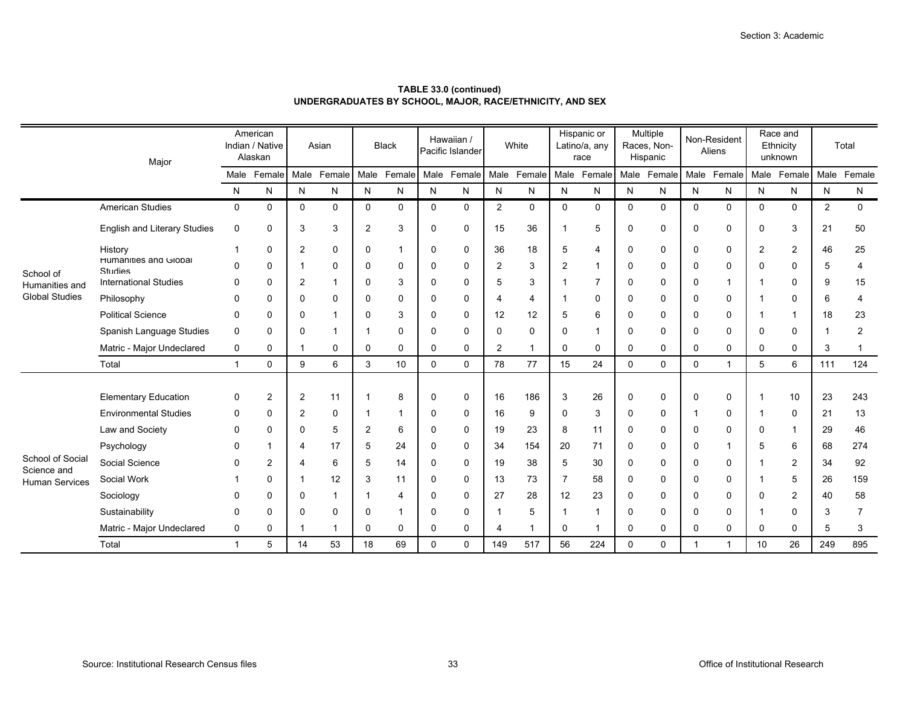**TABLE 33.0 (continued)**
**UNDERGRADUATES BY SCHOOL, MAJOR, RACE/ETHNICITY, AND SEX**

| | Major | American Indian / Native Alaskan | | Asian | | Black | | Hawaiian / Pacific Islander | | White | | Hispanic or Latino/a, any race | | Multiple Races, Non-Hispanic | | Non-Resident Aliens | | Race and Ethnicity unknown | | Total | |
|---|---|---|---|---|---|---|---|---|---|---|---|---|---|---|---|---|---|---|---|---|---|
| | | Male | Female | Male | Female | Male | Female | Male | Female | Male | Female | Male | Female | Male | Female | Male | Female | Male | Female | Male | Female |
| | | N | N | N | N | N | N | N | N | N | N | N | N | N | N | N | N | N | N | N | N |
| School of Humanities and Global Studies | American Studies | 0 | 0 | 0 | 0 | 0 | 0 | 0 | 0 | 2 | 0 | 0 | 0 | 0 | 0 | 0 | 0 | 0 | 0 | 2 | 0 |
| | English and Literary Studies | 0 | 0 | 3 | 3 | 2 | 3 | 0 | 0 | 15 | 36 | 1 | 5 | 0 | 0 | 0 | 0 | 0 | 3 | 21 | 50 |
| | History | 1 | 0 | 2 | 0 | 0 | 1 | 0 | 0 | 36 | 18 | 5 | 4 | 0 | 0 | 0 | 0 | 2 | 2 | 46 | 25 |
| | Humanities and Global Studies | 0 | 0 | 1 | 0 | 0 | 0 | 0 | 0 | 2 | 3 | 2 | 1 | 0 | 0 | 0 | 0 | 0 | 0 | 5 | 4 |
| | International Studies | 0 | 0 | 2 | 1 | 0 | 3 | 0 | 0 | 5 | 3 | 1 | 7 | 0 | 0 | 0 | 1 | 1 | 0 | 9 | 15 |
| | Philosophy | 0 | 0 | 0 | 0 | 0 | 0 | 0 | 0 | 4 | 4 | 1 | 0 | 0 | 0 | 0 | 0 | 1 | 0 | 6 | 4 |
| | Political Science | 0 | 0 | 0 | 1 | 0 | 3 | 0 | 0 | 12 | 12 | 5 | 6 | 0 | 0 | 0 | 0 | 1 | 1 | 18 | 23 |
| | Spanish Language Studies | 0 | 0 | 0 | 1 | 1 | 0 | 0 | 0 | 0 | 0 | 0 | 1 | 0 | 0 | 0 | 0 | 0 | 0 | 1 | 2 |
| | Matric - Major Undeclared | 0 | 0 | 1 | 0 | 0 | 0 | 0 | 0 | 2 | 1 | 0 | 0 | 0 | 0 | 0 | 0 | 0 | 0 | 3 | 1 |
| | Total | 1 | 0 | 9 | 6 | 3 | 10 | 0 | 0 | 78 | 77 | 15 | 24 | 0 | 0 | 0 | 1 | 5 | 6 | 111 | 124 |
| School of Social Science and Human Services | Elementary Education | 0 | 2 | 2 | 11 | 1 | 8 | 0 | 0 | 16 | 186 | 3 | 26 | 0 | 0 | 0 | 0 | 1 | 10 | 23 | 243 |
| | Environmental Studies | 0 | 0 | 2 | 0 | 1 | 1 | 0 | 0 | 16 | 9 | 0 | 3 | 0 | 0 | 1 | 0 | 1 | 0 | 21 | 13 |
| | Law and Society | 0 | 0 | 0 | 5 | 2 | 6 | 0 | 0 | 19 | 23 | 8 | 11 | 0 | 0 | 0 | 0 | 0 | 1 | 29 | 46 |
| | Psychology | 0 | 1 | 4 | 17 | 5 | 24 | 0 | 0 | 34 | 154 | 20 | 71 | 0 | 0 | 0 | 1 | 5 | 6 | 68 | 274 |
| | Social Science | 0 | 2 | 4 | 6 | 5 | 14 | 0 | 0 | 19 | 38 | 5 | 30 | 0 | 0 | 0 | 0 | 1 | 2 | 34 | 92 |
| | Social Work | 1 | 0 | 1 | 12 | 3 | 11 | 0 | 0 | 13 | 73 | 7 | 58 | 0 | 0 | 0 | 0 | 1 | 5 | 26 | 159 |
| | Sociology | 0 | 0 | 0 | 1 | 1 | 4 | 0 | 0 | 27 | 28 | 12 | 23 | 0 | 0 | 0 | 0 | 0 | 2 | 40 | 58 |
| | Sustainability | 0 | 0 | 0 | 0 | 0 | 1 | 0 | 0 | 1 | 5 | 1 | 1 | 0 | 0 | 0 | 0 | 1 | 0 | 3 | 7 |
| | Matric - Major Undeclared | 0 | 0 | 1 | 1 | 0 | 0 | 0 | 0 | 4 | 1 | 0 | 1 | 0 | 0 | 0 | 0 | 0 | 0 | 5 | 3 |
| | Total | 1 | 5 | 14 | 53 | 18 | 69 | 0 | 0 | 149 | 517 | 56 | 224 | 0 | 0 | 1 | 1 | 10 | 26 | 249 | 895 |

Source: Institutional Research Census files

Office of Institutional Research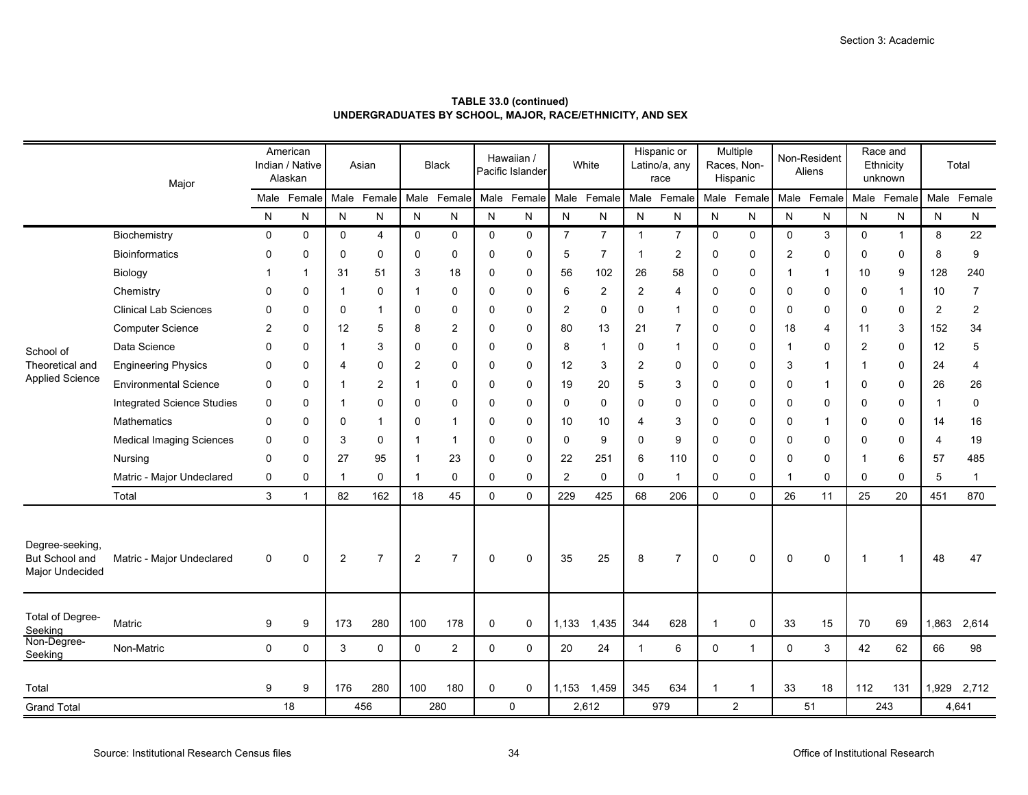**TABLE 33.0 (continued)**
**UNDERGRADUATES BY SCHOOL, MAJOR, RACE/ETHNICITY, AND SEX**

| | Major | American Indian / Native Alaskan | | Asian | | Black | | Hawaiian / Pacific Islander | | White | | Hispanic or Latino/a, any race | | Multiple Races, Non-Hispanic | | Non-Resident Aliens | | Race and Ethnicity unknown | | Total | |
|---|---|---|---|---|---|---|---|---|---|---|---|---|---|---|---|---|---|---|---|---|---|
| | | Male | Female | Male | Female | Male | Female | Male | Female | Male | Female | Male | Female | Male | Female | Male | Female | Male | Female | Male | Female |
| | | N | N | N | N | N | N | N | N | N | N | N | N | N | N | N | N | N | N | N | N |
| School of Theoretical and Applied Science | Biochemistry | 0 | 0 | 0 | 4 | 0 | 0 | 0 | 0 | 7 | 7 | 1 | 7 | 0 | 0 | 0 | 3 | 0 | 1 | 8 | 22 |
| | Bioinformatics | 0 | 0 | 0 | 0 | 0 | 0 | 0 | 0 | 5 | 7 | 1 | 2 | 0 | 0 | 2 | 0 | 0 | 0 | 8 | 9 |
| | Biology | 1 | 1 | 31 | 51 | 3 | 18 | 0 | 0 | 56 | 102 | 26 | 58 | 0 | 0 | 1 | 1 | 10 | 9 | 128 | 240 |
| | Chemistry | 0 | 0 | 1 | 0 | 1 | 0 | 0 | 0 | 6 | 2 | 2 | 4 | 0 | 0 | 0 | 0 | 0 | 1 | 10 | 7 |
| | Clinical Lab Sciences | 0 | 0 | 0 | 1 | 0 | 0 | 0 | 0 | 2 | 0 | 0 | 1 | 0 | 0 | 0 | 0 | 0 | 0 | 2 | 2 |
| | Computer Science | 2 | 0 | 12 | 5 | 8 | 2 | 0 | 0 | 80 | 13 | 21 | 7 | 0 | 0 | 18 | 4 | 11 | 3 | 152 | 34 |
| | Data Science | 0 | 0 | 1 | 3 | 0 | 0 | 0 | 0 | 8 | 1 | 0 | 1 | 0 | 0 | 1 | 0 | 2 | 0 | 12 | 5 |
| | Engineering Physics | 0 | 0 | 4 | 0 | 2 | 0 | 0 | 0 | 12 | 3 | 2 | 0 | 0 | 0 | 3 | 1 | 1 | 0 | 24 | 4 |
| | Environmental Science | 0 | 0 | 1 | 2 | 1 | 0 | 0 | 0 | 19 | 20 | 5 | 3 | 0 | 0 | 0 | 1 | 0 | 0 | 26 | 26 |
| | Integrated Science Studies | 0 | 0 | 1 | 0 | 0 | 0 | 0 | 0 | 0 | 0 | 0 | 0 | 0 | 0 | 0 | 0 | 0 | 0 | 1 | 0 |
| | Mathematics | 0 | 0 | 0 | 1 | 0 | 1 | 0 | 0 | 10 | 10 | 4 | 3 | 0 | 0 | 0 | 1 | 0 | 0 | 14 | 16 |
| | Medical Imaging Sciences | 0 | 0 | 3 | 0 | 1 | 1 | 0 | 0 | 0 | 9 | 0 | 9 | 0 | 0 | 0 | 0 | 0 | 0 | 4 | 19 |
| | Nursing | 0 | 0 | 27 | 95 | 1 | 23 | 0 | 0 | 22 | 251 | 6 | 110 | 0 | 0 | 0 | 0 | 1 | 6 | 57 | 485 |
| | Matric - Major Undeclared | 0 | 0 | 1 | 0 | 1 | 0 | 0 | 0 | 2 | 0 | 0 | 1 | 0 | 0 | 1 | 0 | 0 | 0 | 5 | 1 |
| | Total | 3 | 1 | 82 | 162 | 18 | 45 | 0 | 0 | 229 | 425 | 68 | 206 | 0 | 0 | 26 | 11 | 25 | 20 | 451 | 870 |
| Degree-seeking, But School and Major Undecided | Matric - Major Undeclared | 0 | 0 | 2 | 7 | 2 | 7 | 0 | 0 | 35 | 25 | 8 | 7 | 0 | 0 | 0 | 0 | 1 | 1 | 48 | 47 |
| Total of Degree-Seeking | Matric | 9 | 9 | 173 | 280 | 100 | 178 | 0 | 0 | 1,133 | 1,435 | 344 | 628 | 1 | 0 | 33 | 15 | 70 | 69 | 1,863 | 2,614 |
| Non-Degree-Seeking | Non-Matric | 0 | 0 | 3 | 0 | 0 | 2 | 0 | 0 | 20 | 24 | 1 | 6 | 0 | 1 | 0 | 3 | 42 | 62 | 66 | 98 |
| Total | | 9 | 9 | 176 | 280 | 100 | 180 | 0 | 0 | 1,153 | 1,459 | 345 | 634 | 1 | 1 | 33 | 18 | 112 | 131 | 1,929 | 2,712 |
| Grand Total | | 18 | | 456 | | 280 | | 0 | | 2,612 | | 979 | | 2 | | 51 | | 243 | | 4,641 | |

Source: Institutional Research Census files

Office of Institutional Research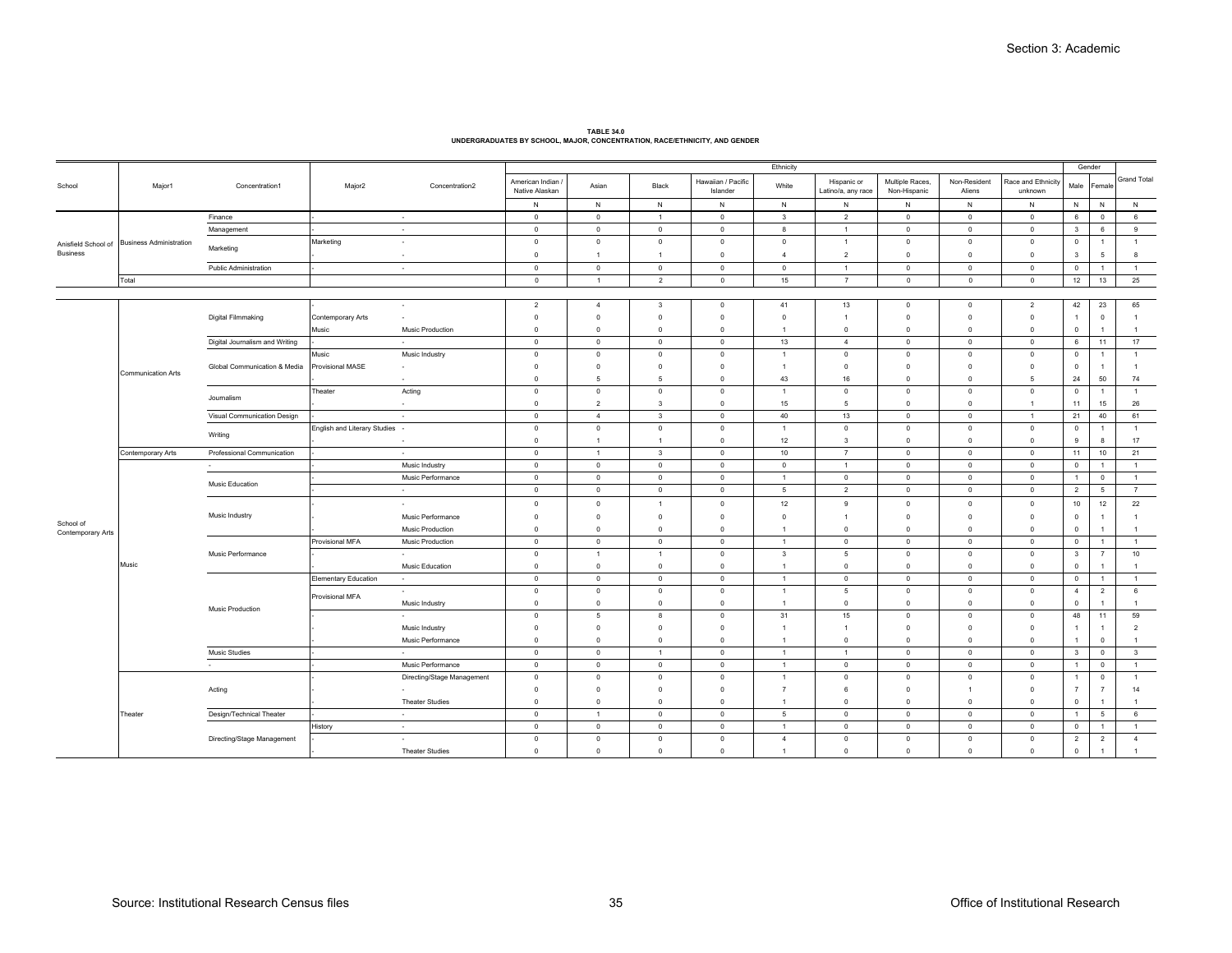**TABLE 34.0**
**UNDERGRADUATES BY SCHOOL, MAJOR, CONCENTRATION, RACE/ETHNICITY, AND GENDER**

| School | Major1 | Concentration1 | Major2 | Concentration2 | Ethnicity | | | | | | | | | Gender | | Grand Total |
|---|---|---|---|---|---|---|---|---|---|---|---|---|---|---|---|---|
| | | | | | American Indian / Native Alaskan | Asian | Black | Hawaiian / Pacific Islander | White | Hispanic or Latino/a, any race | Multiple Races, Non-Hispanic | Non-Resident Aliens | Race and Ethnicity unknown | Male | Female | |
| | | | | | N | N | N | N | N | N | N | N | N | N | N | N |
| Anisfield School of Business | Business Administration | Finance | - | - | 0 | 0 | 1 | 0 | 3 | 2 | 0 | 0 | 0 | 6 | 0 | 6 |
| | | Management | - | - | 0 | 0 | 0 | 0 | 8 | 1 | 0 | 0 | 0 | 3 | 6 | 9 |
| | | Marketing | Marketing | - | 0 | 0 | 0 | 0 | 0 | 1 | 0 | 0 | 0 | 0 | 1 | 1 |
| | | | - | - | 0 | 1 | 1 | 0 | 4 | 2 | 0 | 0 | 0 | 3 | 5 | 8 |
| | | Public Administration | - | - | 0 | 0 | 0 | 0 | 0 | 1 | 0 | 0 | 0 | 0 | 1 | 1 |
| | Total | | | | 0 | 1 | 2 | 0 | 15 | 7 | 0 | 0 | 0 | 12 | 13 | 25 |
| School of Contemporary Arts | Communication Arts | - | - | - | 2 | 4 | 3 | 0 | 41 | 13 | 0 | 0 | 2 | 42 | 23 | 65 |
| | | Digital Filmmaking | Contemporary Arts | - | 0 | 0 | 0 | 0 | 0 | 1 | 0 | 0 | 0 | 1 | 0 | 1 |
| | | | Music | Music Production | 0 | 0 | 0 | 0 | 1 | 0 | 0 | 0 | 0 | 0 | 1 | 1 |
| | | Digital Journalism and Writing | - | - | 0 | 0 | 0 | 0 | 13 | 4 | 0 | 0 | 0 | 6 | 11 | 17 |
| | | Global Communication & Media | Music | Music Industry | 0 | 0 | 0 | 0 | 1 | 0 | 0 | 0 | 0 | 0 | 1 | 1 |
| | | | Provisional MASE | - | 0 | 0 | 0 | 0 | 1 | 0 | 0 | 0 | 0 | 0 | 1 | 1 |
| | | | - | - | 0 | 5 | 5 | 0 | 43 | 16 | 0 | 0 | 5 | 24 | 50 | 74 |
| | | Journalism | Theater | Acting | 0 | 0 | 0 | 0 | 1 | 0 | 0 | 0 | 0 | 0 | 1 | 1 |
| | | | - | - | 0 | 2 | 3 | 0 | 15 | 5 | 0 | 0 | 1 | 11 | 15 | 26 |
| | | Visual Communication Design | - | - | 0 | 4 | 3 | 0 | 40 | 13 | 0 | 0 | 1 | 21 | 40 | 61 |
| | | Writing | English and Literary Studies | - | 0 | 0 | 0 | 0 | 1 | 0 | 0 | 0 | 0 | 0 | 1 | 1 |
| | | | - | - | 0 | 1 | 1 | 0 | 12 | 3 | 0 | 0 | 0 | 9 | 8 | 17 |
| | Contemporary Arts | Professional Communication | - | - | 0 | 1 | 3 | 0 | 10 | 7 | 0 | 0 | 0 | 11 | 10 | 21 |
| | Music | - | - | Music Industry | 0 | 0 | 0 | 0 | 0 | 1 | 0 | 0 | 0 | 0 | 1 | 1 |
| | | Music Education | - | Music Performance | 0 | 0 | 0 | 0 | 1 | 0 | 0 | 0 | 0 | 1 | 0 | 1 |
| | | | - | - | 0 | 0 | 0 | 0 | 5 | 2 | 0 | 0 | 0 | 2 | 5 | 7 |
| | | Music Industry | - | - | 0 | 0 | 1 | 0 | 12 | 9 | 0 | 0 | 0 | 10 | 12 | 22 |
| | | | - | Music Performance | 0 | 0 | 0 | 0 | 0 | 1 | 0 | 0 | 0 | 0 | 1 | 1 |
| | | | - | Music Production | 0 | 0 | 0 | 0 | 1 | 0 | 0 | 0 | 0 | 0 | 1 | 1 |
| | | Music Performance | Provisional MFA | Music Production | 0 | 0 | 0 | 0 | 1 | 0 | 0 | 0 | 0 | 0 | 1 | 1 |
| | | | - | - | 0 | 1 | 1 | 0 | 3 | 5 | 0 | 0 | 0 | 3 | 7 | 10 |
| | | | - | Music Education | 0 | 0 | 0 | 0 | 1 | 0 | 0 | 0 | 0 | 0 | 1 | 1 |
| | | Music Production | Elementary Education | - | 0 | 0 | 0 | 0 | 1 | 0 | 0 | 0 | 0 | 0 | 1 | 1 |
| | | | Provisional MFA | - | 0 | 0 | 0 | 0 | 1 | 5 | 0 | 0 | 0 | 4 | 2 | 6 |
| | | | | Music Industry | 0 | 0 | 0 | 0 | 1 | 0 | 0 | 0 | 0 | 0 | 1 | 1 |
| | | | - | - | 0 | 5 | 8 | 0 | 31 | 15 | 0 | 0 | 0 | 48 | 11 | 59 |
| | | | - | Music Industry | 0 | 0 | 0 | 0 | 1 | 1 | 0 | 0 | 0 | 1 | 1 | 2 |
| | | | - | Music Performance | 0 | 0 | 0 | 0 | 1 | 0 | 0 | 0 | 0 | 1 | 0 | 1 |
| | | Music Studies | - | - | 0 | 0 | 1 | 0 | 1 | 1 | 0 | 0 | 0 | 3 | 0 | 3 |
| | | - | - | Music Performance | 0 | 0 | 0 | 0 | 1 | 0 | 0 | 0 | 0 | 1 | 0 | 1 |
| | Theater | Acting | - | Directing/Stage Management | 0 | 0 | 0 | 0 | 1 | 0 | 0 | 0 | 0 | 1 | 0 | 1 |
| | | | - | - | 0 | 0 | 0 | 0 | 7 | 6 | 0 | 1 | 0 | 7 | 7 | 14 |
| | | | - | Theater Studies | 0 | 0 | 0 | 0 | 1 | 0 | 0 | 0 | 0 | 0 | 1 | 1 |
| | | Design/Technical Theater | - | - | 0 | 1 | 0 | 0 | 5 | 0 | 0 | 0 | 0 | 1 | 5 | 6 |
| | | Directing/Stage Management | History | - | 0 | 0 | 0 | 0 | 1 | 0 | 0 | 0 | 0 | 0 | 1 | 1 |
| | | | - | - | 0 | 0 | 0 | 0 | 4 | 0 | 0 | 0 | 0 | 2 | 2 | 4 |
| | | | - | Theater Studies | 0 | 0 | 0 | 0 | 1 | 0 | 0 | 0 | 0 | 0 | 1 | 1 |

Source: Institutional Research Census files

Office of Institutional Research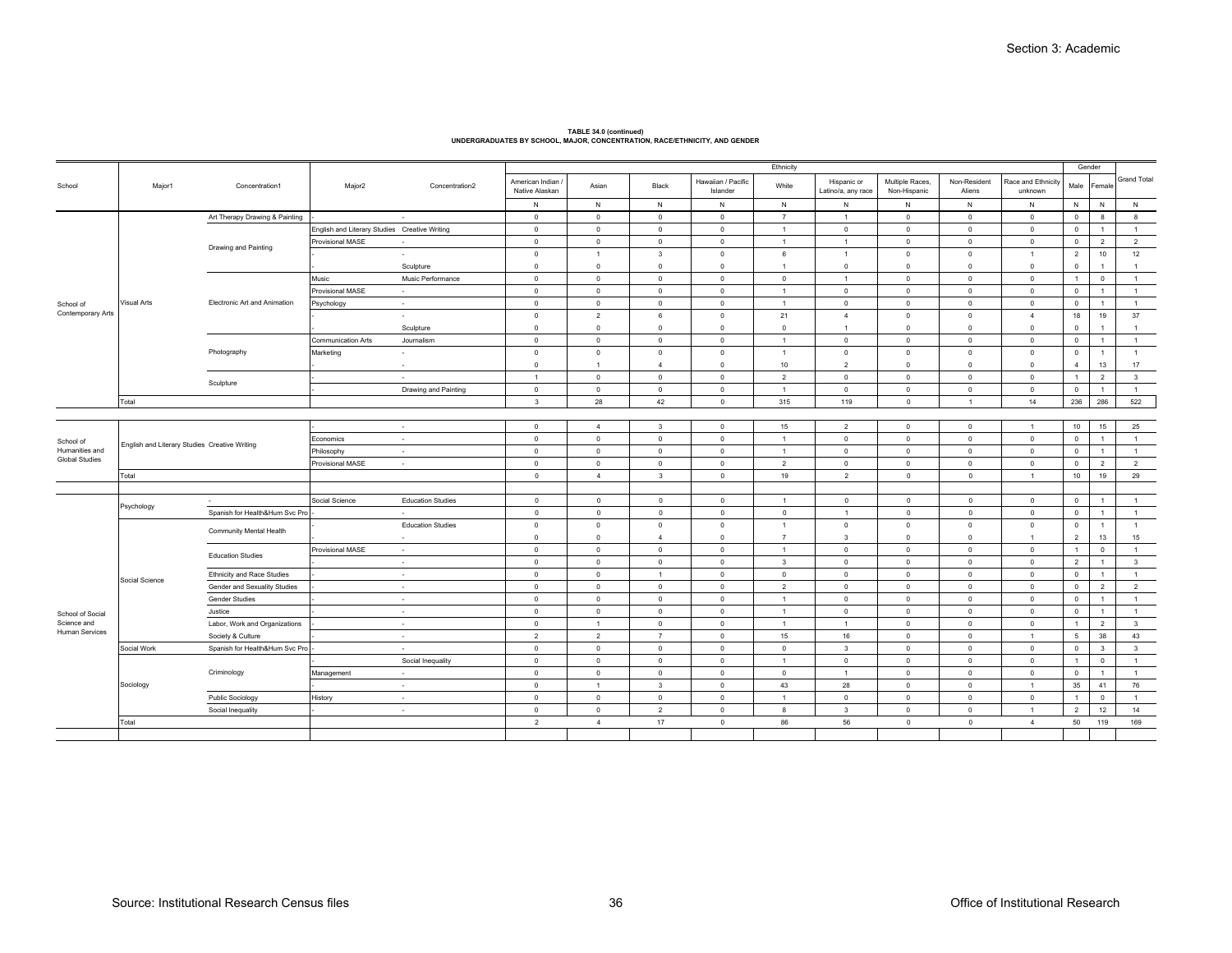**TABLE 34.0 (continued)**
**UNDERGRADUATES BY SCHOOL, MAJOR, CONCENTRATION, RACE/ETHNICITY, AND GENDER**

| School | Major1 | Concentration1 | Major2 | Concentration2 | Ethnicity | | | | | | | | | Gender | | Grand Total |
|---|---|---|---|---|---|---|---|---|---|---|---|---|---|---|---|---|
| | | | | | American Indian / Native Alaskan | Asian | Black | Hawaiian / Pacific Islander | White | Hispanic or Latino/a, any race | Multiple Races, Non-Hispanic | Non-Resident Aliens | Race and Ethnicity unknown | Male | Female | |
| | | | | | N | N | N | N | N | N | N | N | N | N | N | N |
| School of Contemporary Arts | Visual Arts | Art Therapy Drawing & Painting | - | - | 0 | 0 | 0 | 0 | 7 | 1 | 0 | 0 | 0 | 0 | 8 | 8 |
| | | Drawing and Painting | English and Literary Studies | Creative Writing | 0 | 0 | 0 | 0 | 1 | 0 | 0 | 0 | 0 | 0 | 1 | 1 |
| | | | Provisional MASE | - | 0 | 0 | 0 | 0 | 1 | 1 | 0 | 0 | 0 | 0 | 2 | 2 |
| | | | - | - | 0 | 1 | 3 | 0 | 6 | 1 | 0 | 0 | 1 | 2 | 10 | 12 |
| | | | - | Sculpture | 0 | 0 | 0 | 0 | 1 | 0 | 0 | 0 | 0 | 0 | 1 | 1 |
| | | Electronic Art and Animation | Music | Music Performance | 0 | 0 | 0 | 0 | 0 | 1 | 0 | 0 | 0 | 1 | 0 | 1 |
| | | | Provisional MASE | - | 0 | 0 | 0 | 0 | 1 | 0 | 0 | 0 | 0 | 0 | 1 | 1 |
| | | | Psychology | - | 0 | 0 | 0 | 0 | 1 | 0 | 0 | 0 | 0 | 0 | 1 | 1 |
| | | | - | - | 0 | 2 | 6 | 0 | 21 | 4 | 0 | 0 | 4 | 18 | 19 | 37 |
| | | | - | Sculpture | 0 | 0 | 0 | 0 | 0 | 1 | 0 | 0 | 0 | 0 | 1 | 1 |
| | | Photography | Communication Arts | Journalism | 0 | 0 | 0 | 0 | 1 | 0 | 0 | 0 | 0 | 0 | 1 | 1 |
| | | | Marketing | - | 0 | 0 | 0 | 0 | 1 | 0 | 0 | 0 | 0 | 0 | 1 | 1 |
| | | | - | - | 0 | 1 | 4 | 0 | 10 | 2 | 0 | 0 | 0 | 4 | 13 | 17 |
| | | Sculpture | - | - | 1 | 0 | 0 | 0 | 2 | 0 | 0 | 0 | 0 | 1 | 2 | 3 |
| | | | - | Drawing and Painting | 0 | 0 | 0 | 0 | 1 | 0 | 0 | 0 | 0 | 0 | 1 | 1 |
| | Total | | | | 3 | 28 | 42 | 0 | 315 | 119 | 0 | 1 | 14 | 236 | 286 | 522 |
| School of Humanities and Global Studies | English and Literary Studies | Creative Writing | - | - | 0 | 4 | 3 | 0 | 15 | 2 | 0 | 0 | 1 | 10 | 15 | 25 |
| | | | Economics | - | 0 | 0 | 0 | 0 | 1 | 0 | 0 | 0 | 0 | 0 | 1 | 1 |
| | | | Philosophy | - | 0 | 0 | 0 | 0 | 1 | 0 | 0 | 0 | 0 | 0 | 1 | 1 |
| | | | Provisional MASE | - | 0 | 0 | 0 | 0 | 2 | 0 | 0 | 0 | 0 | 0 | 2 | 2 |
| | Total | | | | 0 | 4 | 3 | 0 | 19 | 2 | 0 | 0 | 1 | 10 | 19 | 29 |
| School of Social Science and Human Services | Psychology | - | Social Science | Education Studies | 0 | 0 | 0 | 0 | 1 | 0 | 0 | 0 | 0 | 0 | 1 | 1 |
| | | Spanish for Health&Hum Svc Pro | - | - | 0 | 0 | 0 | 0 | 0 | 1 | 0 | 0 | 0 | 0 | 1 | 1 |
| | Social Science | Community Mental Health | - | Education Studies | 0 | 0 | 0 | 0 | 1 | 0 | 0 | 0 | 0 | 0 | 1 | 1 |
| | | | - | - | 0 | 0 | 4 | 0 | 7 | 3 | 0 | 0 | 1 | 2 | 13 | 15 |
| | | Education Studies | Provisional MASE | - | 0 | 0 | 0 | 0 | 1 | 0 | 0 | 0 | 0 | 1 | 0 | 1 |
| | | | - | - | 0 | 0 | 0 | 0 | 3 | 0 | 0 | 0 | 0 | 2 | 1 | 3 |
| | | Ethnicity and Race Studies | - | - | 0 | 0 | 1 | 0 | 0 | 0 | 0 | 0 | 0 | 0 | 1 | 1 |
| | | Gender and Sexuality Studies | - | - | 0 | 0 | 0 | 0 | 2 | 0 | 0 | 0 | 0 | 0 | 2 | 2 |
| | | Gender Studies | - | - | 0 | 0 | 0 | 0 | 1 | 0 | 0 | 0 | 0 | 0 | 1 | 1 |
| | | Justice | - | - | 0 | 0 | 0 | 0 | 1 | 0 | 0 | 0 | 0 | 0 | 1 | 1 |
| | | Labor, Work and Organizations | - | - | 0 | 1 | 0 | 0 | 1 | 1 | 0 | 0 | 0 | 1 | 2 | 3 |
| | | Society & Culture | - | - | 2 | 2 | 7 | 0 | 15 | 16 | 0 | 0 | 1 | 5 | 38 | 43 |
| | Social Work | Spanish for Health&Hum Svc Pro | - | - | 0 | 0 | 0 | 0 | 0 | 3 | 0 | 0 | 0 | 0 | 3 | 3 |
| | Sociology | Criminology | - | Social Inequality | 0 | 0 | 0 | 0 | 1 | 0 | 0 | 0 | 0 | 1 | 0 | 1 |
| | | | Management | - | 0 | 0 | 0 | 0 | 0 | 1 | 0 | 0 | 0 | 0 | 1 | 1 |
| | | | - | - | 0 | 1 | 3 | 0 | 43 | 28 | 0 | 0 | 1 | 35 | 41 | 76 |
| | | Public Sociology | History | - | 0 | 0 | 0 | 0 | 1 | 0 | 0 | 0 | 0 | 1 | 0 | 1 |
| | | Social Inequality | - | - | 0 | 0 | 2 | 0 | 8 | 3 | 0 | 0 | 1 | 2 | 12 | 14 |
| | Total | | | | 2 | 4 | 17 | 0 | 86 | 56 | 0 | 0 | 4 | 50 | 119 | 169 |

Source: Institutional Research Census files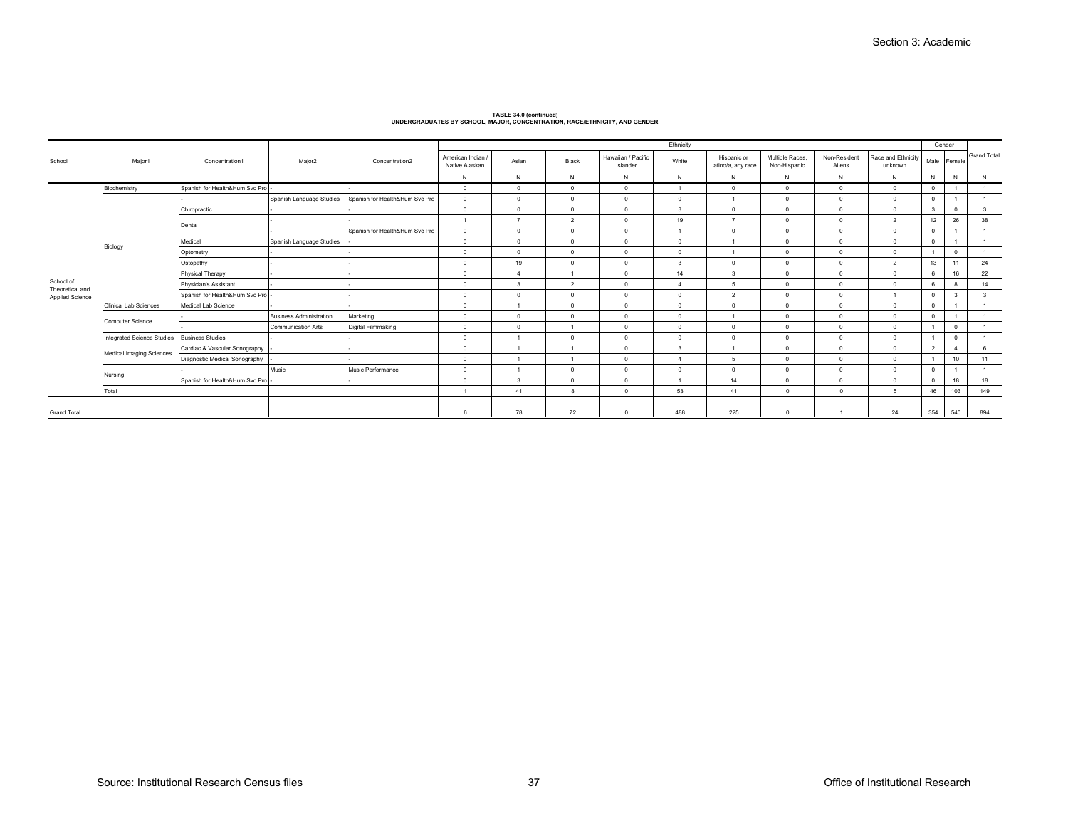**TABLE 34.0 (continued)**
**UNDERGRADUATES BY SCHOOL, MAJOR, CONCENTRATION, RACE/ETHNICITY, AND GENDER**

| School | Major1 | Concentration1 | Major2 | Concentration2 | Ethnicity | | | | | | | | | Gender | | Grand Total |
|---|---|---|---|---|---|---|---|---|---|---|---|---|---|---|---|---|
| | | | | | American Indian / Native Alaskan | Asian | Black | Hawaiian / Pacific Islander | White | Hispanic or Latino/a, any race | Multiple Races, Non-Hispanic | Non-Resident Aliens | Race and Ethnicity unknown | Male | Female | |
| | | | | | N | N | N | N | N | N | N | N | N | N | N | N |
| School of Theoretical and Applied Science | Biochemistry | Spanish for Health&Hum Svc Pro | - | - | 0 | 0 | 0 | 0 | 1 | 0 | 0 | 0 | 0 | 0 | 1 | 1 |
| | Biology | - | Spanish Language Studies | Spanish for Health&Hum Svc Pro | 0 | 0 | 0 | 0 | 0 | 1 | 0 | 0 | 0 | 0 | 1 | 1 |
| | | Chiropractic | - | - | 0 | 0 | 0 | 0 | 3 | 0 | 0 | 0 | 0 | 3 | 0 | 3 |
| | | Dental | - | - | 1 | 7 | 2 | 0 | 19 | 7 | 0 | 0 | 2 | 12 | 26 | 38 |
| | | | - | Spanish for Health&Hum Svc Pro | 0 | 0 | 0 | 0 | 1 | 0 | 0 | 0 | 0 | 0 | 1 | 1 |
| | | Medical | Spanish Language Studies | - | 0 | 0 | 0 | 0 | 0 | 1 | 0 | 0 | 0 | 0 | 1 | 1 |
| | | Optometry | - | - | 0 | 0 | 0 | 0 | 0 | 1 | 0 | 0 | 0 | 1 | 0 | 1 |
| | | Ostopathy | - | - | 0 | 19 | 0 | 0 | 3 | 0 | 0 | 0 | 2 | 13 | 11 | 24 |
| | | Physical Therapy | - | - | 0 | 4 | 1 | 0 | 14 | 3 | 0 | 0 | 0 | 6 | 16 | 22 |
| | | Physician's Assistant | - | - | 0 | 3 | 2 | 0 | 4 | 5 | 0 | 0 | 0 | 6 | 8 | 14 |
| | | Spanish for Health&Hum Svc Pro | - | - | 0 | 0 | 0 | 0 | 0 | 2 | 0 | 0 | 1 | 0 | 3 | 3 |
| | Clinical Lab Sciences | Medical Lab Science | - | - | 0 | 1 | 0 | 0 | 0 | 0 | 0 | 0 | 0 | 0 | 1 | 1 |
| | Computer Science | - | Business Administration | Marketing | 0 | 0 | 0 | 0 | 0 | 1 | 0 | 0 | 0 | 0 | 1 | 1 |
| | | - | Communication Arts | Digital Filmmaking | 0 | 0 | 1 | 0 | 0 | 0 | 0 | 0 | 0 | 1 | 0 | 1 |
| | Integrated Science Studies | Business Studies | - | - | 0 | 1 | 0 | 0 | 0 | 0 | 0 | 0 | 0 | 1 | 0 | 1 |
| | Medical Imaging Sciences | Cardiac & Vascular Sonography | - | - | 0 | 1 | 1 | 0 | 3 | 1 | 0 | 0 | 0 | 2 | 4 | 6 |
| | | Diagnostic Medical Sonography | - | - | 0 | 1 | 1 | 0 | 4 | 5 | 0 | 0 | 0 | 1 | 10 | 11 |
| | Nursing | - | Music | Music Performance | 0 | 1 | 0 | 0 | 0 | 0 | 0 | 0 | 0 | 0 | 1 | 1 |
| | | Spanish for Health&Hum Svc Pro | - | - | 0 | 3 | 0 | 0 | 1 | 14 | 0 | 0 | 0 | 0 | 18 | 18 |
| | Total | | | | 1 | 41 | 8 | 0 | 53 | 41 | 0 | 0 | 5 | 46 | 103 | 149 |
| Grand Total | | | | | 6 | 78 | 72 | 0 | 488 | 225 | 0 | 1 | 24 | 354 | 540 | 894 |

Source: Institutional Research Census files

Office of Institutional Research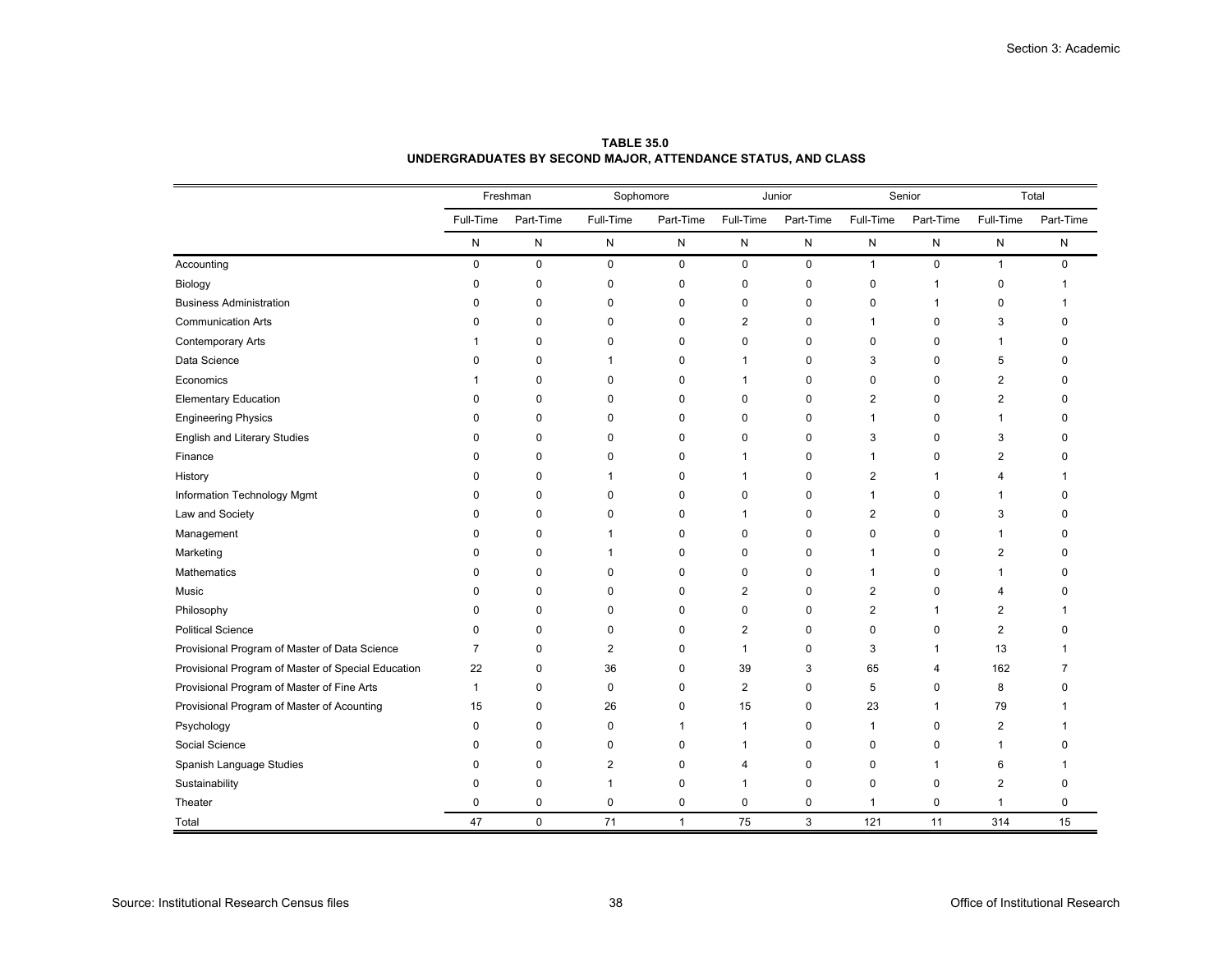**TABLE 35.0**
**UNDERGRADUATES BY SECOND MAJOR, ATTENDANCE STATUS, AND CLASS**

| | Freshman | | Sophomore | | Junior | | Senior | | Total | |
|---|---|---|---|---|---|---|---|---|---|---|
| | Full-Time | Part-Time | Full-Time | Part-Time | Full-Time | Part-Time | Full-Time | Part-Time | Full-Time | Part-Time |
| | N | N | N | N | N | N | N | N | N | N |
| Accounting | 0 | 0 | 0 | 0 | 0 | 0 | 1 | 0 | 1 | 0 |
| Biology | 0 | 0 | 0 | 0 | 0 | 0 | 0 | 1 | 0 | 1 |
| Business Administration | 0 | 0 | 0 | 0 | 0 | 0 | 0 | 1 | 0 | 1 |
| Communication Arts | 0 | 0 | 0 | 0 | 2 | 0 | 1 | 0 | 3 | 0 |
| Contemporary Arts | 1 | 0 | 0 | 0 | 0 | 0 | 0 | 0 | 1 | 0 |
| Data Science | 0 | 0 | 1 | 0 | 1 | 0 | 3 | 0 | 5 | 0 |
| Economics | 1 | 0 | 0 | 0 | 1 | 0 | 0 | 0 | 2 | 0 |
| Elementary Education | 0 | 0 | 0 | 0 | 0 | 0 | 2 | 0 | 2 | 0 |
| Engineering Physics | 0 | 0 | 0 | 0 | 0 | 0 | 1 | 0 | 1 | 0 |
| English and Literary Studies | 0 | 0 | 0 | 0 | 0 | 0 | 3 | 0 | 3 | 0 |
| Finance | 0 | 0 | 0 | 0 | 1 | 0 | 1 | 0 | 2 | 0 |
| History | 0 | 0 | 1 | 0 | 1 | 0 | 2 | 1 | 4 | 1 |
| Information Technology Mgmt | 0 | 0 | 0 | 0 | 0 | 0 | 1 | 0 | 1 | 0 |
| Law and Society | 0 | 0 | 0 | 0 | 1 | 0 | 2 | 0 | 3 | 0 |
| Management | 0 | 0 | 1 | 0 | 0 | 0 | 0 | 0 | 1 | 0 |
| Marketing | 0 | 0 | 1 | 0 | 0 | 0 | 1 | 0 | 2 | 0 |
| Mathematics | 0 | 0 | 0 | 0 | 0 | 0 | 1 | 0 | 1 | 0 |
| Music | 0 | 0 | 0 | 0 | 2 | 0 | 2 | 0 | 4 | 0 |
| Philosophy | 0 | 0 | 0 | 0 | 0 | 0 | 2 | 1 | 2 | 1 |
| Political Science | 0 | 0 | 0 | 0 | 2 | 0 | 0 | 0 | 2 | 0 |
| Provisional Program of Master of Data Science | 7 | 0 | 2 | 0 | 1 | 0 | 3 | 1 | 13 | 1 |
| Provisional Program of Master of Special Education | 22 | 0 | 36 | 0 | 39 | 3 | 65 | 4 | 162 | 7 |
| Provisional Program of Master of Fine Arts | 1 | 0 | 0 | 0 | 2 | 0 | 5 | 0 | 8 | 0 |
| Provisional Program of Master of Acounting | 15 | 0 | 26 | 0 | 15 | 0 | 23 | 1 | 79 | 1 |
| Psychology | 0 | 0 | 0 | 1 | 1 | 0 | 1 | 0 | 2 | 1 |
| Social Science | 0 | 0 | 0 | 0 | 1 | 0 | 0 | 0 | 1 | 0 |
| Spanish Language Studies | 0 | 0 | 2 | 0 | 4 | 0 | 0 | 1 | 6 | 1 |
| Sustainability | 0 | 0 | 1 | 0 | 1 | 0 | 0 | 0 | 2 | 0 |
| Theater | 0 | 0 | 0 | 0 | 0 | 0 | 1 | 0 | 1 | 0 |
| Total | 47 | 0 | 71 | 1 | 75 | 3 | 121 | 11 | 314 | 15 |

Source: Institutional Research Census files

Office of Institutional Research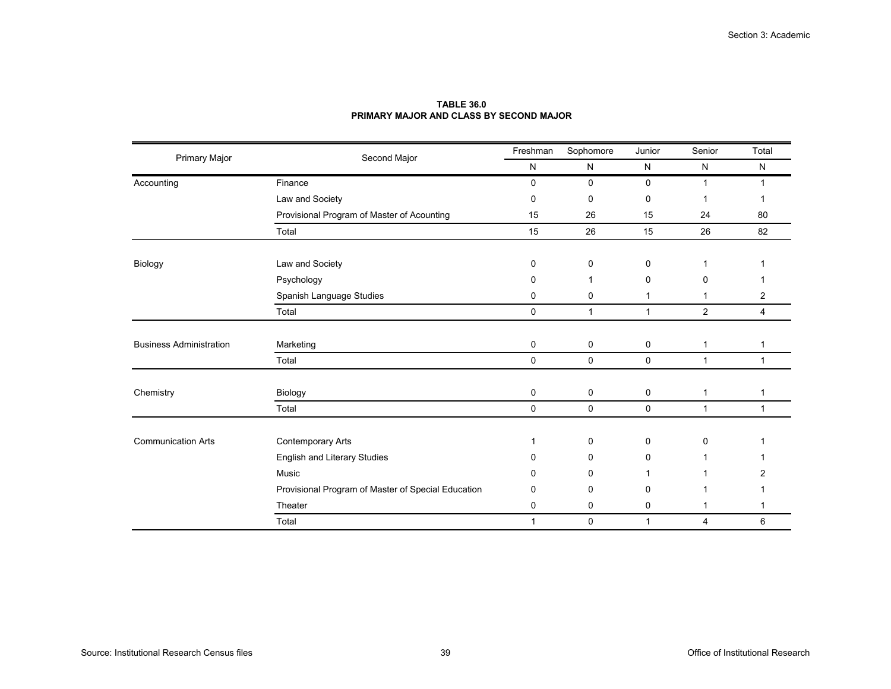**TABLE 36.0**
**PRIMARY MAJOR AND CLASS BY SECOND MAJOR**

| Primary Major | Second Major | Freshman | Sophomore | Junior | Senior | Total |
|---|---|---|---|---|---|---|
| | | N | N | N | N | N |
| Accounting | Finance | 0 | 0 | 0 | 1 | 1 |
| | Law and Society | 0 | 0 | 0 | 1 | 1 |
| | Provisional Program of Master of Acounting | 15 | 26 | 15 | 24 | 80 |
| | Total | 15 | 26 | 15 | 26 | 82 |
| Biology | Law and Society | 0 | 0 | 0 | 1 | 1 |
| | Psychology | 0 | 1 | 0 | 0 | 1 |
| | Spanish Language Studies | 0 | 0 | 1 | 1 | 2 |
| | Total | 0 | 1 | 1 | 2 | 4 |
| Business Administration | Marketing | 0 | 0 | 0 | 1 | 1 |
| | Total | 0 | 0 | 0 | 1 | 1 |
| Chemistry | Biology | 0 | 0 | 0 | 1 | 1 |
| | Total | 0 | 0 | 0 | 1 | 1 |
| Communication Arts | Contemporary Arts | 1 | 0 | 0 | 0 | 1 |
| | English and Literary Studies | 0 | 0 | 0 | 1 | 1 |
| | Music | 0 | 0 | 1 | 1 | 2 |
| | Provisional Program of Master of Special Education | 0 | 0 | 0 | 1 | 1 |
| | Theater | 0 | 0 | 0 | 1 | 1 |
| | Total | 1 | 0 | 1 | 4 | 6 |

Source: Institutional Research Census files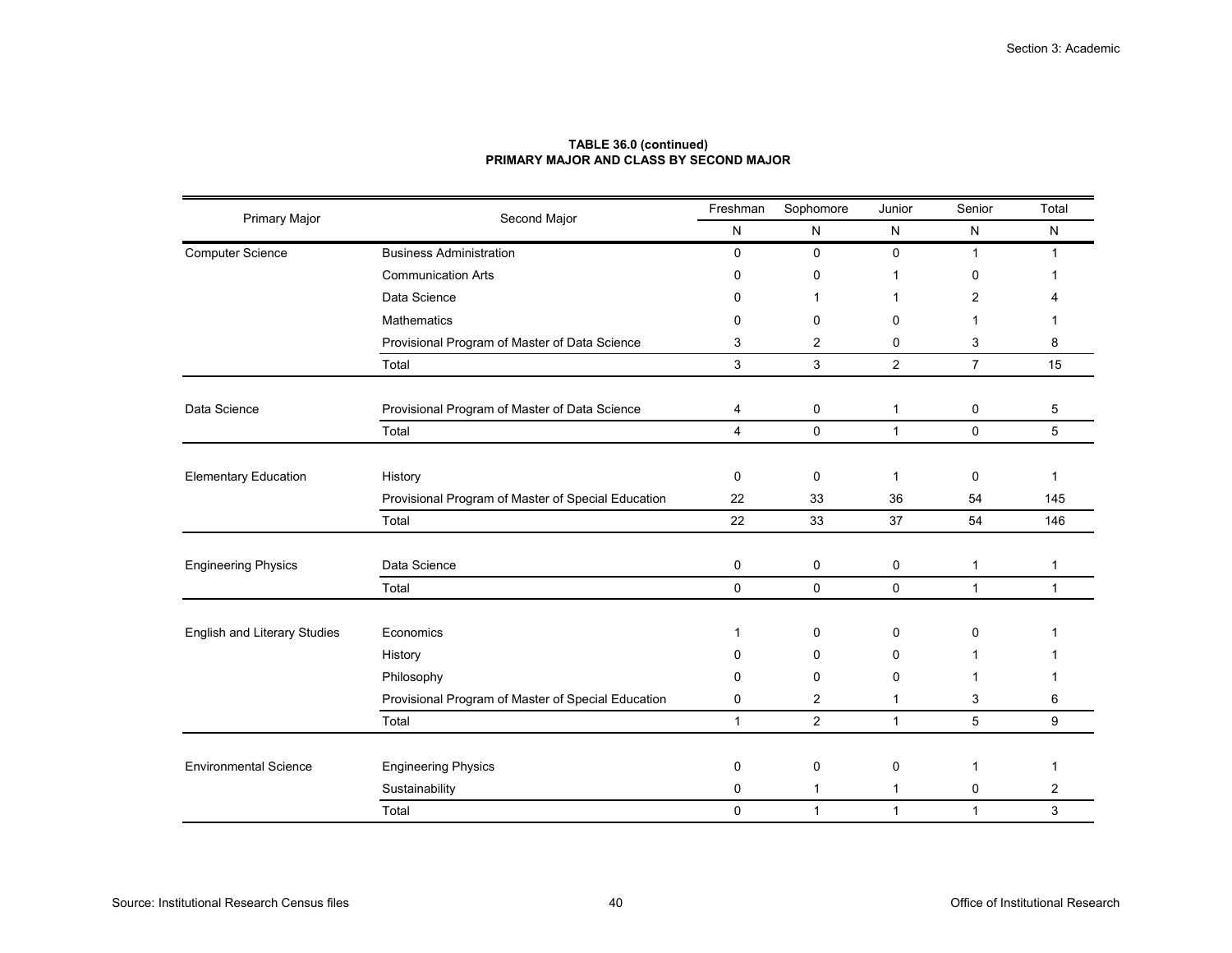**TABLE 36.0 (continued)**
**PRIMARY MAJOR AND CLASS BY SECOND MAJOR**

| Primary Major | Second Major | Freshman | Sophomore | Junior | Senior | Total |
|---|---|---|---|---|---|---|
| | | N | N | N | N | N |
| Computer Science | Business Administration | 0 | 0 | 0 | 1 | 1 |
| | Communication Arts | 0 | 0 | 1 | 0 | 1 |
| | Data Science | 0 | 1 | 1 | 2 | 4 |
| | Mathematics | 0 | 0 | 0 | 1 | 1 |
| | Provisional Program of Master of Data Science | 3 | 2 | 0 | 3 | 8 |
| | Total | 3 | 3 | 2 | 7 | 15 |
| Data Science | Provisional Program of Master of Data Science | 4 | 0 | 1 | 0 | 5 |
| | Total | 4 | 0 | 1 | 0 | 5 |
| Elementary Education | History | 0 | 0 | 1 | 0 | 1 |
| | Provisional Program of Master of Special Education | 22 | 33 | 36 | 54 | 145 |
| | Total | 22 | 33 | 37 | 54 | 146 |
| Engineering Physics | Data Science | 0 | 0 | 0 | 1 | 1 |
| | Total | 0 | 0 | 0 | 1 | 1 |
| English and Literary Studies | Economics | 1 | 0 | 0 | 0 | 1 |
| | History | 0 | 0 | 0 | 1 | 1 |
| | Philosophy | 0 | 0 | 0 | 1 | 1 |
| | Provisional Program of Master of Special Education | 0 | 2 | 1 | 3 | 6 |
| | Total | 1 | 2 | 1 | 5 | 9 |
| Environmental Science | Engineering Physics | 0 | 0 | 0 | 1 | 1 |
| | Sustainability | 0 | 1 | 1 | 0 | 2 |
| | Total | 0 | 1 | 1 | 1 | 3 |

Source: Institutional Research Census files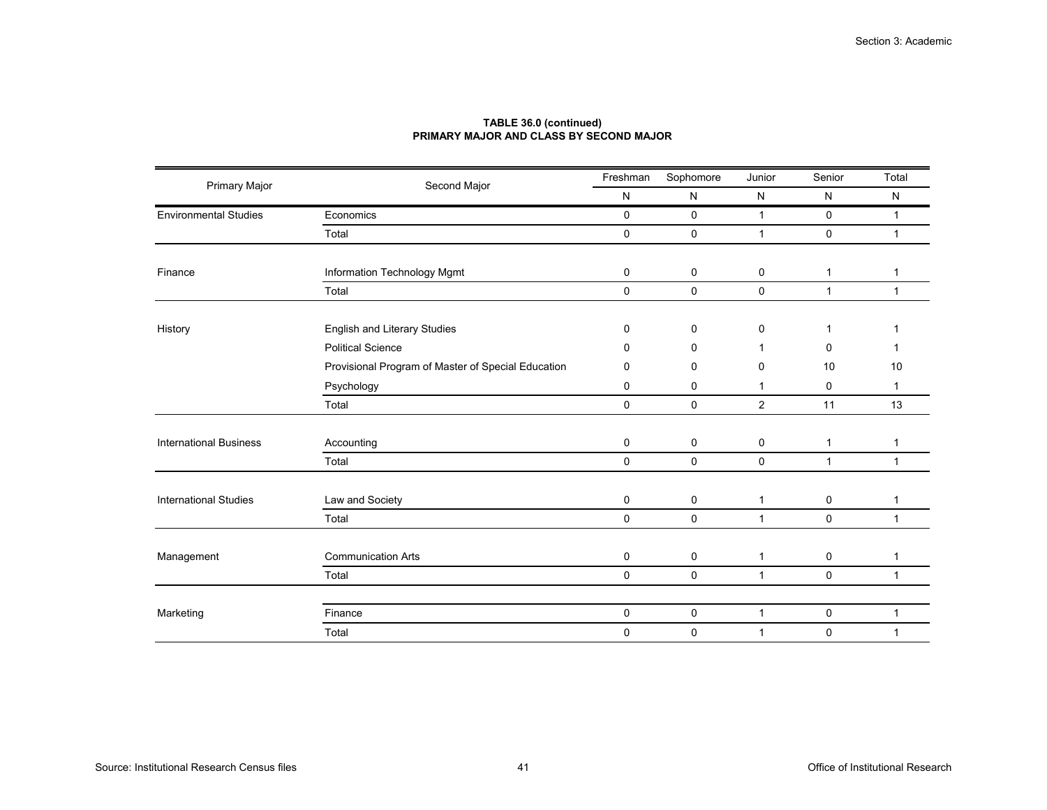**TABLE 36.0 (continued)**
**PRIMARY MAJOR AND CLASS BY SECOND MAJOR**

| Primary Major | Second Major | Freshman | Sophomore | Junior | Senior | Total |
|---|---|---|---|---|---|---|
| | | N | N | N | N | N |
| Environmental Studies | Economics | 0 | 0 | 1 | 0 | 1 |
| | Total | 0 | 0 | 1 | 0 | 1 |
| Finance | Information Technology Mgmt | 0 | 0 | 0 | 1 | 1 |
| | Total | 0 | 0 | 0 | 1 | 1 |
| History | English and Literary Studies | 0 | 0 | 0 | 1 | 1 |
| | Political Science | 0 | 0 | 1 | 0 | 1 |
| | Provisional Program of Master of Special Education | 0 | 0 | 0 | 10 | 10 |
| | Psychology | 0 | 0 | 1 | 0 | 1 |
| | Total | 0 | 0 | 2 | 11 | 13 |
| International Business | Accounting | 0 | 0 | 0 | 1 | 1 |
| | Total | 0 | 0 | 0 | 1 | 1 |
| International Studies | Law and Society | 0 | 0 | 1 | 0 | 1 |
| | Total | 0 | 0 | 1 | 0 | 1 |
| Management | Communication Arts | 0 | 0 | 1 | 0 | 1 |
| | Total | 0 | 0 | 1 | 0 | 1 |
| Marketing | Finance | 0 | 0 | 1 | 0 | 1 |
| | Total | 0 | 0 | 1 | 0 | 1 |

Source: Institutional Research Census files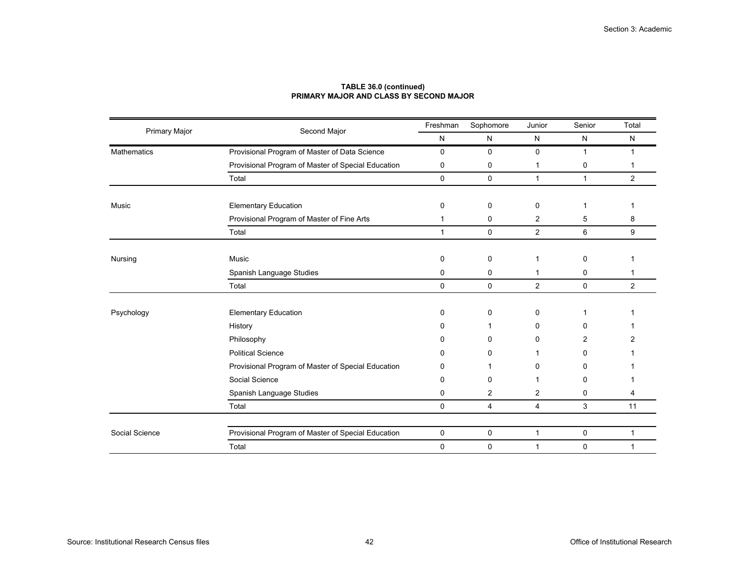**TABLE 36.0 (continued)**
**PRIMARY MAJOR AND CLASS BY SECOND MAJOR**

| Primary Major | Second Major | Freshman | Sophomore | Junior | Senior | Total |
|---|---|---|---|---|---|---|
| | | N | N | N | N | N |
| Mathematics | Provisional Program of Master of Data Science | 0 | 0 | 0 | 1 | 1 |
| | Provisional Program of Master of Special Education | 0 | 0 | 1 | 0 | 1 |
| | Total | 0 | 0 | 1 | 1 | 2 |
| Music | Elementary Education | 0 | 0 | 0 | 1 | 1 |
| | Provisional Program of Master of Fine Arts | 1 | 0 | 2 | 5 | 8 |
| | Total | 1 | 0 | 2 | 6 | 9 |
| Nursing | Music | 0 | 0 | 1 | 0 | 1 |
| | Spanish Language Studies | 0 | 0 | 1 | 0 | 1 |
| | Total | 0 | 0 | 2 | 0 | 2 |
| Psychology | Elementary Education | 0 | 0 | 0 | 1 | 1 |
| | History | 0 | 1 | 0 | 0 | 1 |
| | Philosophy | 0 | 0 | 0 | 2 | 2 |
| | Political Science | 0 | 0 | 1 | 0 | 1 |
| | Provisional Program of Master of Special Education | 0 | 1 | 0 | 0 | 1 |
| | Social Science | 0 | 0 | 1 | 0 | 1 |
| | Spanish Language Studies | 0 | 2 | 2 | 0 | 4 |
| | Total | 0 | 4 | 4 | 3 | 11 |
| Social Science | Provisional Program of Master of Special Education | 0 | 0 | 1 | 0 | 1 |
| | Total | 0 | 0 | 1 | 0 | 1 |

Source: Institutional Research Census files

Office of Institutional Research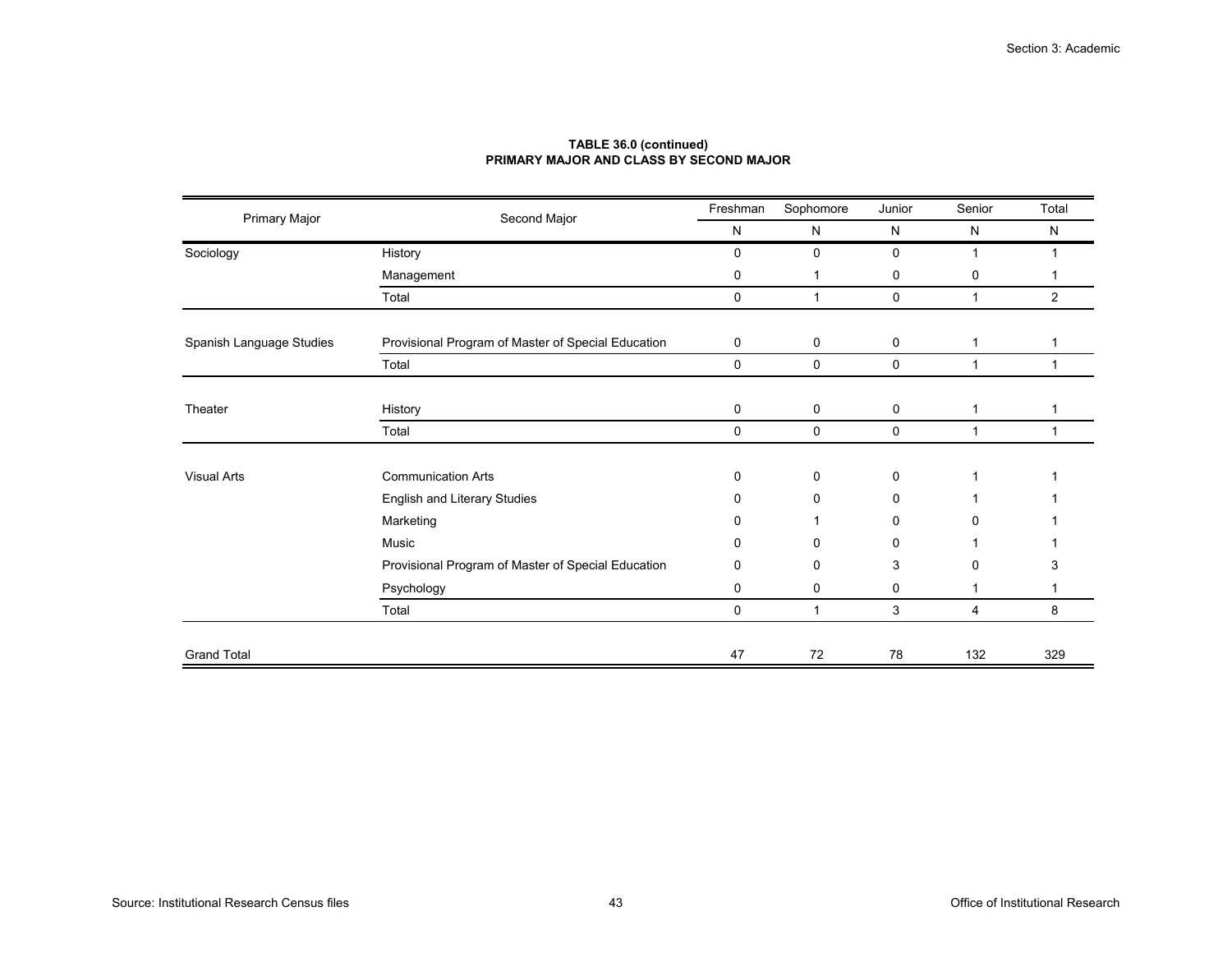**TABLE 36.0 (continued)**
**PRIMARY MAJOR AND CLASS BY SECOND MAJOR**

| Primary Major | Second Major | Freshman | Sophomore | Junior | Senior | Total |
|---|---|---|---|---|---|---|
| | | N | N | N | N | N |
| Sociology | History | 0 | 0 | 0 | 1 | 1 |
| | Management | 0 | 1 | 0 | 0 | 1 |
| | Total | 0 | 1 | 0 | 1 | 2 |
| Spanish Language Studies | Provisional Program of Master of Special Education | 0 | 0 | 0 | 1 | 1 |
| | Total | 0 | 0 | 0 | 1 | 1 |
| Theater | History | 0 | 0 | 0 | 1 | 1 |
| | Total | 0 | 0 | 0 | 1 | 1 |
| Visual Arts | Communication Arts | 0 | 0 | 0 | 1 | 1 |
| | English and Literary Studies | 0 | 0 | 0 | 1 | 1 |
| | Marketing | 0 | 1 | 0 | 0 | 1 |
| | Music | 0 | 0 | 0 | 1 | 1 |
| | Provisional Program of Master of Special Education | 0 | 0 | 3 | 0 | 3 |
| | Psychology | 0 | 0 | 0 | 1 | 1 |
| | Total | 0 | 1 | 3 | 4 | 8 |
| Grand Total | | 47 | 72 | 78 | 132 | 329 |

Source: Institutional Research Census files

Office of Institutional Research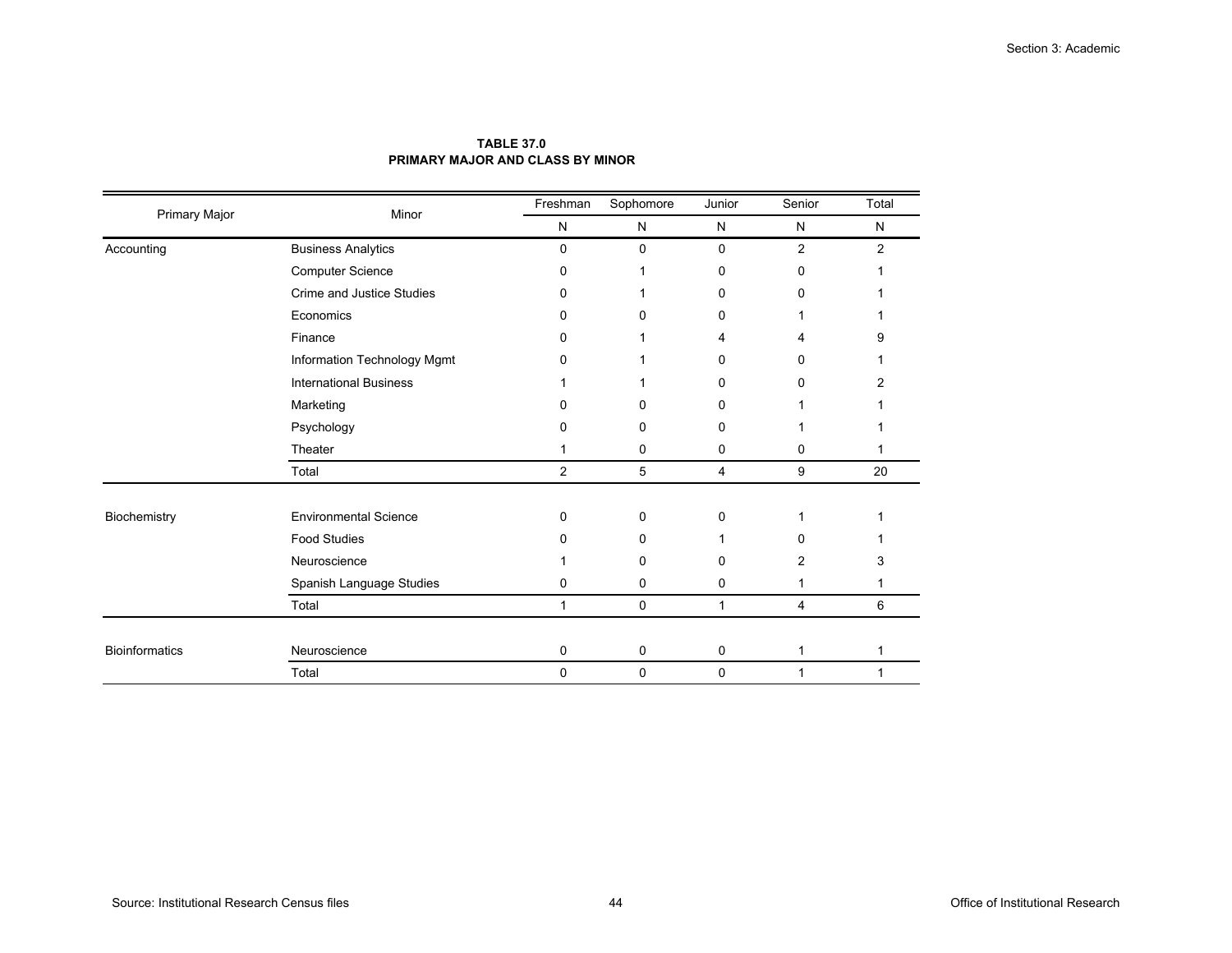**TABLE 37.0**
**PRIMARY MAJOR AND CLASS BY MINOR**

| Primary Major | Minor | Freshman | Sophomore | Junior | Senior | Total |
|---|---|---|---|---|---|---|
| | | N | N | N | N | N |
| Accounting | Business Analytics | 0 | 0 | 0 | 2 | 2 |
| | Computer Science | 0 | 1 | 0 | 0 | 1 |
| | Crime and Justice Studies | 0 | 1 | 0 | 0 | 1 |
| | Economics | 0 | 0 | 0 | 1 | 1 |
| | Finance | 0 | 1 | 4 | 4 | 9 |
| | Information Technology Mgmt | 0 | 1 | 0 | 0 | 1 |
| | International Business | 1 | 1 | 0 | 0 | 2 |
| | Marketing | 0 | 0 | 0 | 1 | 1 |
| | Psychology | 0 | 0 | 0 | 1 | 1 |
| | Theater | 1 | 0 | 0 | 0 | 1 |
| | Total | 2 | 5 | 4 | 9 | 20 |
| Biochemistry | Environmental Science | 0 | 0 | 0 | 1 | 1 |
| | Food Studies | 0 | 0 | 1 | 0 | 1 |
| | Neuroscience | 1 | 0 | 0 | 2 | 3 |
| | Spanish Language Studies | 0 | 0 | 0 | 1 | 1 |
| | Total | 1 | 0 | 1 | 4 | 6 |
| Bioinformatics | Neuroscience | 0 | 0 | 0 | 1 | 1 |
| | Total | 0 | 0 | 0 | 1 | 1 |

Source: Institutional Research Census files

Office of Institutional Research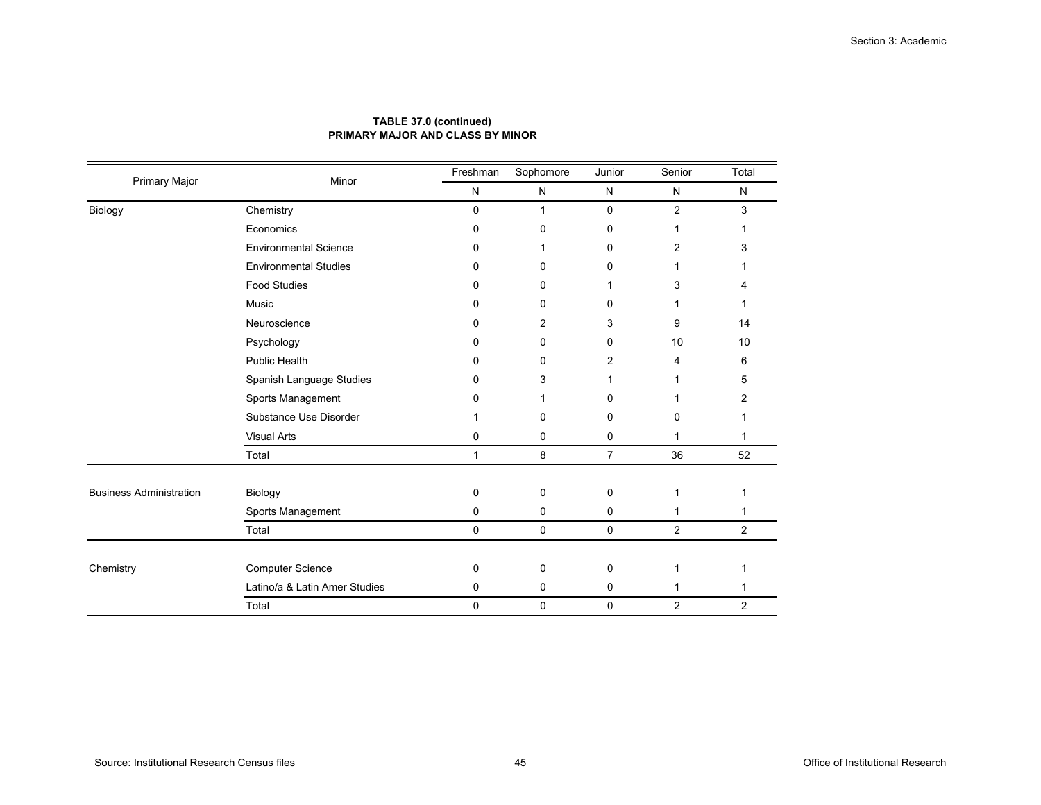**TABLE 37.0 (continued)**
**PRIMARY MAJOR AND CLASS BY MINOR**

| Primary Major | Minor | Freshman | Sophomore | Junior | Senior | Total |
|---|---|---|---|---|---|---|
| | | N | N | N | N | N |
| Biology | Chemistry | 0 | 1 | 0 | 2 | 3 |
| | Economics | 0 | 0 | 0 | 1 | 1 |
| | Environmental Science | 0 | 1 | 0 | 2 | 3 |
| | Environmental Studies | 0 | 0 | 0 | 1 | 1 |
| | Food Studies | 0 | 0 | 1 | 3 | 4 |
| | Music | 0 | 0 | 0 | 1 | 1 |
| | Neuroscience | 0 | 2 | 3 | 9 | 14 |
| | Psychology | 0 | 0 | 0 | 10 | 10 |
| | Public Health | 0 | 0 | 2 | 4 | 6 |
| | Spanish Language Studies | 0 | 3 | 1 | 1 | 5 |
| | Sports Management | 0 | 1 | 0 | 1 | 2 |
| | Substance Use Disorder | 1 | 0 | 0 | 0 | 1 |
| | Visual Arts | 0 | 0 | 0 | 1 | 1 |
| | Total | 1 | 8 | 7 | 36 | 52 |
| Business Administration | Biology | 0 | 0 | 0 | 1 | 1 |
| | Sports Management | 0 | 0 | 0 | 1 | 1 |
| | Total | 0 | 0 | 0 | 2 | 2 |
| Chemistry | Computer Science | 0 | 0 | 0 | 1 | 1 |
| | Latino/a & Latin Amer Studies | 0 | 0 | 0 | 1 | 1 |
| | Total | 0 | 0 | 0 | 2 | 2 |

Source: Institutional Research Census files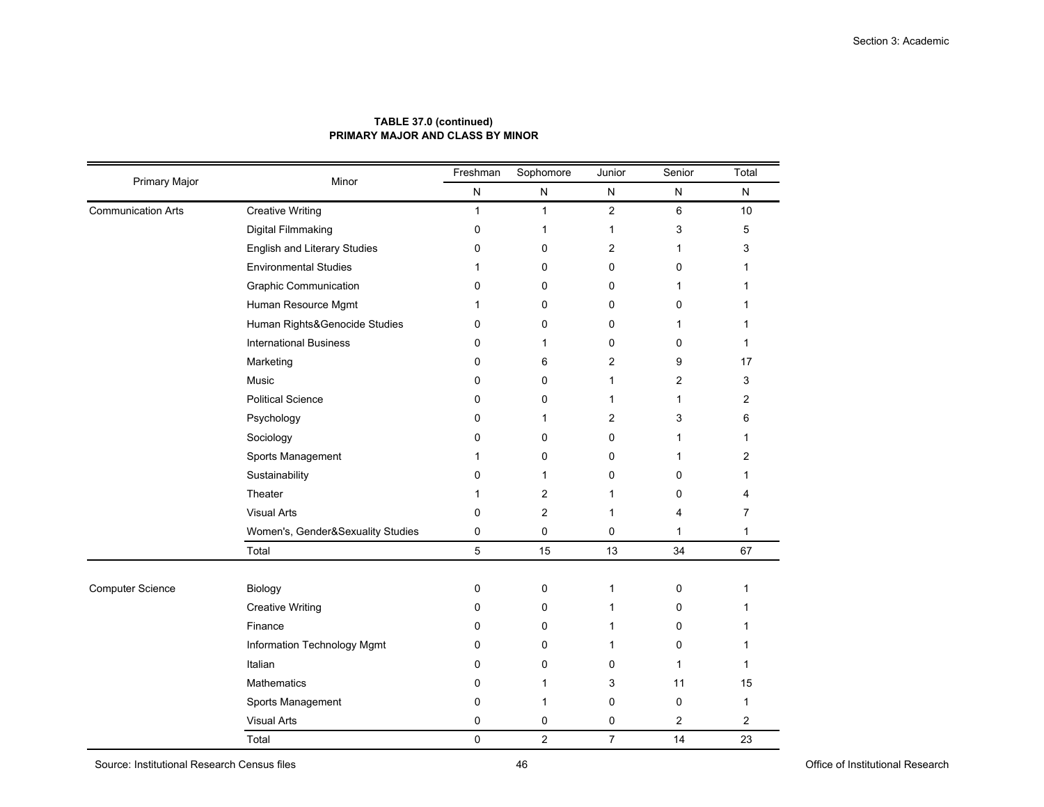**TABLE 37.0 (continued)**
**PRIMARY MARY MAJOR AND CLASS BY MINOR**

| Primary Major | Minor | Freshman | Sophomore | Junior | Senior | Total |
|---|---|---|---|---|---|---|
| | | N | N | N | N | N |
| Communication Arts | Creative Writing | 1 | 1 | 2 | 6 | 10 |
| | Digital Filmmaking | 0 | 1 | 1 | 3 | 5 |
| | English and Literary Studies | 0 | 0 | 2 | 1 | 3 |
| | Environmental Studies | 1 | 0 | 0 | 0 | 1 |
| | Graphic Communication | 0 | 0 | 0 | 1 | 1 |
| | Human Resource Mgmt | 1 | 0 | 0 | 0 | 1 |
| | Human Rights&Genocide Studies | 0 | 0 | 0 | 1 | 1 |
| | International Business | 0 | 1 | 0 | 0 | 1 |
| | Marketing | 0 | 6 | 2 | 9 | 17 |
| | Music | 0 | 0 | 1 | 2 | 3 |
| | Political Science | 0 | 0 | 1 | 1 | 2 |
| | Psychology | 0 | 1 | 2 | 3 | 6 |
| | Sociology | 0 | 0 | 0 | 1 | 1 |
| | Sports Management | 1 | 0 | 0 | 1 | 2 |
| | Sustainability | 0 | 1 | 0 | 0 | 1 |
| | Theater | 1 | 2 | 1 | 0 | 4 |
| | Visual Arts | 0 | 2 | 1 | 4 | 7 |
| | Women's, Gender&Sexuality Studies | 0 | 0 | 0 | 1 | 1 |
| | Total | 5 | 15 | 13 | 34 | 67 |
| Computer Science | Biology | 0 | 0 | 1 | 0 | 1 |
| | Creative Writing | 0 | 0 | 1 | 0 | 1 |
| | Finance | 0 | 0 | 1 | 0 | 1 |
| | Information Technology Mgmt | 0 | 0 | 1 | 0 | 1 |
| | Italian | 0 | 0 | 0 | 1 | 1 |
| | Mathematics | 0 | 1 | 3 | 11 | 15 |
| | Sports Management | 0 | 1 | 0 | 0 | 1 |
| | Visual Arts | 0 | 0 | 0 | 2 | 2 |
| | Total | 0 | 2 | 7 | 14 | 23 |

Source: Institutional Research Census files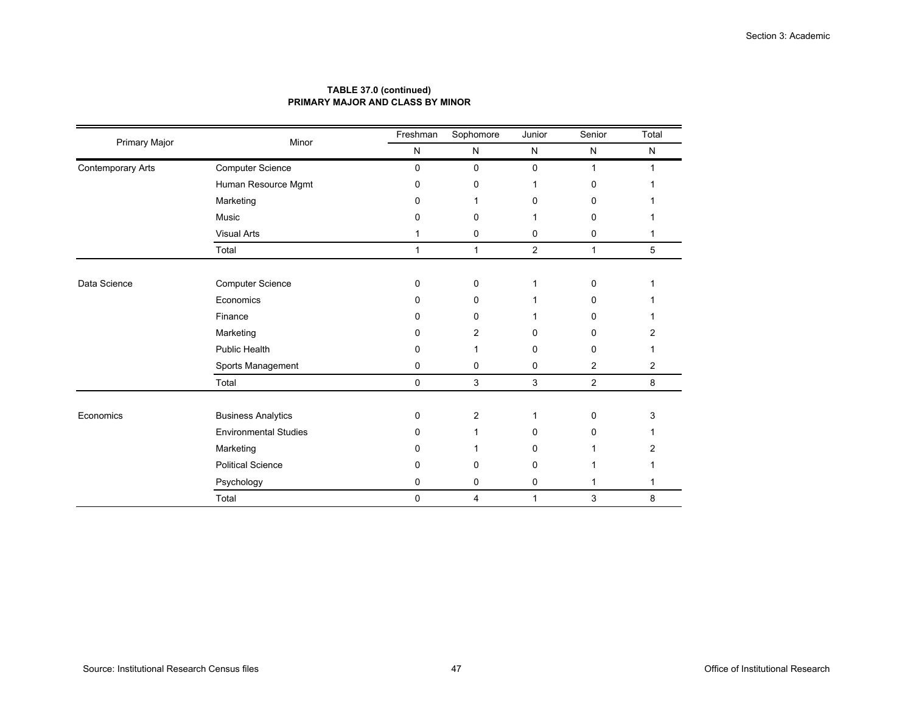**TABLE 37.0 (continued)**
**PRIMARY MAJOR AND CLASS BY MINOR**

| Primary Major | Minor | Freshman | Sophomore | Junior | Senior | Total |
|---|---|---|---|---|---|---|
| | | N | N | N | N | N |
| Contemporary Arts | Computer Science | 0 | 0 | 0 | 1 | 1 |
| | Human Resource Mgmt | 0 | 0 | 1 | 0 | 1 |
| | Marketing | 0 | 1 | 0 | 0 | 1 |
| | Music | 0 | 0 | 1 | 0 | 1 |
| | Visual Arts | 1 | 0 | 0 | 0 | 1 |
| | Total | 1 | 1 | 2 | 1 | 5 |
| Data Science | Computer Science | 0 | 0 | 1 | 0 | 1 |
| | Economics | 0 | 0 | 1 | 0 | 1 |
| | Finance | 0 | 0 | 1 | 0 | 1 |
| | Marketing | 0 | 2 | 0 | 0 | 2 |
| | Public Health | 0 | 1 | 0 | 0 | 1 |
| | Sports Management | 0 | 0 | 0 | 2 | 2 |
| | Total | 0 | 3 | 3 | 2 | 8 |
| Economics | Business Analytics | 0 | 2 | 1 | 0 | 3 |
| | Environmental Studies | 0 | 1 | 0 | 0 | 1 |
| | Marketing | 0 | 1 | 0 | 1 | 2 |
| | Political Science | 0 | 0 | 0 | 1 | 1 |
| | Psychology | 0 | 0 | 0 | 1 | 1 |
| | Total | 0 | 4 | 1 | 3 | 8 |

Source: Institutional Research Census files

Office of Institutional Research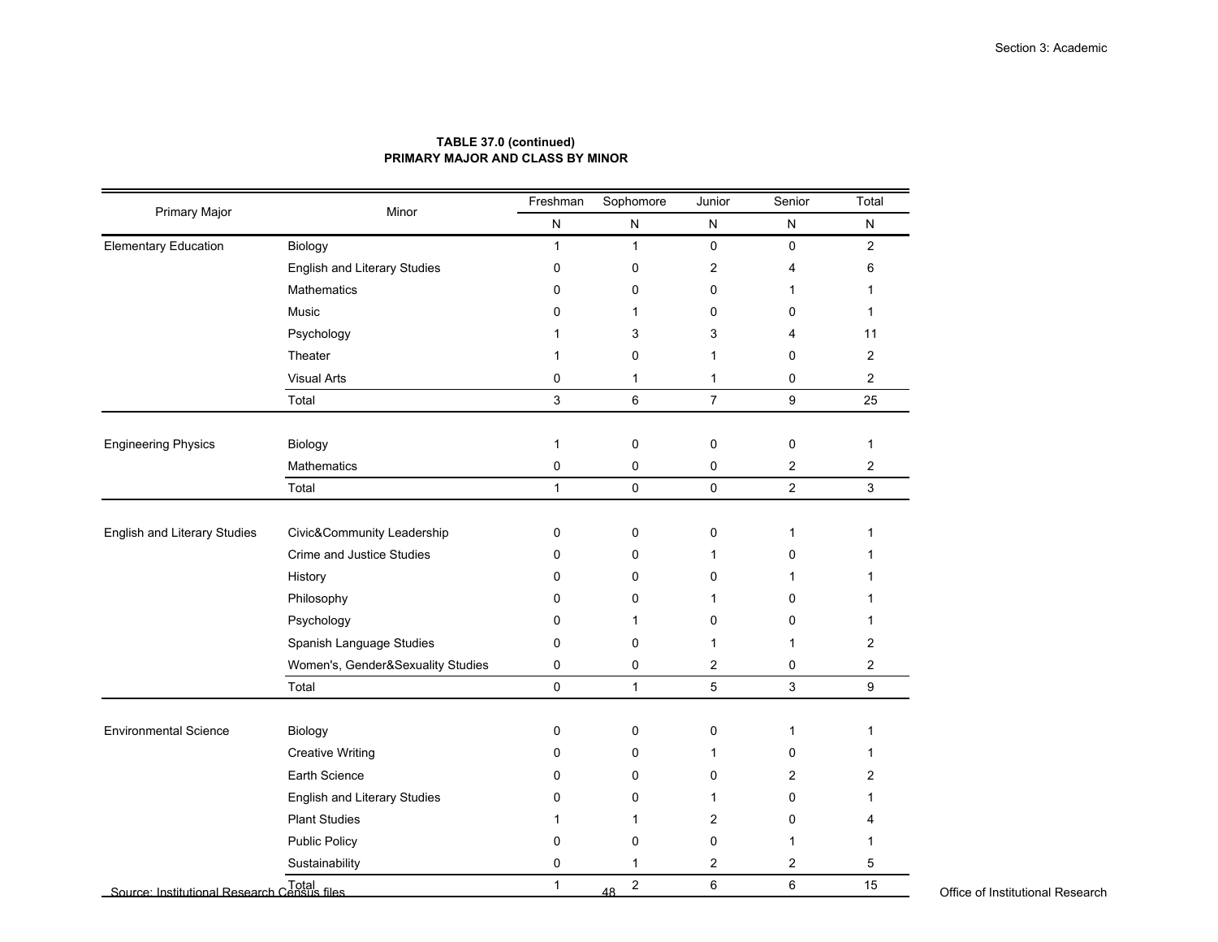**TABLE 37.0 (continued)**
**PRIMARY MAJOR AND CLASS BY MINOR**

| Primary Major | Minor | Freshman | Sophomore | Junior | Senior | Total |
|---|---|---|---|---|---|---|
| | | N | N | N | N | N |
| Elementary Education | Biology | 1 | 1 | 0 | 0 | 2 |
| | English and Literary Studies | 0 | 0 | 2 | 4 | 6 |
| | Mathematics | 0 | 0 | 0 | 1 | 1 |
| | Music | 0 | 1 | 0 | 0 | 1 |
| | Psychology | 1 | 3 | 3 | 4 | 11 |
| | Theater | 1 | 0 | 1 | 0 | 2 |
| | Visual Arts | 0 | 1 | 1 | 0 | 2 |
| | Total | 3 | 6 | 7 | 9 | 25 |
| Engineering Physics | Biology | 1 | 0 | 0 | 0 | 1 |
| | Mathematics | 0 | 0 | 0 | 2 | 2 |
| | Total | 1 | 0 | 0 | 2 | 3 |
| English and Literary Studies | Civic&Community Leadership | 0 | 0 | 0 | 1 | 1 |
| | Crime and Justice Studies | 0 | 0 | 1 | 0 | 1 |
| | History | 0 | 0 | 0 | 1 | 1 |
| | Philosophy | 0 | 0 | 1 | 0 | 1 |
| | Psychology | 0 | 1 | 0 | 0 | 1 |
| | Spanish Language Studies | 0 | 0 | 1 | 1 | 2 |
| | Women's, Gender&Sexuality Studies | 0 | 0 | 2 | 0 | 2 |
| | Total | 0 | 1 | 5 | 3 | 9 |
| Environmental Science | Biology | 0 | 0 | 0 | 1 | 1 |
| | Creative Writing | 0 | 0 | 1 | 0 | 1 |
| | Earth Science | 0 | 0 | 0 | 2 | 2 |
| | English and Literary Studies | 0 | 0 | 1 | 0 | 1 |
| | Plant Studies | 1 | 1 | 2 | 0 | 4 |
| | Public Policy | 0 | 0 | 0 | 1 | 1 |
| | Sustainability | 0 | 1 | 2 | 2 | 5 |
| | Total | 1 | 2 | 6 | 6 | 15 |

Source: Institutional Research Census files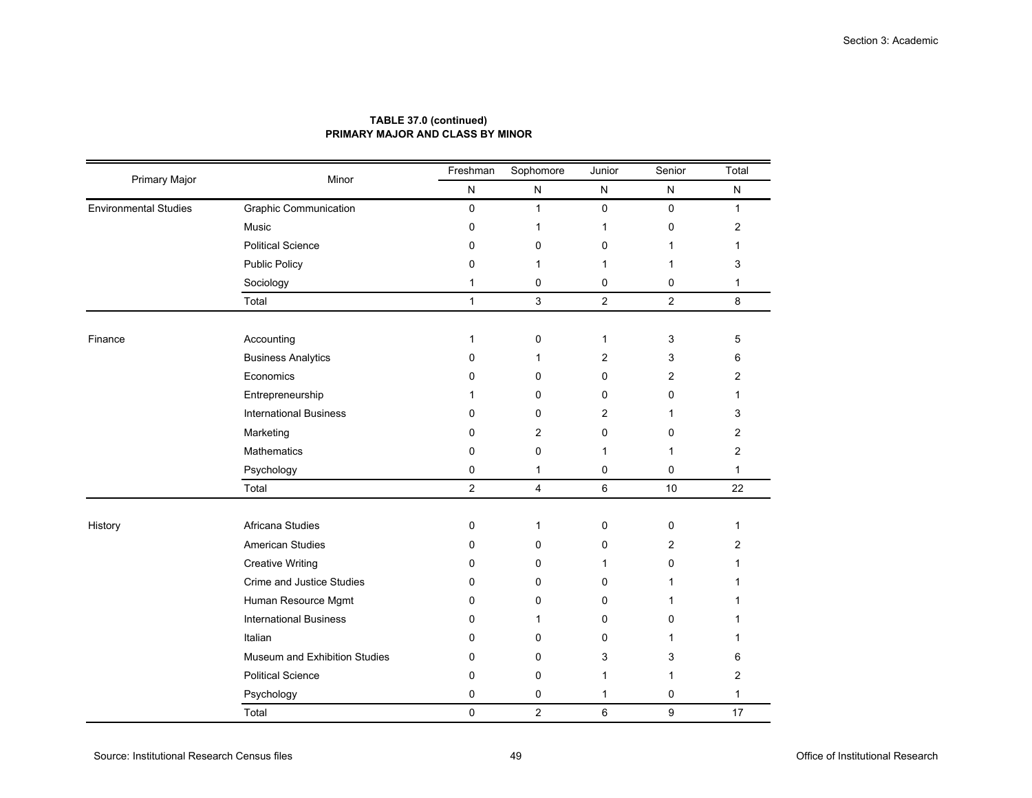**TABLE 37.0 (continued)**
**PRIMARY MAJOR AND CLASS BY MINOR**

| Primary Major | Minor | Freshman | Sophomore | Junior | Senior | Total |
|---|---|---|---|---|---|---|
| | | N | N | N | N | N |
| Environmental Studies | Graphic Communication | 0 | 1 | 0 | 0 | 1 |
| | Music | 0 | 1 | 1 | 0 | 2 |
| | Political Science | 0 | 0 | 0 | 1 | 1 |
| | Public Policy | 0 | 1 | 1 | 1 | 3 |
| | Sociology | 1 | 0 | 0 | 0 | 1 |
| | Total | 1 | 3 | 2 | 2 | 8 |
| Finance | Accounting | 1 | 0 | 1 | 3 | 5 |
| | Business Analytics | 0 | 1 | 2 | 3 | 6 |
| | Economics | 0 | 0 | 0 | 2 | 2 |
| | Entrepreneurship | 1 | 0 | 0 | 0 | 1 |
| | International Business | 0 | 0 | 2 | 1 | 3 |
| | Marketing | 0 | 2 | 0 | 0 | 2 |
| | Mathematics | 0 | 0 | 1 | 1 | 2 |
| | Psychology | 0 | 1 | 0 | 0 | 1 |
| | Total | 2 | 4 | 6 | 10 | 22 |
| History | Africana Studies | 0 | 1 | 0 | 0 | 1 |
| | American Studies | 0 | 0 | 0 | 2 | 2 |
| | Creative Writing | 0 | 0 | 1 | 0 | 1 |
| | Crime and Justice Studies | 0 | 0 | 0 | 1 | 1 |
| | Human Resource Mgmt | 0 | 0 | 0 | 1 | 1 |
| | International Business | 0 | 1 | 0 | 0 | 1 |
| | Italian | 0 | 0 | 0 | 1 | 1 |
| | Museum and Exhibition Studies | 0 | 0 | 3 | 3 | 6 |
| | Political Science | 0 | 0 | 1 | 1 | 2 |
| | Psychology | 0 | 0 | 1 | 0 | 1 |
| | Total | 0 | 2 | 6 | 9 | 17 |

Source: Institutional Research Census files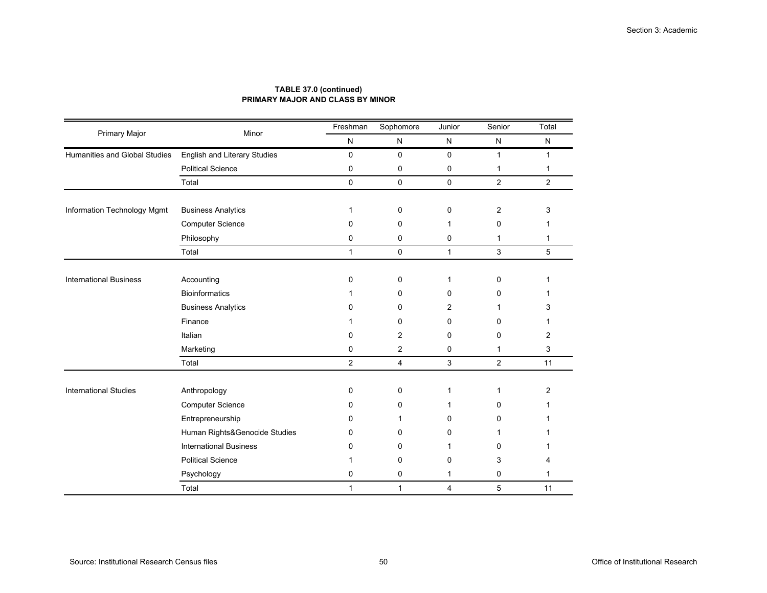**TABLE 37.0 (continued)**
**PRIMARY MAJOR AND CLASS BY MINOR**

| Primary Major | Minor | Freshman | Sophomore | Junior | Senior | Total |
|---|---|---|---|---|---|---|
| | | N | N | N | N | N |
| Humanities and Global Studies | English and Literary Studies | 0 | 0 | 0 | 1 | 1 |
| | Political Science | 0 | 0 | 0 | 1 | 1 |
| | Total | 0 | 0 | 0 | 2 | 2 |
| Information Technology Mgmt | Business Analytics | 1 | 0 | 0 | 2 | 3 |
| | Computer Science | 0 | 0 | 1 | 0 | 1 |
| | Philosophy | 0 | 0 | 0 | 1 | 1 |
| | Total | 1 | 0 | 1 | 3 | 5 |
| International Business | Accounting | 0 | 0 | 1 | 0 | 1 |
| | Bioinformatics | 1 | 0 | 0 | 0 | 1 |
| | Business Analytics | 0 | 0 | 2 | 1 | 3 |
| | Finance | 1 | 0 | 0 | 0 | 1 |
| | Italian | 0 | 2 | 0 | 0 | 2 |
| | Marketing | 0 | 2 | 0 | 1 | 3 |
| | Total | 2 | 4 | 3 | 2 | 11 |
| International Studies | Anthropology | 0 | 0 | 1 | 1 | 2 |
| | Computer Science | 0 | 0 | 1 | 0 | 1 |
| | Entrepreneurship | 0 | 1 | 0 | 0 | 1 |
| | Human Rights&Genocide Studies | 0 | 0 | 0 | 1 | 1 |
| | International Business | 0 | 0 | 1 | 0 | 1 |
| | Political Science | 1 | 0 | 0 | 3 | 4 |
| | Psychology | 0 | 0 | 1 | 0 | 1 |
| | Total | 1 | 1 | 4 | 5 | 11 |

Source: Institutional Research Census files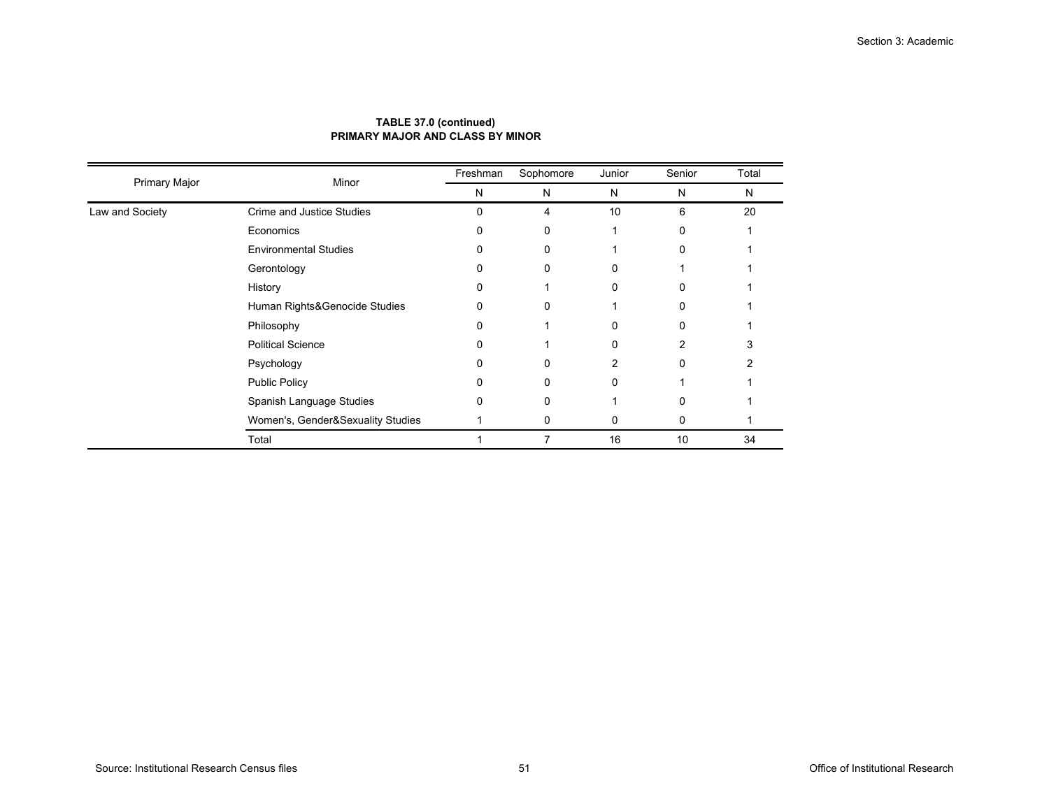**TABLE 37.0 (continued)**
**PRIMARY MAJOR AND CLASS BY MINOR**

| Primary Major | Minor | Freshman | Sophomore | Junior | Senior | Total |
|---|---|---|---|---|---|---|
| | | N | N | N | N | N |
| Law and Society | Crime and Justice Studies | 0 | 4 | 10 | 6 | 20 |
| | Economics | 0 | 0 | 1 | 0 | 1 |
| | Environmental Studies | 0 | 0 | 1 | 0 | 1 |
| | Gerontology | 0 | 0 | 0 | 1 | 1 |
| | History | 0 | 1 | 0 | 0 | 1 |
| | Human Rights&Genocide Studies | 0 | 0 | 1 | 0 | 1 |
| | Philosophy | 0 | 1 | 0 | 0 | 1 |
| | Political Science | 0 | 1 | 0 | 2 | 3 |
| | Psychology | 0 | 0 | 2 | 0 | 2 |
| | Public Policy | 0 | 0 | 0 | 1 | 1 |
| | Spanish Language Studies | 0 | 0 | 1 | 0 | 1 |
| | Women's, Gender&Sexuality Studies | 1 | 0 | 0 | 0 | 1 |
| | Total | 1 | 7 | 16 | 10 | 34 |

Source: Institutional Research Census files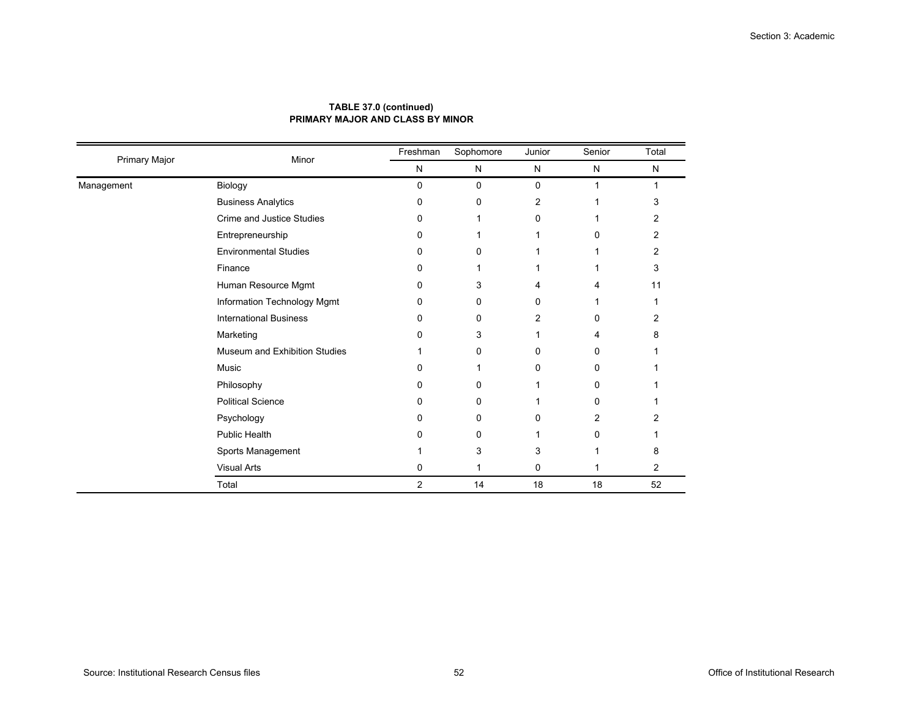**TABLE 37.0 (continued)**
**PRIMARY MAJOR AND CLASS BY MINOR**

| Primary Major | Minor | Freshman | Sophomore | Junior | Senior | Total |
|---|---|---|---|---|---|---|
| | | N | N | N | N | N |
| Management | Biology | 0 | 0 | 0 | 1 | 1 |
| | Business Analytics | 0 | 0 | 2 | 1 | 3 |
| | Crime and Justice Studies | 0 | 1 | 0 | 1 | 2 |
| | Entrepreneurship | 0 | 1 | 1 | 0 | 2 |
| | Environmental Studies | 0 | 0 | 1 | 1 | 2 |
| | Finance | 0 | 1 | 1 | 1 | 3 |
| | Human Resource Mgmt | 0 | 3 | 4 | 4 | 11 |
| | Information Technology Mgmt | 0 | 0 | 0 | 1 | 1 |
| | International Business | 0 | 0 | 2 | 0 | 2 |
| | Marketing | 0 | 3 | 1 | 4 | 8 |
| | Museum and Exhibition Studies | 1 | 0 | 0 | 0 | 1 |
| | Music | 0 | 1 | 0 | 0 | 1 |
| | Philosophy | 0 | 0 | 1 | 0 | 1 |
| | Political Science | 0 | 0 | 1 | 0 | 1 |
| | Psychology | 0 | 0 | 0 | 2 | 2 |
| | Public Health | 0 | 0 | 1 | 0 | 1 |
| | Sports Management | 1 | 3 | 3 | 1 | 8 |
| | Visual Arts | 0 | 1 | 0 | 1 | 2 |
| | Total | 2 | 14 | 18 | 18 | 52 |

Source: Institutional Research Census files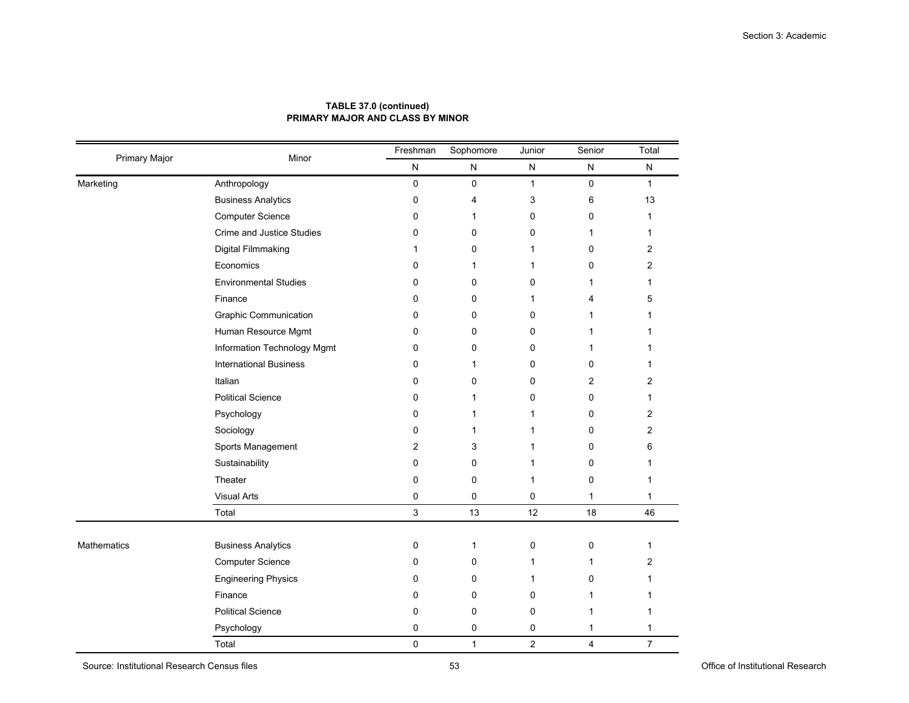**TABLE 37.0 (continued)**
**PRIMARY MAJOR AND CLASS BY MINOR**

| Primary Major | Minor | Freshman | Sophomore | Junior | Senior | Total |
|---|---|---|---|---|---|---|
| | | N | N | N | N | N |
| Marketing | Anthropology | 0 | 0 | 1 | 0 | 1 |
| | Business Analytics | 0 | 4 | 3 | 6 | 13 |
| | Computer Science | 0 | 1 | 0 | 0 | 1 |
| | Crime and Justice Studies | 0 | 0 | 0 | 1 | 1 |
| | Digital Filmmaking | 1 | 0 | 1 | 0 | 2 |
| | Economics | 0 | 1 | 1 | 0 | 2 |
| | Environmental Studies | 0 | 0 | 0 | 1 | 1 |
| | Finance | 0 | 0 | 1 | 4 | 5 |
| | Graphic Communication | 0 | 0 | 0 | 1 | 1 |
| | Human Resource Mgmt | 0 | 0 | 0 | 1 | 1 |
| | Information Technology Mgmt | 0 | 0 | 0 | 1 | 1 |
| | International Business | 0 | 1 | 0 | 0 | 1 |
| | Italian | 0 | 0 | 0 | 2 | 2 |
| | Political Science | 0 | 1 | 0 | 0 | 1 |
| | Psychology | 0 | 1 | 1 | 0 | 2 |
| | Sociology | 0 | 1 | 1 | 0 | 2 |
| | Sports Management | 2 | 3 | 1 | 0 | 6 |
| | Sustainability | 0 | 0 | 1 | 0 | 1 |
| | Theater | 0 | 0 | 1 | 0 | 1 |
| | Visual Arts | 0 | 0 | 0 | 1 | 1 |
| | Total | 3 | 13 | 12 | 18 | 46 |
| Mathematics | Business Analytics | 0 | 1 | 0 | 0 | 1 |
| | Computer Science | 0 | 0 | 1 | 1 | 2 |
| | Engineering Physics | 0 | 0 | 1 | 0 | 1 |
| | Finance | 0 | 0 | 0 | 1 | 1 |
| | Political Science | 0 | 0 | 0 | 1 | 1 |
| | Psychology | 0 | 0 | 0 | 1 | 1 |
| | Total | 0 | 1 | 2 | 4 | 7 |

Source: Institutional Research Census files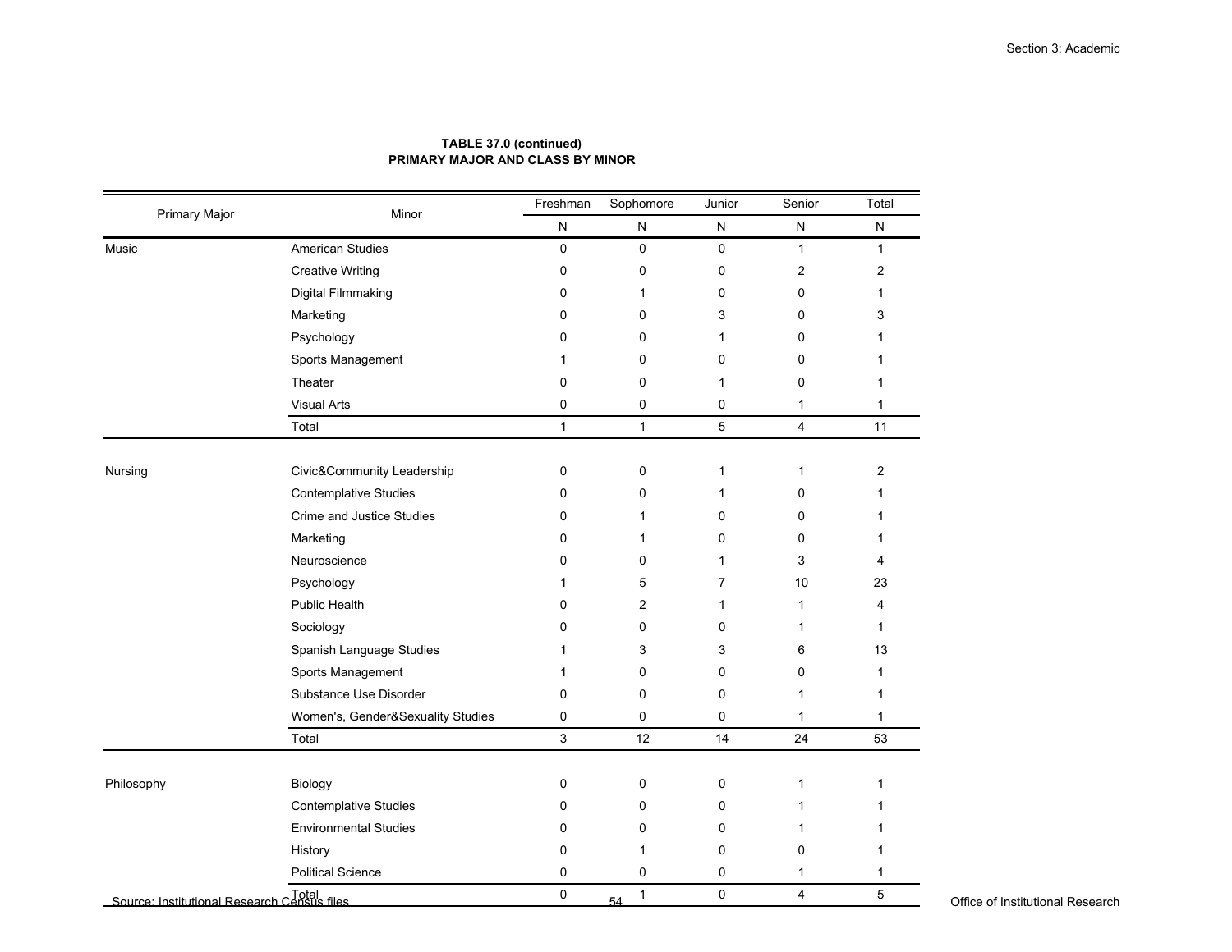**TABLE 37.0 (continued)**
**PRIMARY MAJOR AND CLASS BY MINOR**

| Primary Major | Minor | Freshman | Sophomore | Junior | Senior | Total |
|---|---|---|---|---|---|---|
| | | N | N | N | N | N |
| Music | American Studies | 0 | 0 | 0 | 1 | 1 |
| | Creative Writing | 0 | 0 | 0 | 2 | 2 |
| | Digital Filmmaking | 0 | 1 | 0 | 0 | 1 |
| | Marketing | 0 | 0 | 3 | 0 | 3 |
| | Psychology | 0 | 0 | 1 | 0 | 1 |
| | Sports Management | 1 | 0 | 0 | 0 | 1 |
| | Theater | 0 | 0 | 1 | 0 | 1 |
| | Visual Arts | 0 | 0 | 0 | 1 | 1 |
| | Total | 1 | 1 | 5 | 4 | 11 |
| Nursing | Civic&Community Leadership | 0 | 0 | 1 | 1 | 2 |
| | Contemplative Studies | 0 | 0 | 1 | 0 | 1 |
| | Crime and Justice Studies | 0 | 1 | 0 | 0 | 1 |
| | Marketing | 0 | 1 | 0 | 0 | 1 |
| | Neuroscience | 0 | 0 | 1 | 3 | 4 |
| | Psychology | 1 | 5 | 7 | 10 | 23 |
| | Public Health | 0 | 2 | 1 | 1 | 4 |
| | Sociology | 0 | 0 | 0 | 1 | 1 |
| | Spanish Language Studies | 1 | 3 | 3 | 6 | 13 |
| | Sports Management | 1 | 0 | 0 | 0 | 1 |
| | Substance Use Disorder | 0 | 0 | 0 | 1 | 1 |
| | Women's, Gender&Sexuality Studies | 0 | 0 | 0 | 1 | 1 |
| | Total | 3 | 12 | 14 | 24 | 53 |
| Philosophy | Biology | 0 | 0 | 0 | 1 | 1 |
| | Contemplative Studies | 0 | 0 | 0 | 1 | 1 |
| | Environmental Studies | 0 | 0 | 0 | 1 | 1 |
| | History | 0 | 1 | 0 | 0 | 1 |
| | Political Science | 0 | 0 | 0 | 1 | 1 |
| | Total | 0 | 1 | 0 | 4 | 5 |

Source: Institutional Research Census files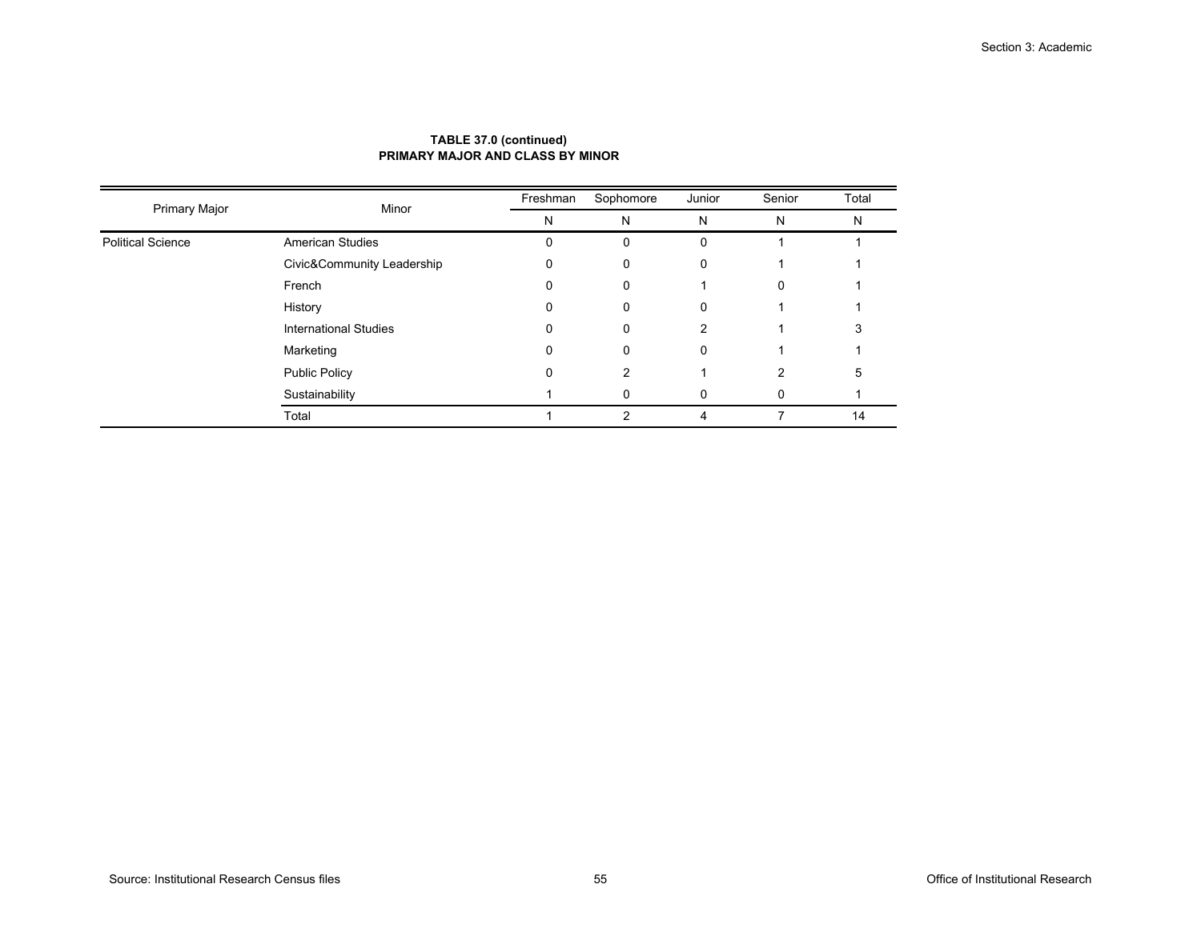**TABLE 37.0 (continued)**
**PRIMARY MAJOR AND CLASS BY MINOR**

| Primary Major | Minor | Freshman | Sophomore | Junior | Senior | Total |
|---|---|---|---|---|---|---|
| | | N | N | N | N | N |
| Political Science | American Studies | 0 | 0 | 0 | 1 | 1 |
| | Civic&Community Leadership | 0 | 0 | 0 | 1 | 1 |
| | French | 0 | 0 | 1 | 0 | 1 |
| | History | 0 | 0 | 0 | 1 | 1 |
| | International Studies | 0 | 0 | 2 | 1 | 3 |
| | Marketing | 0 | 0 | 0 | 1 | 1 |
| | Public Policy | 0 | 2 | 1 | 2 | 5 |
| | Sustainability | 1 | 0 | 0 | 0 | 1 |
| | Total | 1 | 2 | 4 | 7 | 14 |

Source: Institutional Research Census files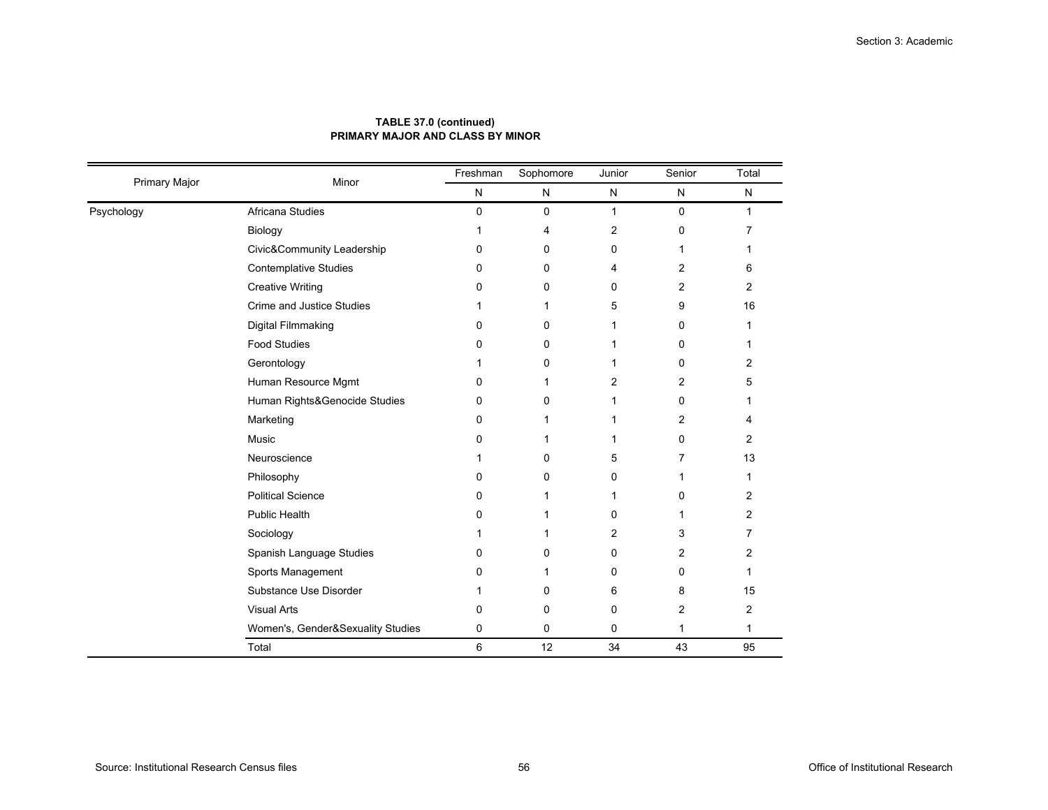**TABLE 37.0 (continued)**
**PRIMARY MAJOR AND CLASS BY MINOR**

| Primary Major | Minor | Freshman | Sophomore | Junior | Senior | Total |
|---|---|---|---|---|---|---|
| | | N | N | N | N | N |
| Psychology | Africana Studies | 0 | 0 | 1 | 0 | 1 |
| | Biology | 1 | 4 | 2 | 0 | 7 |
| | Civic&Community Leadership | 0 | 0 | 0 | 1 | 1 |
| | Contemplative Studies | 0 | 0 | 4 | 2 | 6 |
| | Creative Writing | 0 | 0 | 0 | 2 | 2 |
| | Crime and Justice Studies | 1 | 1 | 5 | 9 | 16 |
| | Digital Filmmaking | 0 | 0 | 1 | 0 | 1 |
| | Food Studies | 0 | 0 | 1 | 0 | 1 |
| | Gerontology | 1 | 0 | 1 | 0 | 2 |
| | Human Resource Mgmt | 0 | 1 | 2 | 2 | 5 |
| | Human Rights&Genocide Studies | 0 | 0 | 1 | 0 | 1 |
| | Marketing | 0 | 1 | 1 | 2 | 4 |
| | Music | 0 | 1 | 1 | 0 | 2 |
| | Neuroscience | 1 | 0 | 5 | 7 | 13 |
| | Philosophy | 0 | 0 | 0 | 1 | 1 |
| | Political Science | 0 | 1 | 1 | 0 | 2 |
| | Public Health | 0 | 1 | 0 | 1 | 2 |
| | Sociology | 1 | 1 | 2 | 3 | 7 |
| | Spanish Language Studies | 0 | 0 | 0 | 2 | 2 |
| | Sports Management | 0 | 1 | 0 | 0 | 1 |
| | Substance Use Disorder | 1 | 0 | 6 | 8 | 15 |
| | Visual Arts | 0 | 0 | 0 | 2 | 2 |
| | Women's, Gender&Sexuality Studies | 0 | 0 | 0 | 1 | 1 |
| | Total | 6 | 12 | 34 | 43 | 95 |

Source: Institutional Research Census files

Office of Institutional Research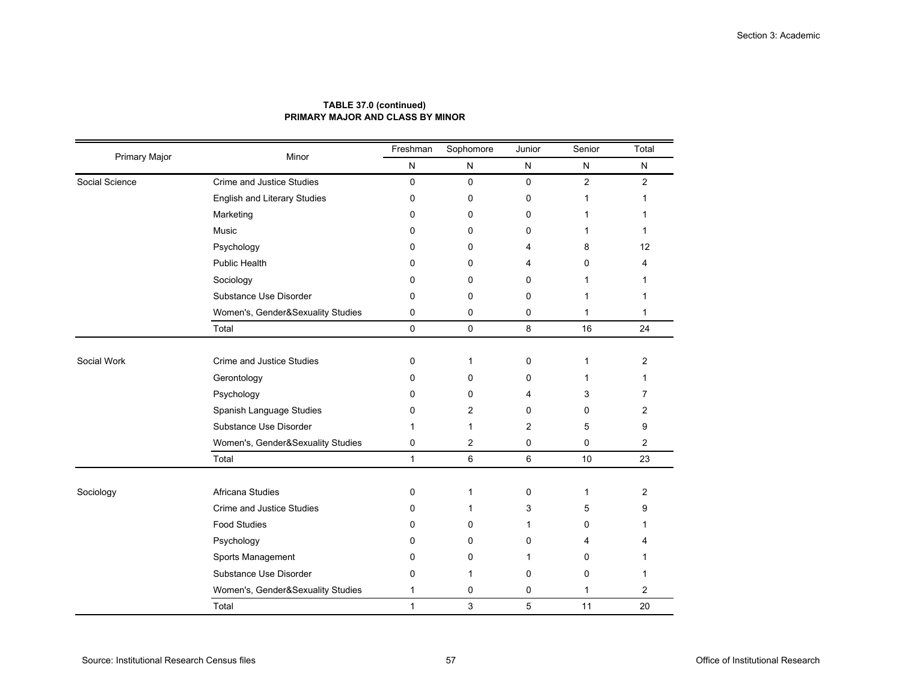**TABLE 37.0 (continued)**
**PRIMARY MAJOR AND CLASS BY MINOR**

| Primary Major | Minor | Freshman | Sophomore | Junior | Senior | Total |
|---|---|---|---|---|---|---|
| | | N | N | N | N | N |
| Social Science | Crime and Justice Studies | 0 | 0 | 0 | 2 | 2 |
| | English and Literary Studies | 0 | 0 | 0 | 1 | 1 |
| | Marketing | 0 | 0 | 0 | 1 | 1 |
| | Music | 0 | 0 | 0 | 1 | 1 |
| | Psychology | 0 | 0 | 4 | 8 | 12 |
| | Public Health | 0 | 0 | 4 | 0 | 4 |
| | Sociology | 0 | 0 | 0 | 1 | 1 |
| | Substance Use Disorder | 0 | 0 | 0 | 1 | 1 |
| | Women's, Gender&Sexuality Studies | 0 | 0 | 0 | 1 | 1 |
| | Total | 0 | 0 | 8 | 16 | 24 |
| Social Work | Crime and Justice Studies | 0 | 1 | 0 | 1 | 2 |
| | Gerontology | 0 | 0 | 0 | 1 | 1 |
| | Psychology | 0 | 0 | 4 | 3 | 7 |
| | Spanish Language Studies | 0 | 2 | 0 | 0 | 2 |
| | Substance Use Disorder | 1 | 1 | 2 | 5 | 9 |
| | Women's, Gender&Sexuality Studies | 0 | 2 | 0 | 0 | 2 |
| | Total | 1 | 6 | 6 | 10 | 23 |
| Sociology | Africana Studies | 0 | 1 | 0 | 1 | 2 |
| | Crime and Justice Studies | 0 | 1 | 3 | 5 | 9 |
| | Food Studies | 0 | 0 | 1 | 0 | 1 |
| | Psychology | 0 | 0 | 0 | 4 | 4 |
| | Sports Management | 0 | 0 | 1 | 0 | 1 |
| | Substance Use Disorder | 0 | 1 | 0 | 0 | 1 |
| | Women's, Gender&Sexuality Studies | 1 | 0 | 0 | 1 | 2 |
| | Total | 1 | 3 | 5 | 11 | 20 |

Source: Institutional Research Census files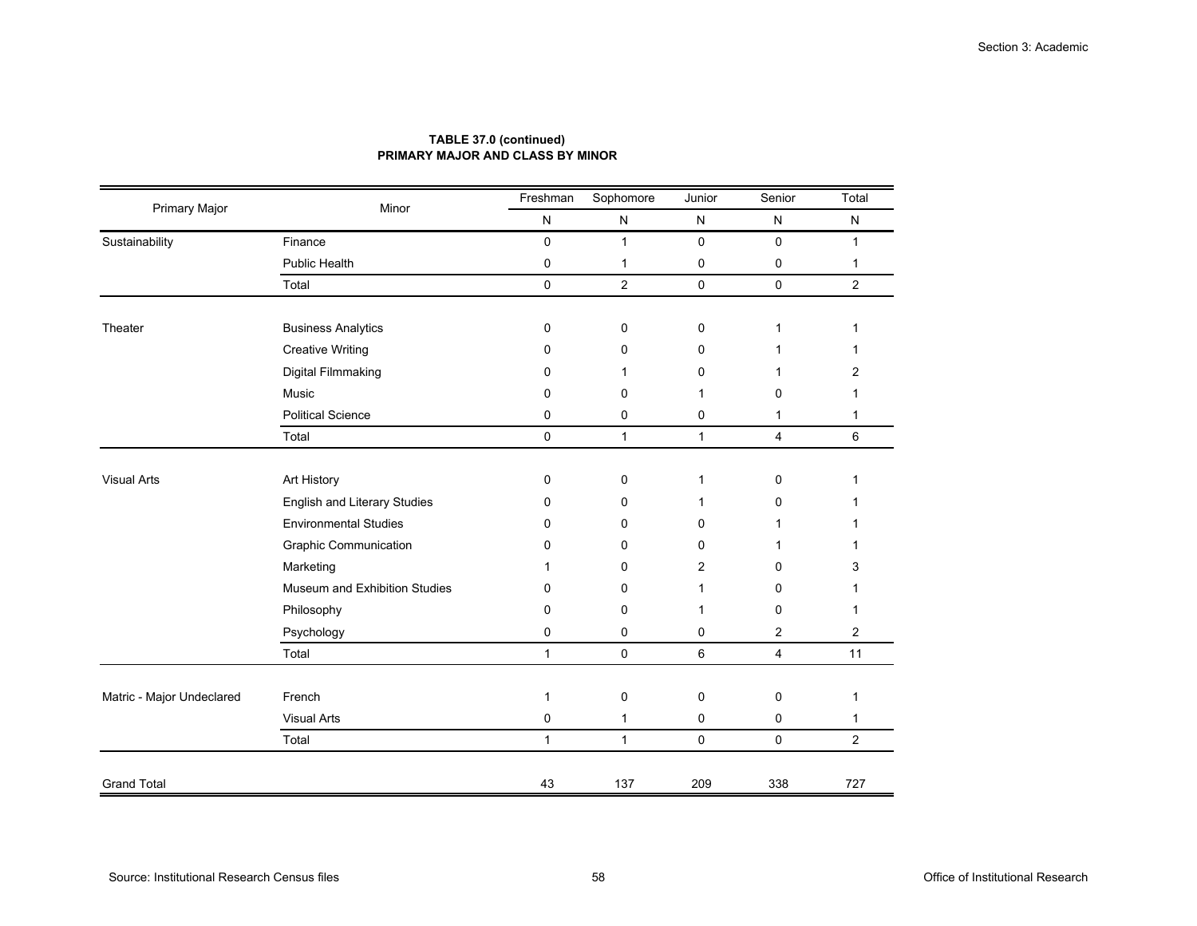**TABLE 37.0 (continued)**
**PRIMARY MAJOR AND CLASS BY MINOR**

| Primary Major | Minor | Freshman | Sophomore | Junior | Senior | Total |
|---|---|---|---|---|---|---|
| | | N | N | N | N | N |
| Sustainability | Finance | 0 | 1 | 0 | 0 | 1 |
| | Public Health | 0 | 1 | 0 | 0 | 1 |
| | Total | 0 | 2 | 0 | 0 | 2 |
| Theater | Business Analytics | 0 | 0 | 0 | 1 | 1 |
| | Creative Writing | 0 | 0 | 0 | 1 | 1 |
| | Digital Filmmaking | 0 | 1 | 0 | 1 | 2 |
| | Music | 0 | 0 | 1 | 0 | 1 |
| | Political Science | 0 | 0 | 0 | 1 | 1 |
| | Total | 0 | 1 | 1 | 4 | 6 |
| Visual Arts | Art History | 0 | 0 | 1 | 0 | 1 |
| | English and Literary Studies | 0 | 0 | 1 | 0 | 1 |
| | Environmental Studies | 0 | 0 | 0 | 1 | 1 |
| | Graphic Communication | 0 | 0 | 0 | 1 | 1 |
| | Marketing | 1 | 0 | 2 | 0 | 3 |
| | Museum and Exhibition Studies | 0 | 0 | 1 | 0 | 1 |
| | Philosophy | 0 | 0 | 1 | 0 | 1 |
| | Psychology | 0 | 0 | 0 | 2 | 2 |
| | Total | 1 | 0 | 6 | 4 | 11 |
| Matric - Major Undeclared | French | 1 | 0 | 0 | 0 | 1 |
| | Visual Arts | 0 | 1 | 0 | 0 | 1 |
| | Total | 1 | 1 | 0 | 0 | 2 |
| Grand Total | | 43 | 137 | 209 | 338 | 727 |

Source: Institutional Research Census files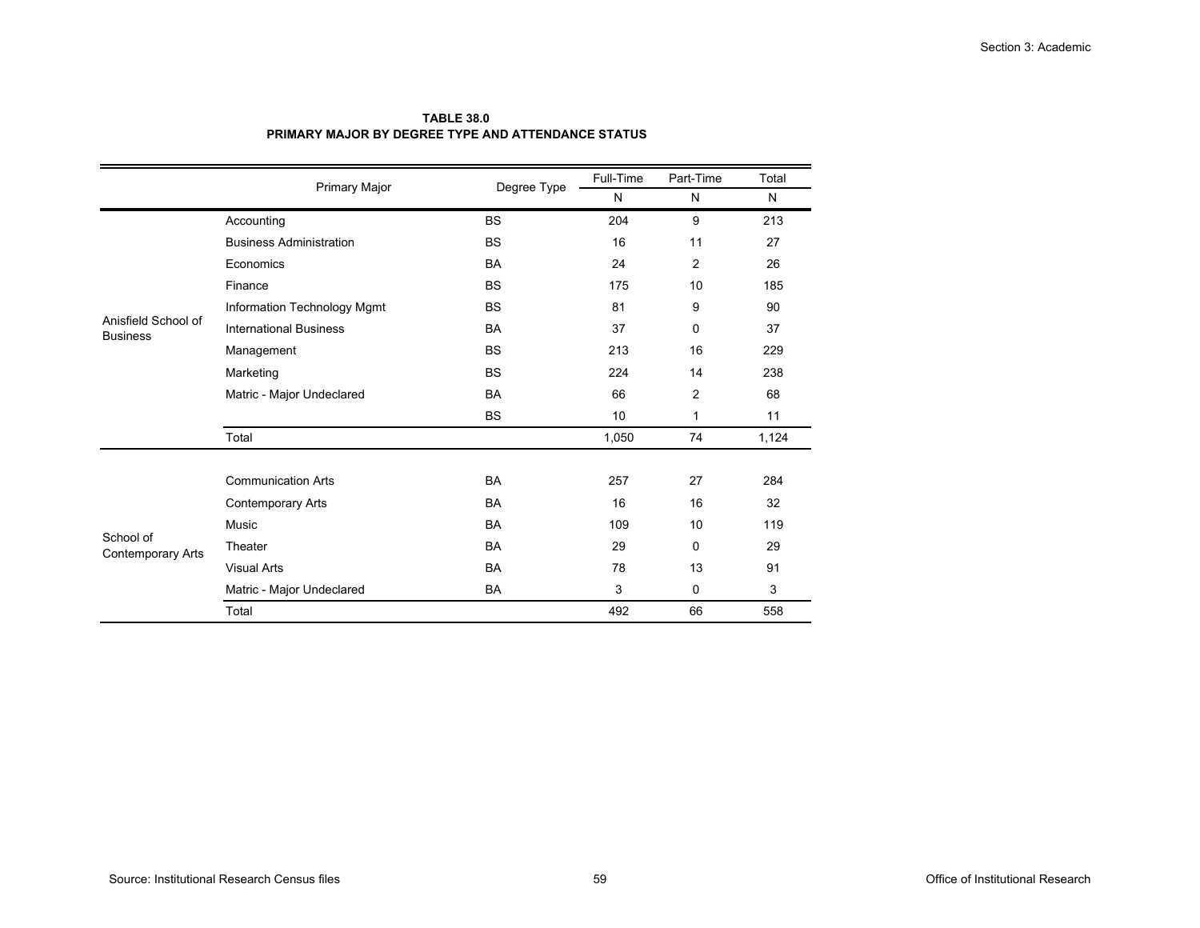**TABLE 38.0**
**PRIMARY MAJOR BY DEGREE TYPE AND ATTENDANCE STATUS**

| | Primary Major | Degree Type | Full-Time | Part-Time | Total |
|---|---|---|---|---|---|
| | | | N | N | N |
| Anisfield School of Business | Accounting | BS | 204 | 9 | 213 |
| | Business Administration | BS | 16 | 11 | 27 |
| | Economics | BA | 24 | 2 | 26 |
| | Finance | BS | 175 | 10 | 185 |
| | Information Technology Mgmt | BS | 81 | 9 | 90 |
| | International Business | BA | 37 | 0 | 37 |
| | Management | BS | 213 | 16 | 229 |
| | Marketing | BS | 224 | 14 | 238 |
| | Matric - Major Undeclared | BA | 66 | 2 | 68 |
| | | BS | 10 | 1 | 11 |
| | Total | | 1,050 | 74 | 1,124 |
| School of Contemporary Arts | Communication Arts | BA | 257 | 27 | 284 |
| | Contemporary Arts | BA | 16 | 16 | 32 |
| | Music | BA | 109 | 10 | 119 |
| | Theater | BA | 29 | 0 | 29 |
| | Visual Arts | BA | 78 | 13 | 91 |
| | Matric - Major Undeclared | BA | 3 | 0 | 3 |
| | Total | | 492 | 66 | 558 |

Source: Institutional Research Census files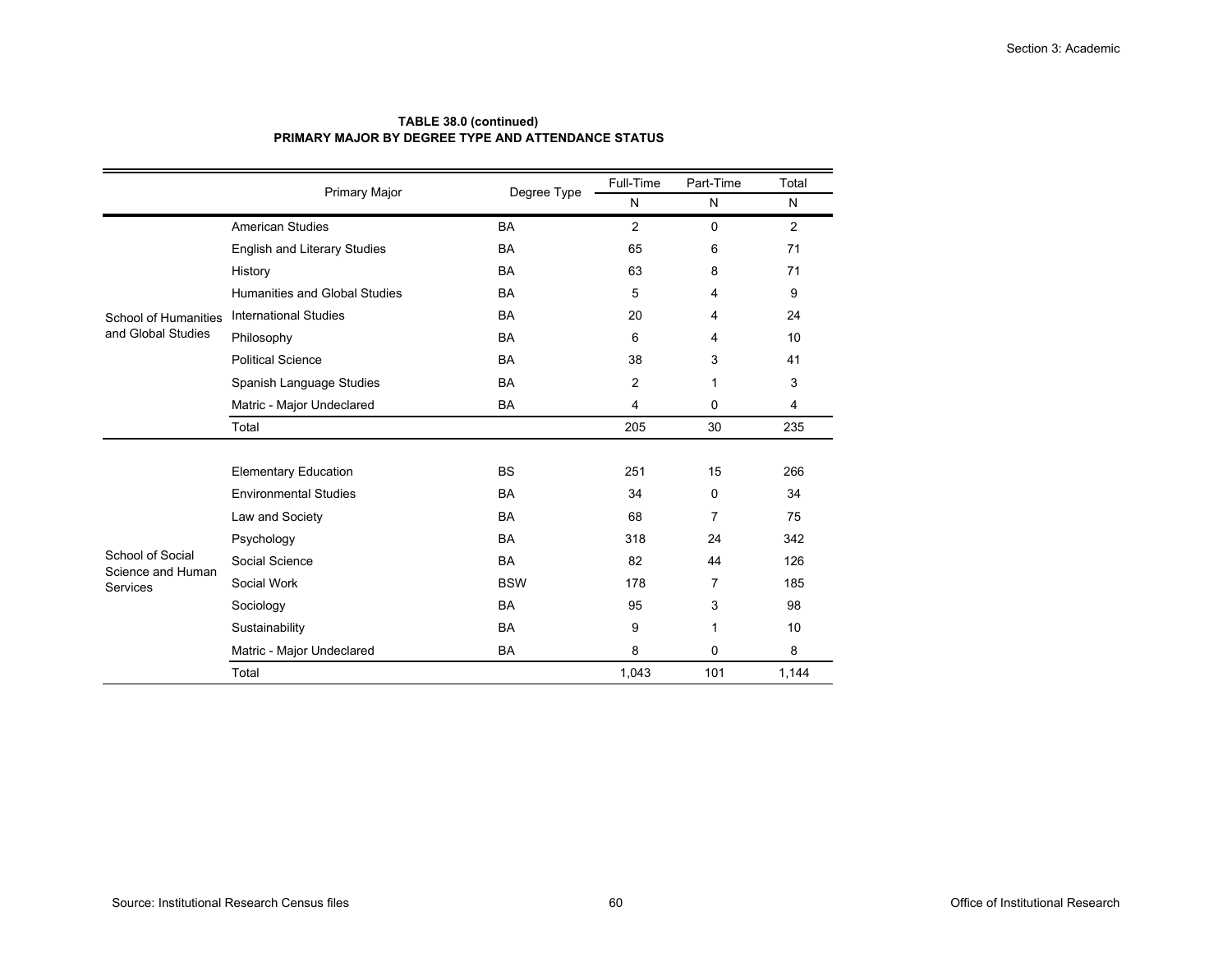**TABLE 38.0 (continued)**
**PRIMARY MAJOR BY DEGREE TYPE AND ATTENDANCE STATUS**

| | Primary Major | Degree Type | Full-Time | Part-Time | Total |
|---|---|---|---|---|---|
| | | | N | N | N |
| School of Humanities and Global Studies | American Studies | BA | 2 | 0 | 2 |
| | English and Literary Studies | BA | 65 | 6 | 71 |
| | History | BA | 63 | 8 | 71 |
| | Humanities and Global Studies | BA | 5 | 4 | 9 |
| | International Studies | BA | 20 | 4 | 24 |
| | Philosophy | BA | 6 | 4 | 10 |
| | Political Science | BA | 38 | 3 | 41 |
| | Spanish Language Studies | BA | 2 | 1 | 3 |
| | Matric - Major Undeclared | BA | 4 | 0 | 4 |
| | Total | | 205 | 30 | 235 |
| School of Social Science and Human Services | Elementary Education | BS | 251 | 15 | 266 |
| | Environmental Studies | BA | 34 | 0 | 34 |
| | Law and Society | BA | 68 | 7 | 75 |
| | Psychology | BA | 318 | 24 | 342 |
| | Social Science | BA | 82 | 44 | 126 |
| | Social Work | BSW | 178 | 7 | 185 |
| | Sociology | BA | 95 | 3 | 98 |
| | Sustainability | BA | 9 | 1 | 10 |
| | Matric - Major Undeclared | BA | 8 | 0 | 8 |
| | Total | | 1,043 | 101 | 1,144 |

Source: Institutional Research Census files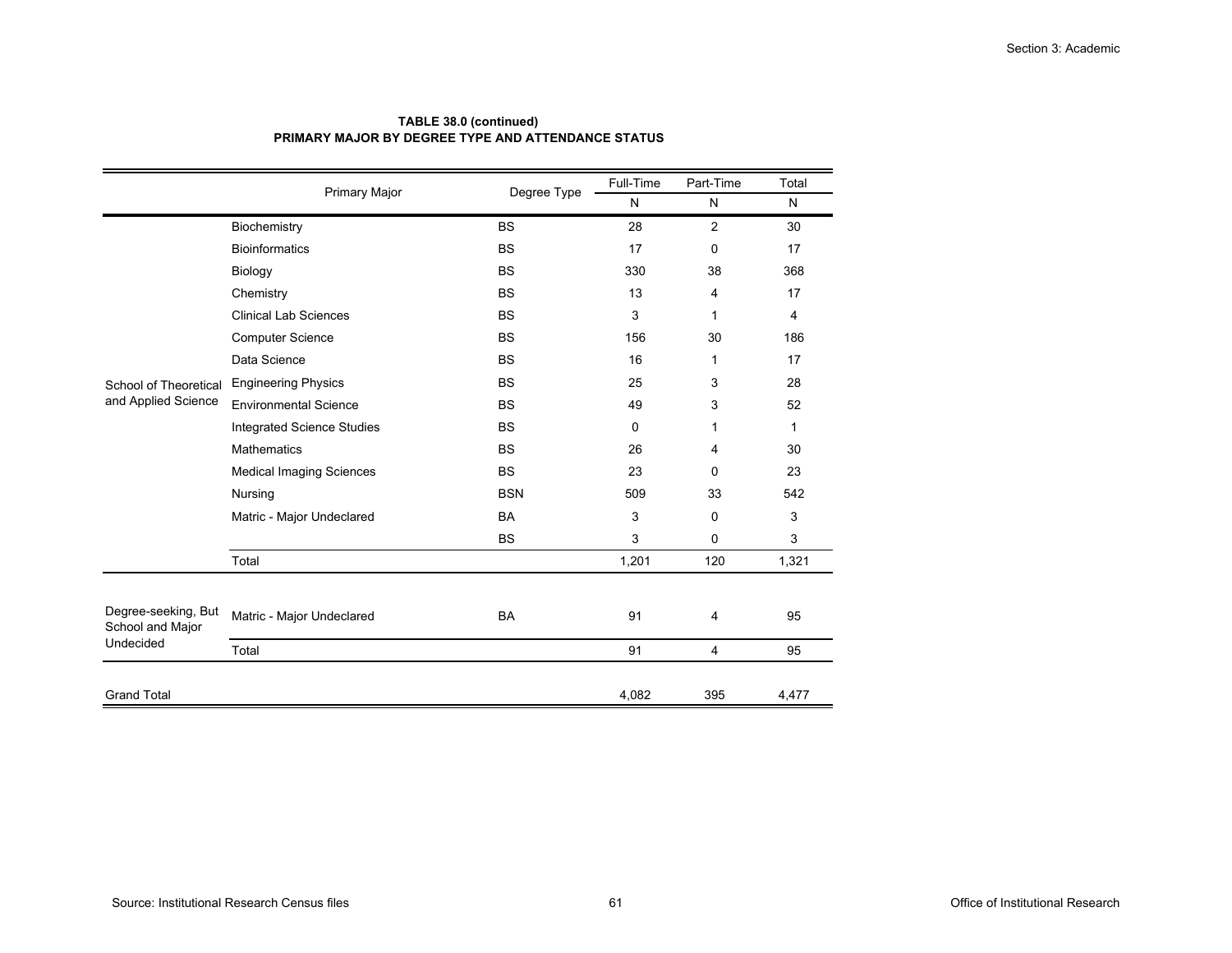**TABLE 38.0 (continued)**
**PRIMARY MAJOR BY DEGREE TYPE AND ATTENDANCE STATUS**

| | Primary Major | Degree Type | Full-Time | Part-Time | Total |
|---|---|---|---|---|---|
| | | | N | N | N |
| School of Theoretical and Applied Science | Biochemistry | BS | 28 | 2 | 30 |
| | Bioinformatics | BS | 17 | 0 | 17 |
| | Biology | BS | 330 | 38 | 368 |
| | Chemistry | BS | 13 | 4 | 17 |
| | Clinical Lab Sciences | BS | 3 | 1 | 4 |
| | Computer Science | BS | 156 | 30 | 186 |
| | Data Science | BS | 16 | 1 | 17 |
| | Engineering Physics | BS | 25 | 3 | 28 |
| | Environmental Science | BS | 49 | 3 | 52 |
| | Integrated Science Studies | BS | 0 | 1 | 1 |
| | Mathematics | BS | 26 | 4 | 30 |
| | Medical Imaging Sciences | BS | 23 | 0 | 23 |
| | Nursing | BSN | 509 | 33 | 542 |
| | Matric - Major Undeclared | BA | 3 | 0 | 3 |
| | | BS | 3 | 0 | 3 |
| | Total | | 1,201 | 120 | 1,321 |
| Degree-seeking, But School and Major Undecided | Matric - Major Undeclared | BA | 91 | 4 | 95 |
| | Total | | 91 | 4 | 95 |
| Grand Total | | | 4,082 | 395 | 4,477 |

Source: Institutional Research Census files

Office of Institutional Research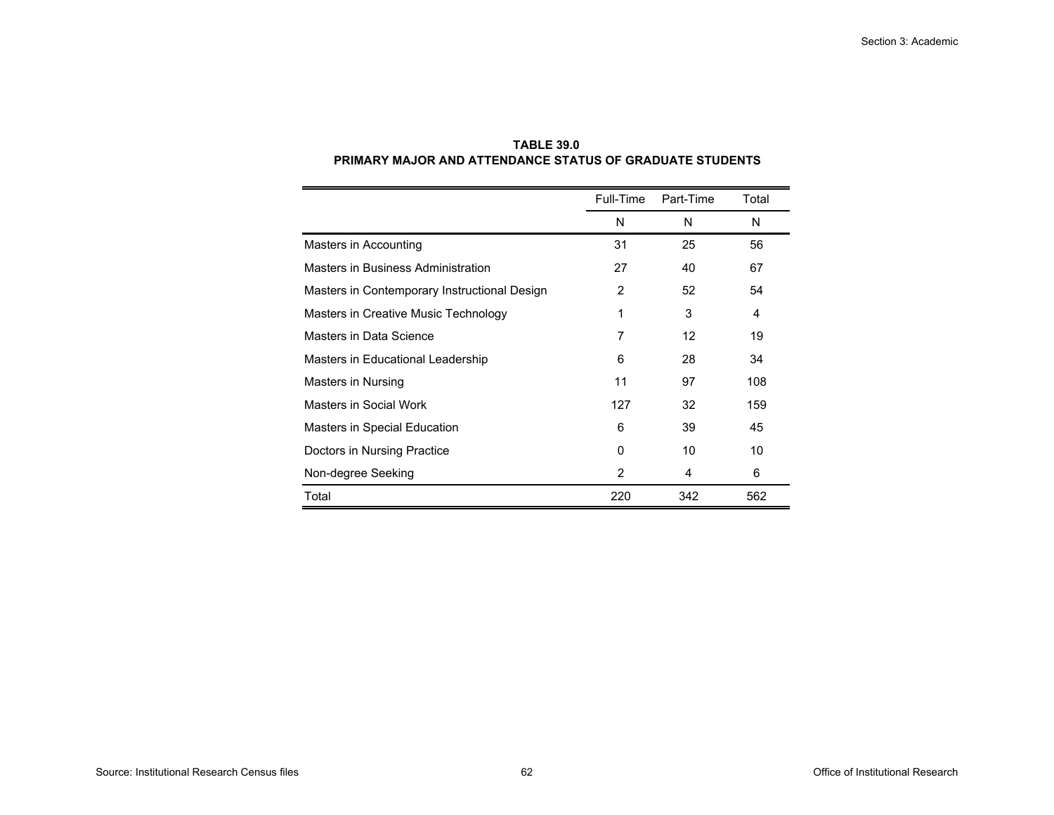**TABLE 39.0**
**PRIMARY MAJOR AND ATTENDANCE STATUS OF GRADUATE STUDENTS**

| | Full-Time | Part-Time | Total |
|---|---|---|---|
| | N | N | N |
| Masters in Accounting | 31 | 25 | 56 |
| Masters in Business Administration | 27 | 40 | 67 |
| Masters in Contemporary Instructional Design | 2 | 52 | 54 |
| Masters in Creative Music Technology | 1 | 3 | 4 |
| Masters in Data Science | 7 | 12 | 19 |
| Masters in Educational Leadership | 6 | 28 | 34 |
| Masters in Nursing | 11 | 97 | 108 |
| Masters in Social Work | 127 | 32 | 159 |
| Masters in Special Education | 6 | 39 | 45 |
| Doctors in Nursing Practice | 0 | 10 | 10 |
| Non-degree Seeking | 2 | 4 | 6 |
| Total | 220 | 342 | 562 |

Source: Institutional Research Census files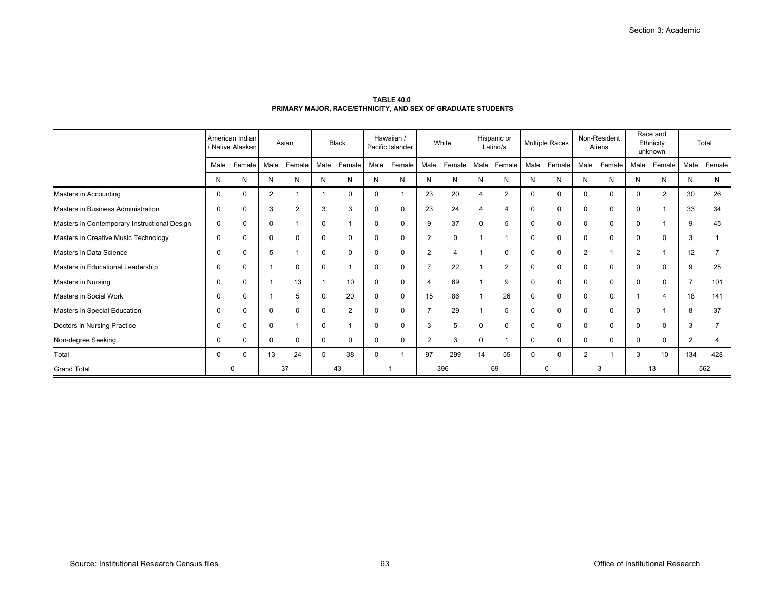**TABLE 40.0**
**PRIMARY MAJOR, RACE/ETHNICITY, AND SEX OF GRADUATE STUDENTS**

| | American Indian / Native Alaskan | | Asian | | Black | | Hawaiian / Pacific Islander | | White | | Hispanic or Latino/a | | Multiple Races | | Non-Resident Aliens | | Race and Ethnicity unknown | | Total | |
|---|---|---|---|---|---|---|---|---|---|---|---|---|---|---|---|---|---|---|---|---|
| | Male | Female | Male | Female | Male | Female | Male | Female | Male | Female | Male | Female | Male | Female | Male | Female | Male | Female | Male | Female |
| | N | N | N | N | N | N | N | N | N | N | N | N | N | N | N | N | N | N | N | N |
| Masters in Accounting | 0 | 0 | 2 | 1 | 1 | 0 | 0 | 1 | 23 | 20 | 4 | 2 | 0 | 0 | 0 | 0 | 0 | 2 | 30 | 26 |
| Masters in Business Administration | 0 | 0 | 3 | 2 | 3 | 3 | 0 | 0 | 23 | 24 | 4 | 4 | 0 | 0 | 0 | 0 | 0 | 1 | 33 | 34 |
| Masters in Contemporary Instructional Design | 0 | 0 | 0 | 1 | 0 | 1 | 0 | 0 | 9 | 37 | 0 | 5 | 0 | 0 | 0 | 0 | 0 | 1 | 9 | 45 |
| Masters in Creative Music Technology | 0 | 0 | 0 | 0 | 0 | 0 | 0 | 0 | 2 | 0 | 1 | 1 | 0 | 0 | 0 | 0 | 0 | 0 | 3 | 1 |
| Masters in Data Science | 0 | 0 | 5 | 1 | 0 | 0 | 0 | 0 | 2 | 4 | 1 | 0 | 0 | 0 | 2 | 1 | 2 | 1 | 12 | 7 |
| Masters in Educational Leadership | 0 | 0 | 1 | 0 | 0 | 1 | 0 | 0 | 7 | 22 | 1 | 2 | 0 | 0 | 0 | 0 | 0 | 0 | 9 | 25 |
| Masters in Nursing | 0 | 0 | 1 | 13 | 1 | 10 | 0 | 0 | 4 | 69 | 1 | 9 | 0 | 0 | 0 | 0 | 0 | 0 | 7 | 101 |
| Masters in Social Work | 0 | 0 | 1 | 5 | 0 | 20 | 0 | 0 | 15 | 86 | 1 | 26 | 0 | 0 | 0 | 0 | 1 | 4 | 18 | 141 |
| Masters in Special Education | 0 | 0 | 0 | 0 | 0 | 2 | 0 | 0 | 7 | 29 | 1 | 5 | 0 | 0 | 0 | 0 | 0 | 1 | 8 | 37 |
| Doctors in Nursing Practice | 0 | 0 | 0 | 1 | 0 | 1 | 0 | 0 | 3 | 5 | 0 | 0 | 0 | 0 | 0 | 0 | 0 | 0 | 3 | 7 |
| Non-degree Seeking | 0 | 0 | 0 | 0 | 0 | 0 | 0 | 0 | 2 | 3 | 0 | 1 | 0 | 0 | 0 | 0 | 0 | 0 | 2 | 4 |
| Total | 0 | 0 | 13 | 24 | 5 | 38 | 0 | 1 | 97 | 299 | 14 | 55 | 0 | 0 | 2 | 1 | 3 | 10 | 134 | 428 |
| Grand Total | 0 | | 37 | | 43 | | 1 | | 396 | | 69 | | 0 | | 3 | | 13 | | 562 | |

Source: Institutional Research Census files

Office of Institutional Research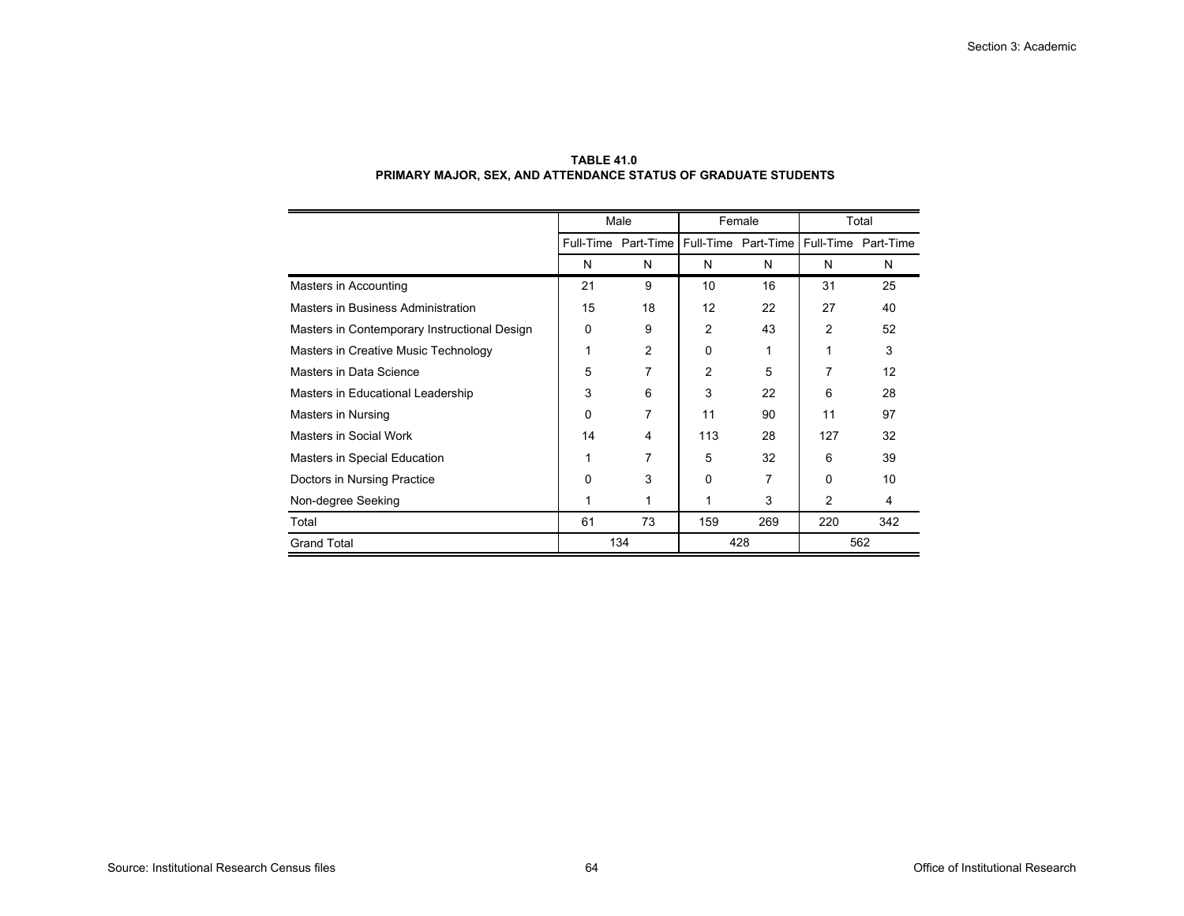**TABLE 41.0**
**PRIMARY MAJOR, SEX, AND ATTENDANCE STATUS OF GRADUATE STUDENTS**

| | Male | | Female | | Total | |
|---|---|---|---|---|---|---|
| | Full-Time | Part-Time | Full-Time | Part-Time | Full-Time | Part-Time |
| | N | N | N | N | N | N |
| Masters in Accounting | 21 | 9 | 10 | 16 | 31 | 25 |
| Masters in Business Administration | 15 | 18 | 12 | 22 | 27 | 40 |
| Masters in Contemporary Instructional Design | 0 | 9 | 2 | 43 | 2 | 52 |
| Masters in Creative Music Technology | 1 | 2 | 0 | 1 | 1 | 3 |
| Masters in Data Science | 5 | 7 | 2 | 5 | 7 | 12 |
| Masters in Educational Leadership | 3 | 6 | 3 | 22 | 6 | 28 |
| Masters in Nursing | 0 | 7 | 11 | 90 | 11 | 97 |
| Masters in Social Work | 14 | 4 | 113 | 28 | 127 | 32 |
| Masters in Special Education | 1 | 7 | 5 | 32 | 6 | 39 |
| Doctors in Nursing Practice | 0 | 3 | 0 | 7 | 0 | 10 |
| Non-degree Seeking | 1 | 1 | 1 | 3 | 2 | 4 |
| Total | 61 | 73 | 159 | 269 | 220 | 342 |
| Grand Total | 134 | | 428 | | 562 | |

Source: Institutional Research Census files

Office of Institutional Research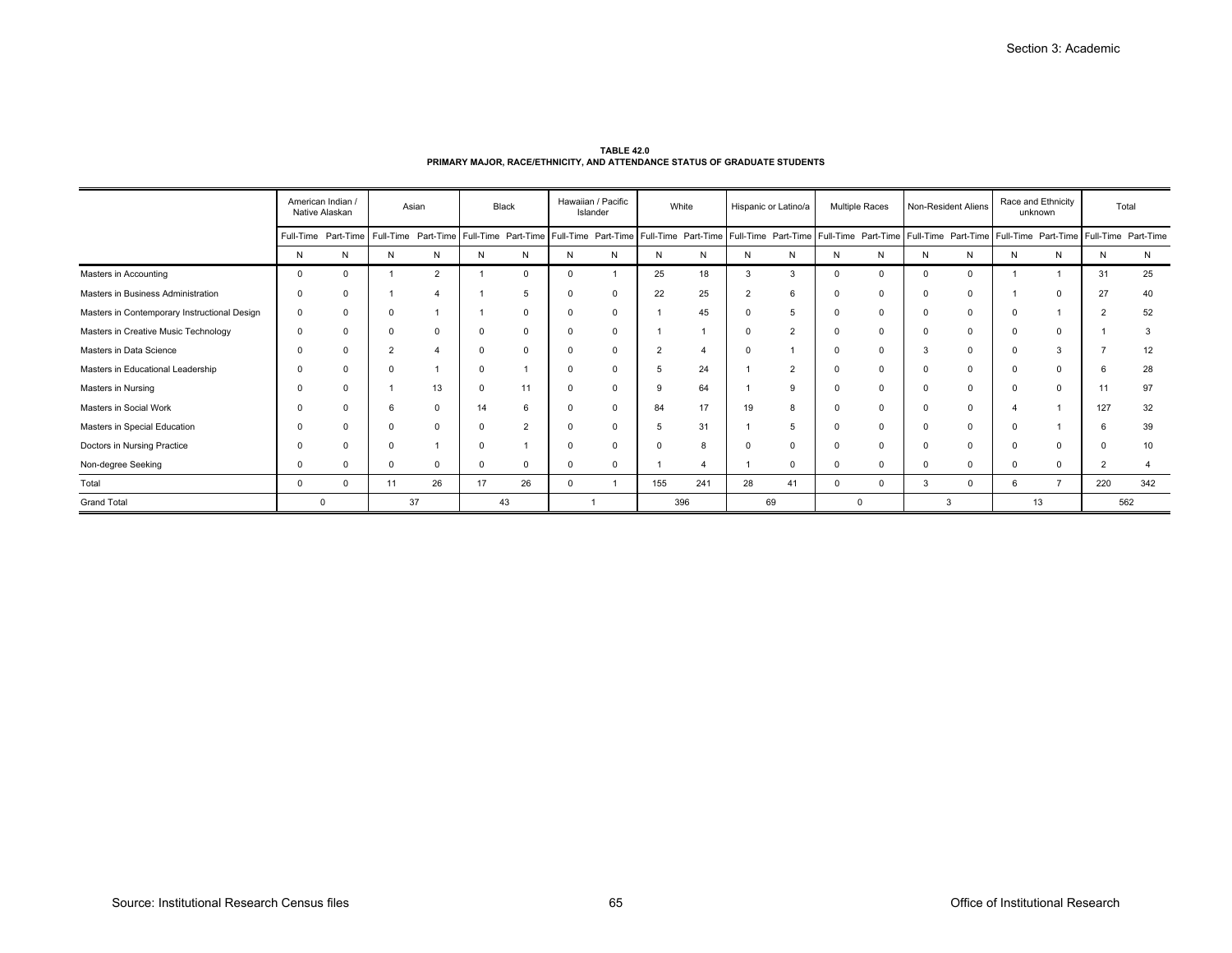**TABLE 42.0**
**PRIMARY MAJOR, RACE/ETHNICITY, AND ATTENDANCE STATUS OF GRADUATE STUDENTS**

| | American Indian / Native Alaskan | | Asian | | Black | | Hawaiian / Pacific Islander | | White | | Hispanic or Latino/a | | Multiple Races | | Non-Resident Aliens | | Race and Ethnicity unknown | | Total | |
|---|---|---|---|---|---|---|---|---|---|---|---|---|---|---|---|---|---|---|---|---|
| | Full-Time | Part-Time | Full-Time | Part-Time | Full-Time | Part-Time | Full-Time | Part-Time | Full-Time | Part-Time | Full-Time | Part-Time | Full-Time | Part-Time | Full-Time | Part-Time | Full-Time | Part-Time | Full-Time | Part-Time |
| | N | N | N | N | N | N | N | N | N | N | N | N | N | N | N | N | N | N | N | N |
| Masters in Accounting | 0 | 0 | 1 | 2 | 1 | 0 | 0 | 1 | 25 | 18 | 3 | 3 | 0 | 0 | 0 | 0 | 1 | 1 | 31 | 25 |
| Masters in Business Administration | 0 | 0 | 1 | 4 | 1 | 5 | 0 | 0 | 22 | 25 | 2 | 6 | 0 | 0 | 0 | 0 | 1 | 0 | 27 | 40 |
| Masters in Contemporary Instructional Design | 0 | 0 | 0 | 1 | 1 | 0 | 0 | 0 | 1 | 45 | 0 | 5 | 0 | 0 | 0 | 0 | 0 | 1 | 2 | 52 |
| Masters in Creative Music Technology | 0 | 0 | 0 | 0 | 0 | 0 | 0 | 0 | 1 | 1 | 0 | 2 | 0 | 0 | 0 | 0 | 0 | 0 | 1 | 3 |
| Masters in Data Science | 0 | 0 | 2 | 4 | 0 | 0 | 0 | 0 | 2 | 4 | 0 | 1 | 0 | 0 | 3 | 0 | 0 | 3 | 7 | 12 |
| Masters in Educational Leadership | 0 | 0 | 0 | 1 | 0 | 1 | 0 | 0 | 5 | 24 | 1 | 2 | 0 | 0 | 0 | 0 | 0 | 0 | 6 | 28 |
| Masters in Nursing | 0 | 0 | 1 | 13 | 0 | 11 | 0 | 0 | 9 | 64 | 1 | 9 | 0 | 0 | 0 | 0 | 0 | 0 | 11 | 97 |
| Masters in Social Work | 0 | 0 | 6 | 0 | 14 | 6 | 0 | 0 | 84 | 17 | 19 | 8 | 0 | 0 | 0 | 0 | 4 | 1 | 127 | 32 |
| Masters in Special Education | 0 | 0 | 0 | 0 | 0 | 2 | 0 | 0 | 5 | 31 | 1 | 5 | 0 | 0 | 0 | 0 | 0 | 1 | 6 | 39 |
| Doctors in Nursing Practice | 0 | 0 | 0 | 1 | 0 | 1 | 0 | 0 | 0 | 8 | 0 | 0 | 0 | 0 | 0 | 0 | 0 | 0 | 0 | 10 |
| Non-degree Seeking | 0 | 0 | 0 | 0 | 0 | 0 | 0 | 0 | 1 | 4 | 1 | 0 | 0 | 0 | 0 | 0 | 0 | 0 | 2 | 4 |
| Total | 0 | 0 | 11 | 26 | 17 | 26 | 0 | 1 | 155 | 241 | 28 | 41 | 0 | 0 | 3 | 0 | 6 | 7 | 220 | 342 |
| Grand Total | 0 | | 37 | | 43 | | 1 | | 396 | | 69 | | 0 | | 3 | | 13 | | 562 | |

Source: Institutional Research Census files

Office of Institutional Research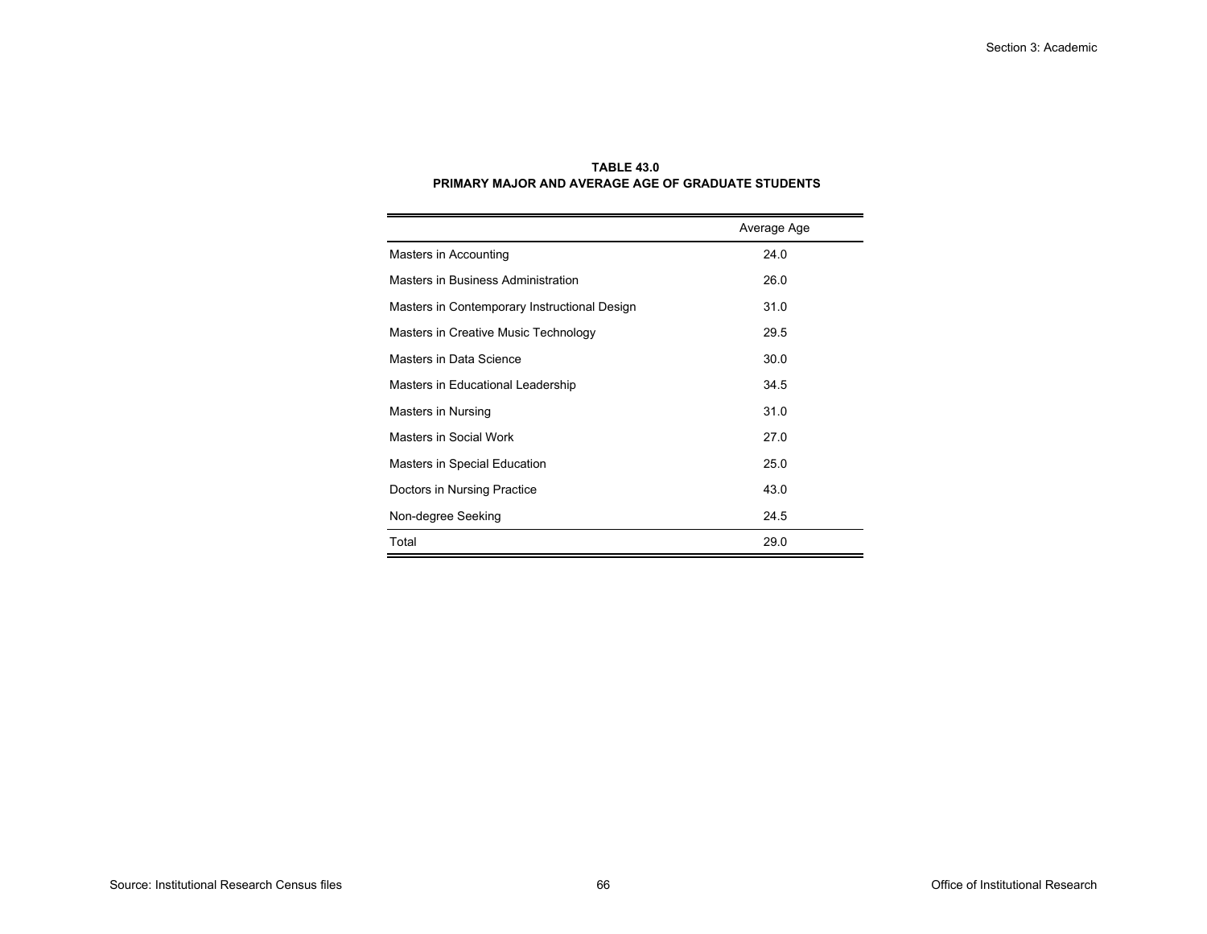**TABLE 43.0**
**PRIMARY MAJOR AND AVERAGE AGE OF GRADUATE STUDENTS**

| | Average Age |
|---|---|
| Masters in Accounting | 24.0 |
| Masters in Business Administration | 26.0 |
| Masters in Contemporary Instructional Design | 31.0 |
| Masters in Creative Music Technology | 29.5 |
| Masters in Data Science | 30.0 |
| Masters in Educational Leadership | 34.5 |
| Masters in Nursing | 31.0 |
| Masters in Social Work | 27.0 |
| Masters in Special Education | 25.0 |
| Doctors in Nursing Practice | 43.0 |
| Non-degree Seeking | 24.5 |
| Total | 29.0 |

Source: Institutional Research Census files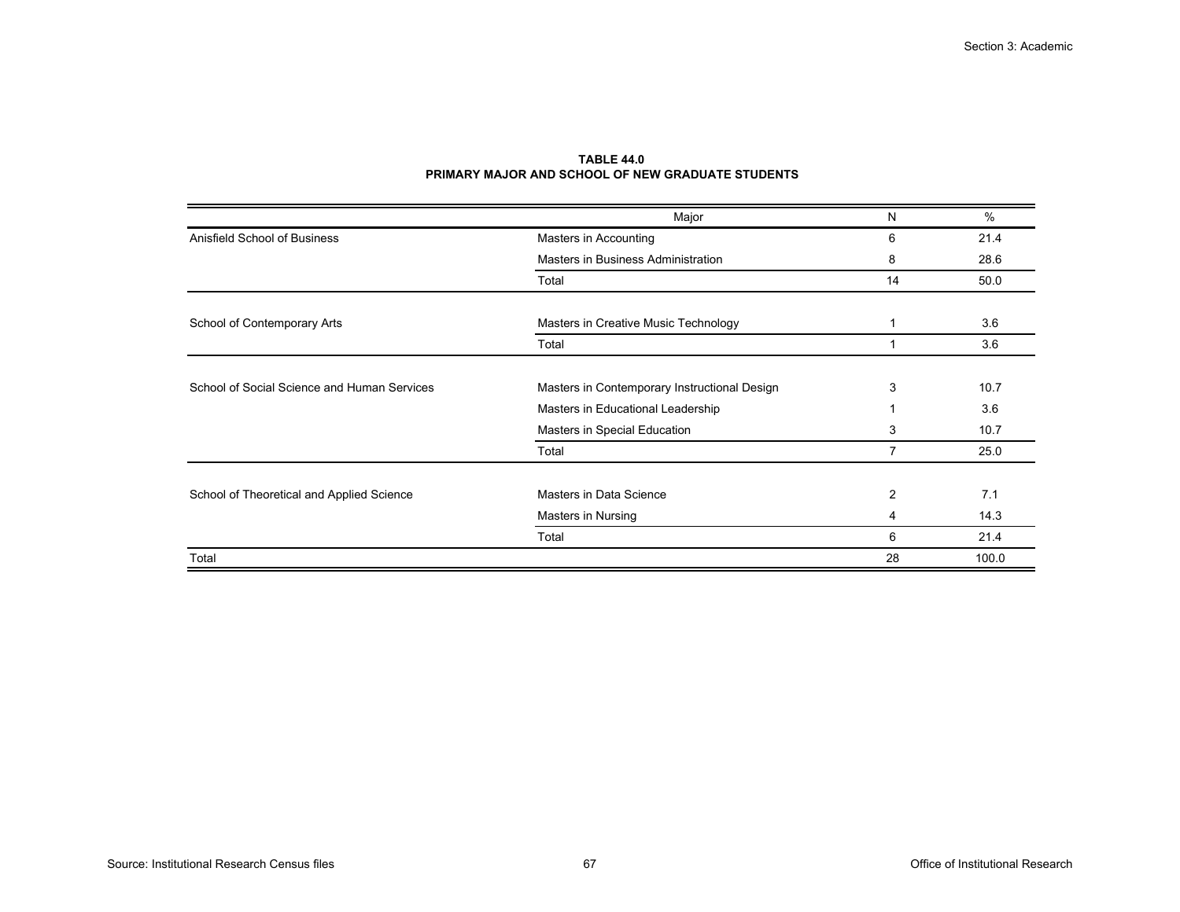**TABLE 44.0**
**PRIMARY MAJOR AND SCHOOL OF NEW GRADUATE STUDENTS**

| | Major | N | % |
|---|---|---|---|
| Anisfield School of Business | Masters in Accounting | 6 | 21.4 |
| | Masters in Business Administration | 8 | 28.6 |
| | Total | 14 | 50.0 |
| School of Contemporary Arts | Masters in Creative Music Technology | 1 | 3.6 |
| | Total | 1 | 3.6 |
| School of Social Science and Human Services | Masters in Contemporary Instructional Design | 3 | 10.7 |
| | Masters in Educational Leadership | 1 | 3.6 |
| | Masters in Special Education | 3 | 10.7 |
| | Total | 7 | 25.0 |
| School of Theoretical and Applied Science | Masters in Data Science | 2 | 7.1 |
| | Masters in Nursing | 4 | 14.3 |
| | Total | 6 | 21.4 |
| Total | | 28 | 100.0 |

Source: Institutional Research Census files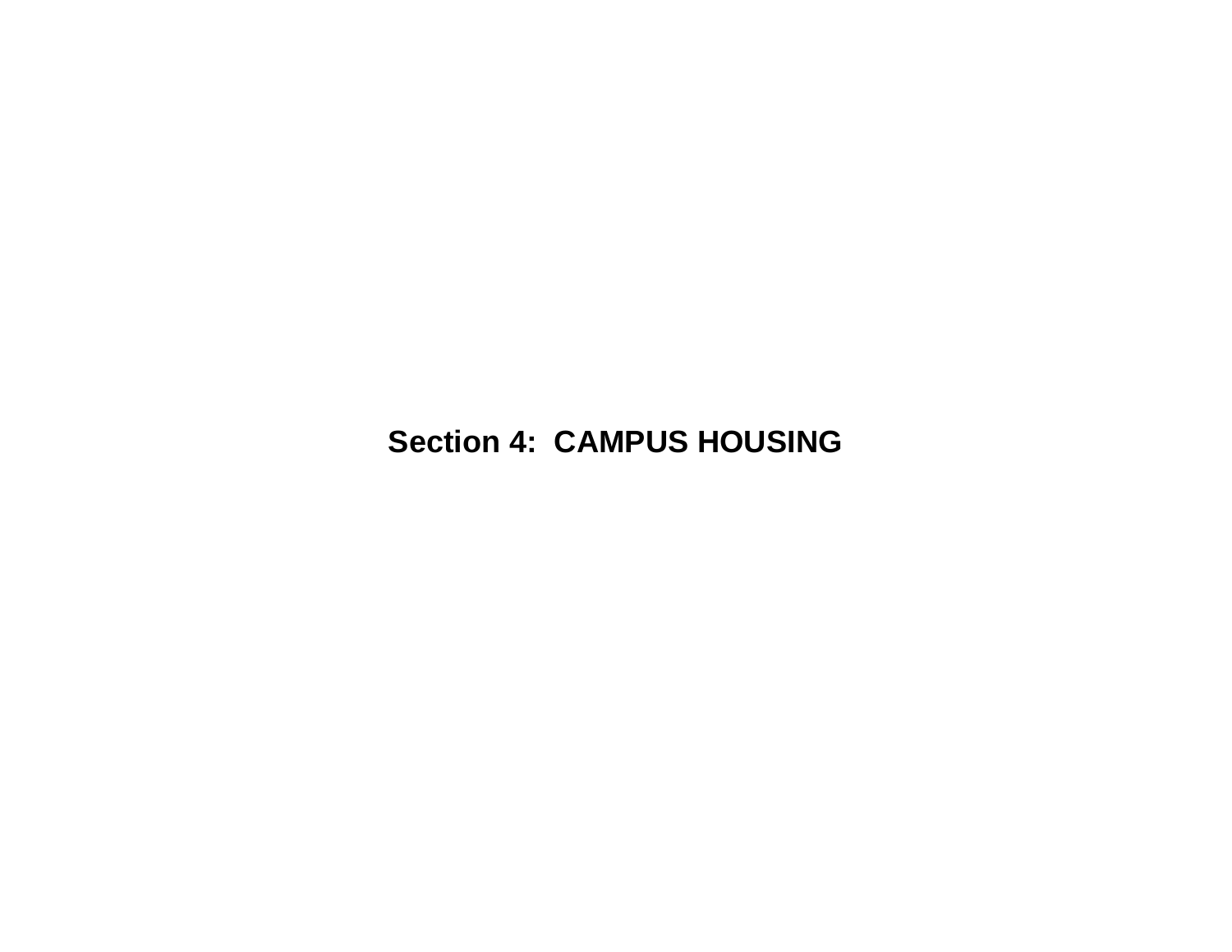# Section 4:  CAMPUS HOUSING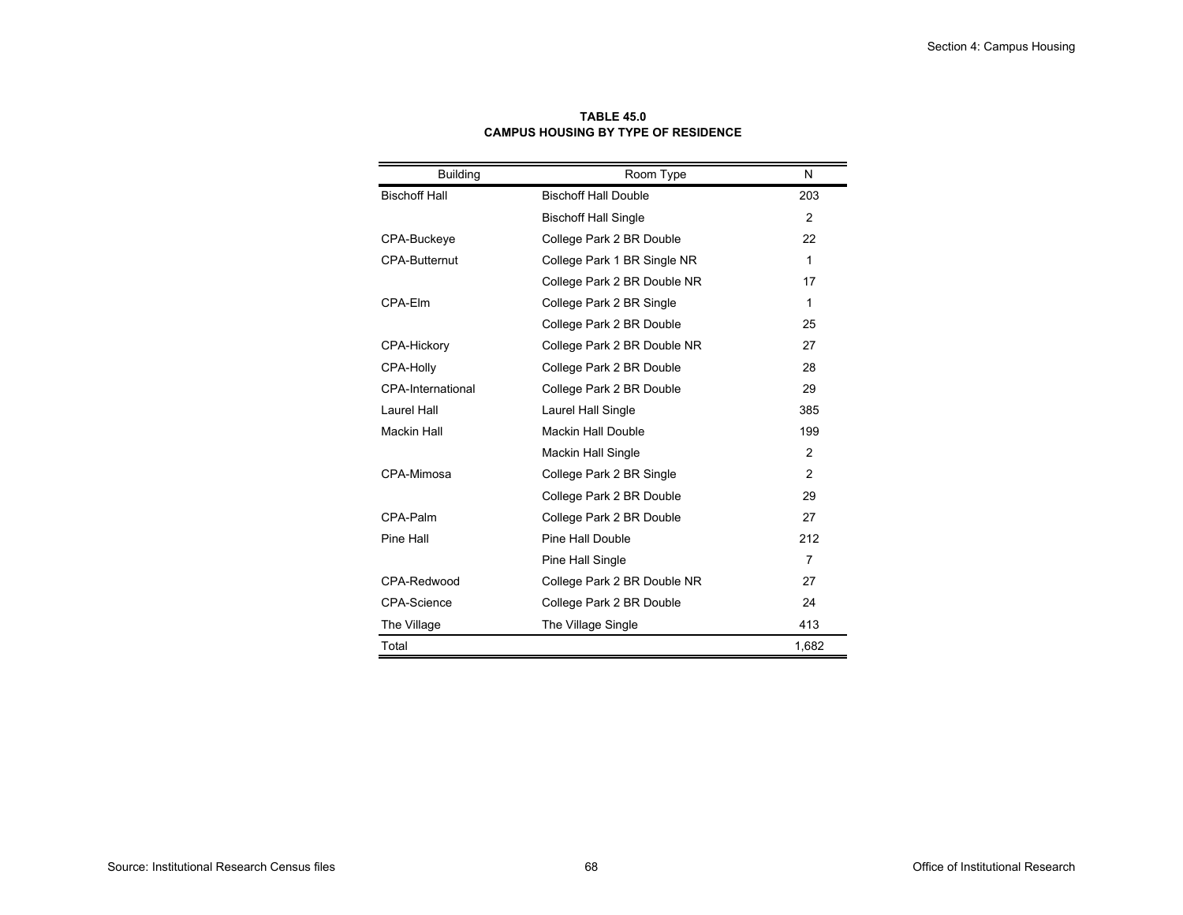**TABLE 45.0**
**CAMPUS HOUSING BY TYPE OF RESIDENCE**

| Building | Room Type | N |
|---|---|---|
| Bischoff Hall | Bischoff Hall Double | 203 |
| | Bischoff Hall Single | 2 |
| CPA-Buckeye | College Park 2 BR Double | 22 |
| CPA-Butternut | College Park 1 BR Single NR | 1 |
| | College Park 2 BR Double NR | 17 |
| CPA-Elm | College Park 2 BR Single | 1 |
| | College Park 2 BR Double | 25 |
| CPA-Hickory | College Park 2 BR Double NR | 27 |
| CPA-Holly | College Park 2 BR Double | 28 |
| CPA-International | College Park 2 BR Double | 29 |
| Laurel Hall | Laurel Hall Single | 385 |
| Mackin Hall | Mackin Hall Double | 199 |
| | Mackin Hall Single | 2 |
| CPA-Mimosa | College Park 2 BR Single | 2 |
| | College Park 2 BR Double | 29 |
| CPA-Palm | College Park 2 BR Double | 27 |
| Pine Hall | Pine Hall Double | 212 |
| | Pine Hall Single | 7 |
| CPA-Redwood | College Park 2 BR Double NR | 27 |
| CPA-Science | College Park 2 BR Double | 24 |
| The Village | The Village Single | 413 |
| Total | | 1,682 |

Source: Institutional Research Census files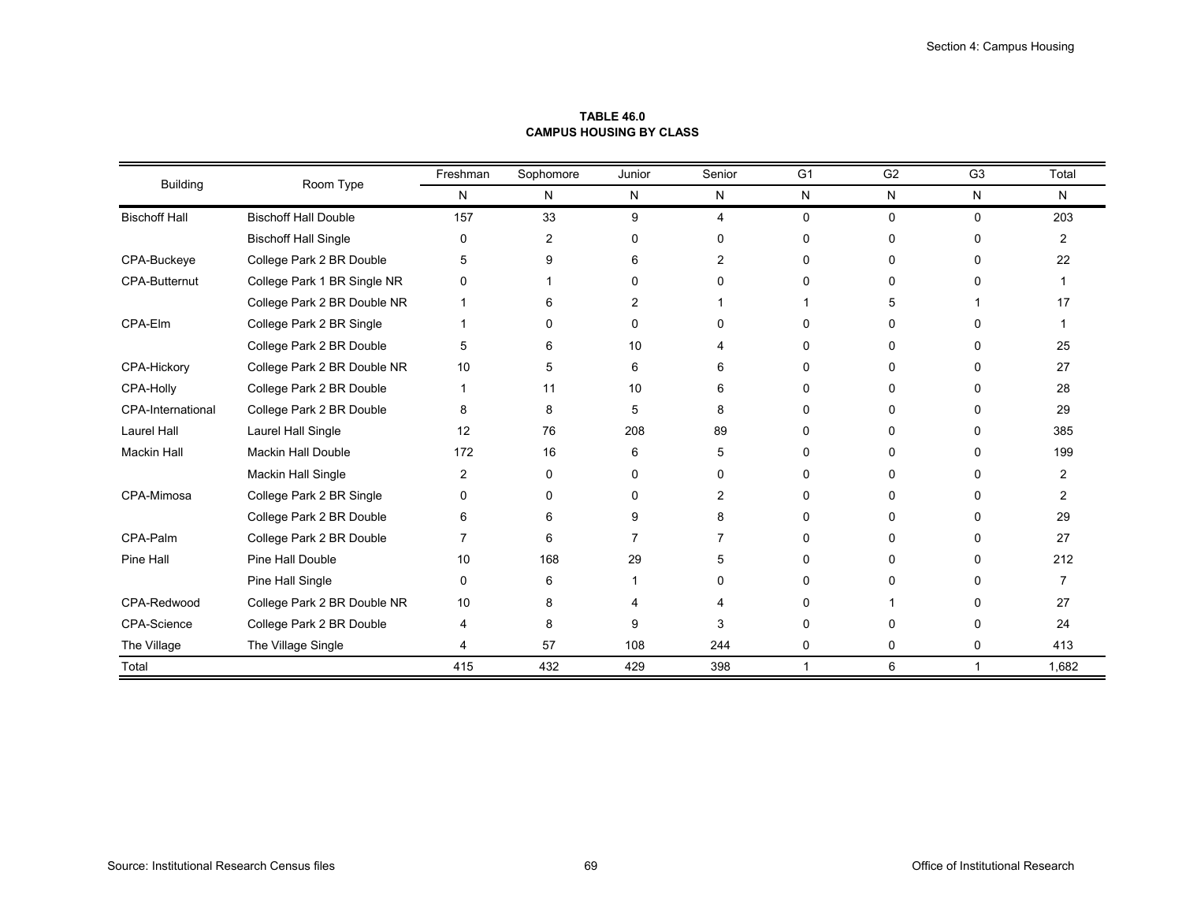**TABLE 46.0**
**CAMPUS HOUSING BY CLASS**

| Building | Room Type | Freshman | Sophomore | Junior | Senior | G1 | G2 | G3 | Total |
|---|---|---|---|---|---|---|---|---|---|
| | | N | N | N | N | N | N | N | N |
| Bischoff Hall | Bischoff Hall Double | 157 | 33 | 9 | 4 | 0 | 0 | 0 | 203 |
| | Bischoff Hall Single | 0 | 2 | 0 | 0 | 0 | 0 | 0 | 2 |
| CPA-Buckeye | College Park 2 BR Double | 5 | 9 | 6 | 2 | 0 | 0 | 0 | 22 |
| CPA-Butternut | College Park 1 BR Single NR | 0 | 1 | 0 | 0 | 0 | 0 | 0 | 1 |
| | College Park 2 BR Double NR | 1 | 6 | 2 | 1 | 1 | 5 | 1 | 17 |
| CPA-Elm | College Park 2 BR Single | 1 | 0 | 0 | 0 | 0 | 0 | 0 | 1 |
| | College Park 2 BR Double | 5 | 6 | 10 | 4 | 0 | 0 | 0 | 25 |
| CPA-Hickory | College Park 2 BR Double NR | 10 | 5 | 6 | 6 | 0 | 0 | 0 | 27 |
| CPA-Holly | College Park 2 BR Double | 1 | 11 | 10 | 6 | 0 | 0 | 0 | 28 |
| CPA-International | College Park 2 BR Double | 8 | 8 | 5 | 8 | 0 | 0 | 0 | 29 |
| Laurel Hall | Laurel Hall Single | 12 | 76 | 208 | 89 | 0 | 0 | 0 | 385 |
| Mackin Hall | Mackin Hall Double | 172 | 16 | 6 | 5 | 0 | 0 | 0 | 199 |
| | Mackin Hall Single | 2 | 0 | 0 | 0 | 0 | 0 | 0 | 2 |
| CPA-Mimosa | College Park 2 BR Single | 0 | 0 | 0 | 2 | 0 | 0 | 0 | 2 |
| | College Park 2 BR Double | 6 | 6 | 9 | 8 | 0 | 0 | 0 | 29 |
| CPA-Palm | College Park 2 BR Double | 7 | 6 | 7 | 7 | 0 | 0 | 0 | 27 |
| Pine Hall | Pine Hall Double | 10 | 168 | 29 | 5 | 0 | 0 | 0 | 212 |
| | Pine Hall Single | 0 | 6 | 1 | 0 | 0 | 0 | 0 | 7 |
| CPA-Redwood | College Park 2 BR Double NR | 10 | 8 | 4 | 4 | 0 | 1 | 0 | 27 |
| CPA-Science | College Park 2 BR Double | 4 | 8 | 9 | 3 | 0 | 0 | 0 | 24 |
| The Village | The Village Single | 4 | 57 | 108 | 244 | 0 | 0 | 0 | 413 |
| Total | | 415 | 432 | 429 | 398 | 1 | 6 | 1 | 1,682 |

Source: Institutional Research Census files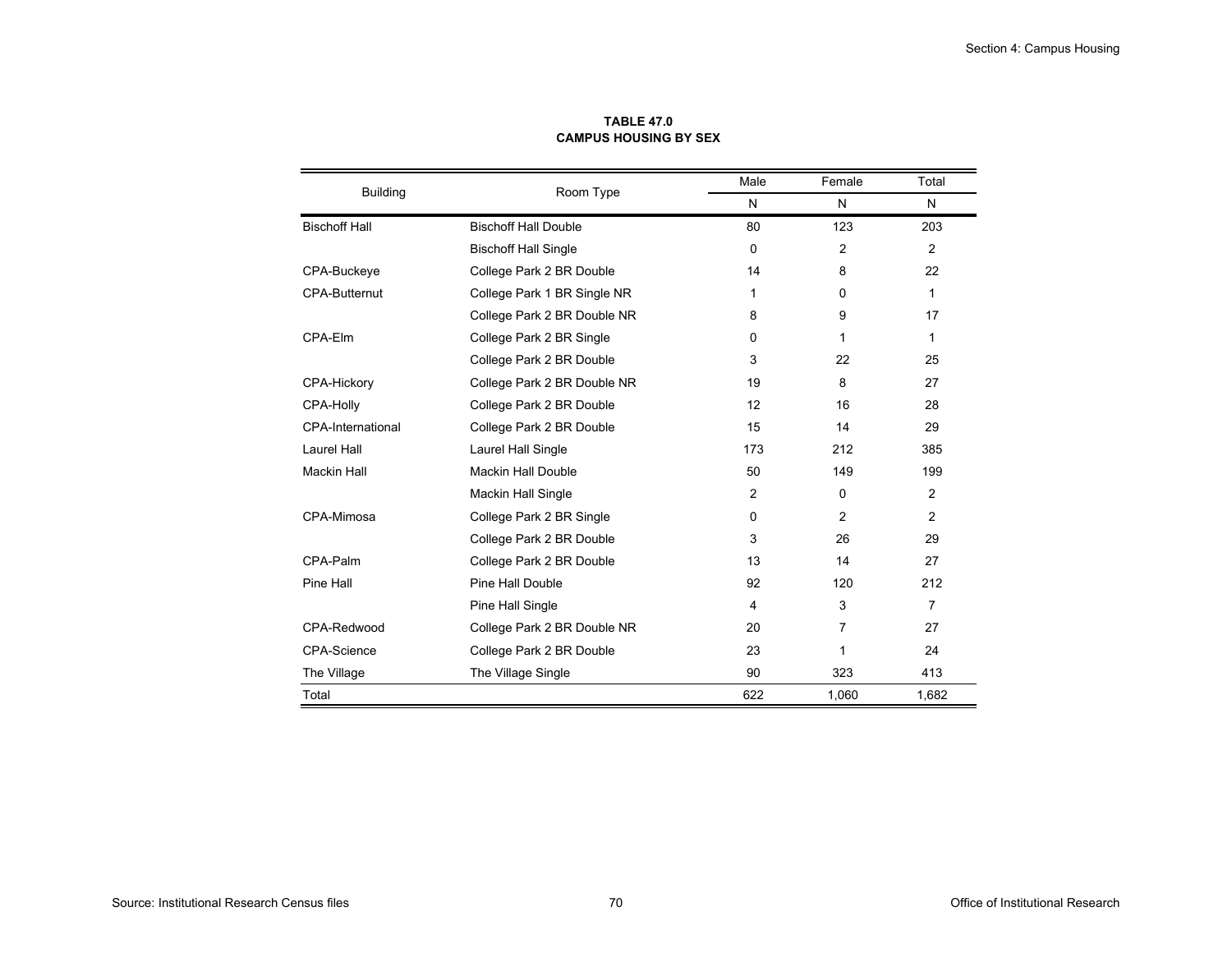**TABLE 47.0**
**CAMPUS HOUSING BY SEX**

| Building | Room Type | Male | Female | Total |
|---|---|---|---|---|
| | | N | N | N |
| Bischoff Hall | Bischoff Hall Double | 80 | 123 | 203 |
| | Bischoff Hall Single | 0 | 2 | 2 |
| CPA-Buckeye | College Park 2 BR Double | 14 | 8 | 22 |
| CPA-Butternut | College Park 1 BR Single NR | 1 | 0 | 1 |
| | College Park 2 BR Double NR | 8 | 9 | 17 |
| CPA-Elm | College Park 2 BR Single | 0 | 1 | 1 |
| | College Park 2 BR Double | 3 | 22 | 25 |
| CPA-Hickory | College Park 2 BR Double NR | 19 | 8 | 27 |
| CPA-Holly | College Park 2 BR Double | 12 | 16 | 28 |
| CPA-International | College Park 2 BR Double | 15 | 14 | 29 |
| Laurel Hall | Laurel Hall Single | 173 | 212 | 385 |
| Mackin Hall | Mackin Hall Double | 50 | 149 | 199 |
| | Mackin Hall Single | 2 | 0 | 2 |
| CPA-Mimosa | College Park 2 BR Single | 0 | 2 | 2 |
| | College Park 2 BR Double | 3 | 26 | 29 |
| CPA-Palm | College Park 2 BR Double | 13 | 14 | 27 |
| Pine Hall | Pine Hall Double | 92 | 120 | 212 |
| | Pine Hall Single | 4 | 3 | 7 |
| CPA-Redwood | College Park 2 BR Double NR | 20 | 7 | 27 |
| CPA-Science | College Park 2 BR Double | 23 | 1 | 24 |
| The Village | The Village Single | 90 | 323 | 413 |
| Total | | 622 | 1,060 | 1,682 |

Source: Institutional Research Census files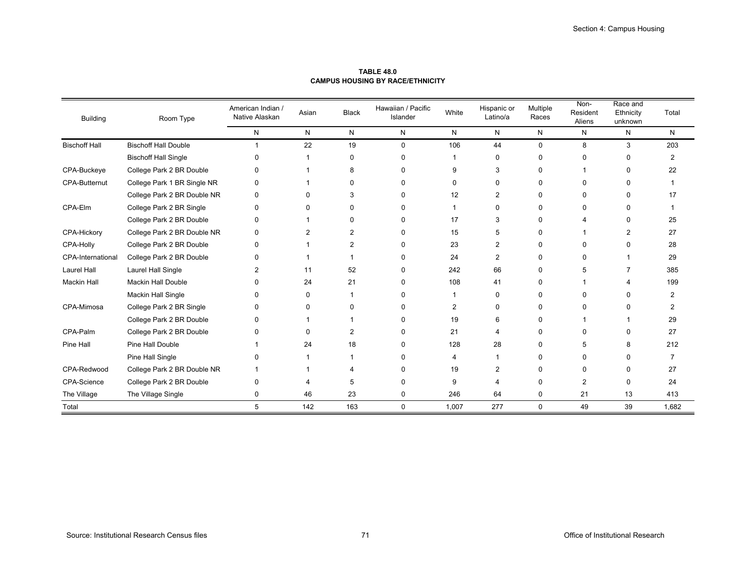**TABLE 48.0**
**CAMPUS HOUSING BY RACE/ETHNICITY**

| Building | Room Type | American Indian / Native Alaskan | Asian | Black | Hawaiian / Pacific Islander | White | Hispanic or Latino/a | Multiple Races | Non-Resident Aliens | Race and Ethnicity unknown | Total |
|---|---|---|---|---|---|---|---|---|---|---|---|
| | | N | N | N | N | N | N | N | N | N | N |
| Bischoff Hall | Bischoff Hall Double | 1 | 22 | 19 | 0 | 106 | 44 | 0 | 8 | 3 | 203 |
| | Bischoff Hall Single | 0 | 1 | 0 | 0 | 1 | 0 | 0 | 0 | 0 | 2 |
| CPA-Buckeye | College Park 2 BR Double | 0 | 1 | 8 | 0 | 9 | 3 | 0 | 1 | 0 | 22 |
| CPA-Butternut | College Park 1 BR Single NR | 0 | 1 | 0 | 0 | 0 | 0 | 0 | 0 | 0 | 1 |
| | College Park 2 BR Double NR | 0 | 0 | 3 | 0 | 12 | 2 | 0 | 0 | 0 | 17 |
| CPA-Elm | College Park 2 BR Single | 0 | 0 | 0 | 0 | 1 | 0 | 0 | 0 | 0 | 1 |
| | College Park 2 BR Double | 0 | 1 | 0 | 0 | 17 | 3 | 0 | 4 | 0 | 25 |
| CPA-Hickory | College Park 2 BR Double NR | 0 | 2 | 2 | 0 | 15 | 5 | 0 | 1 | 2 | 27 |
| CPA-Holly | College Park 2 BR Double | 0 | 1 | 2 | 0 | 23 | 2 | 0 | 0 | 0 | 28 |
| CPA-International | College Park 2 BR Double | 0 | 1 | 1 | 0 | 24 | 2 | 0 | 0 | 1 | 29 |
| Laurel Hall | Laurel Hall Single | 2 | 11 | 52 | 0 | 242 | 66 | 0 | 5 | 7 | 385 |
| Mackin Hall | Mackin Hall Double | 0 | 24 | 21 | 0 | 108 | 41 | 0 | 1 | 4 | 199 |
| | Mackin Hall Single | 0 | 0 | 1 | 0 | 1 | 0 | 0 | 0 | 0 | 2 |
| CPA-Mimosa | College Park 2 BR Single | 0 | 0 | 0 | 0 | 2 | 0 | 0 | 0 | 0 | 2 |
| | College Park 2 BR Double | 0 | 1 | 1 | 0 | 19 | 6 | 0 | 1 | 1 | 29 |
| CPA-Palm | College Park 2 BR Double | 0 | 0 | 2 | 0 | 21 | 4 | 0 | 0 | 0 | 27 |
| Pine Hall | Pine Hall Double | 1 | 24 | 18 | 0 | 128 | 28 | 0 | 5 | 8 | 212 |
| | Pine Hall Single | 0 | 1 | 1 | 0 | 4 | 1 | 0 | 0 | 0 | 7 |
| CPA-Redwood | College Park 2 BR Double NR | 1 | 1 | 4 | 0 | 19 | 2 | 0 | 0 | 0 | 27 |
| CPA-Science | College Park 2 BR Double | 0 | 4 | 5 | 0 | 9 | 4 | 0 | 2 | 0 | 24 |
| The Village | The Village Single | 0 | 46 | 23 | 0 | 246 | 64 | 0 | 21 | 13 | 413 |
| Total | | 5 | 142 | 163 | 0 | 1,007 | 277 | 0 | 49 | 39 | 1,682 |

Source: Institutional Research Census files